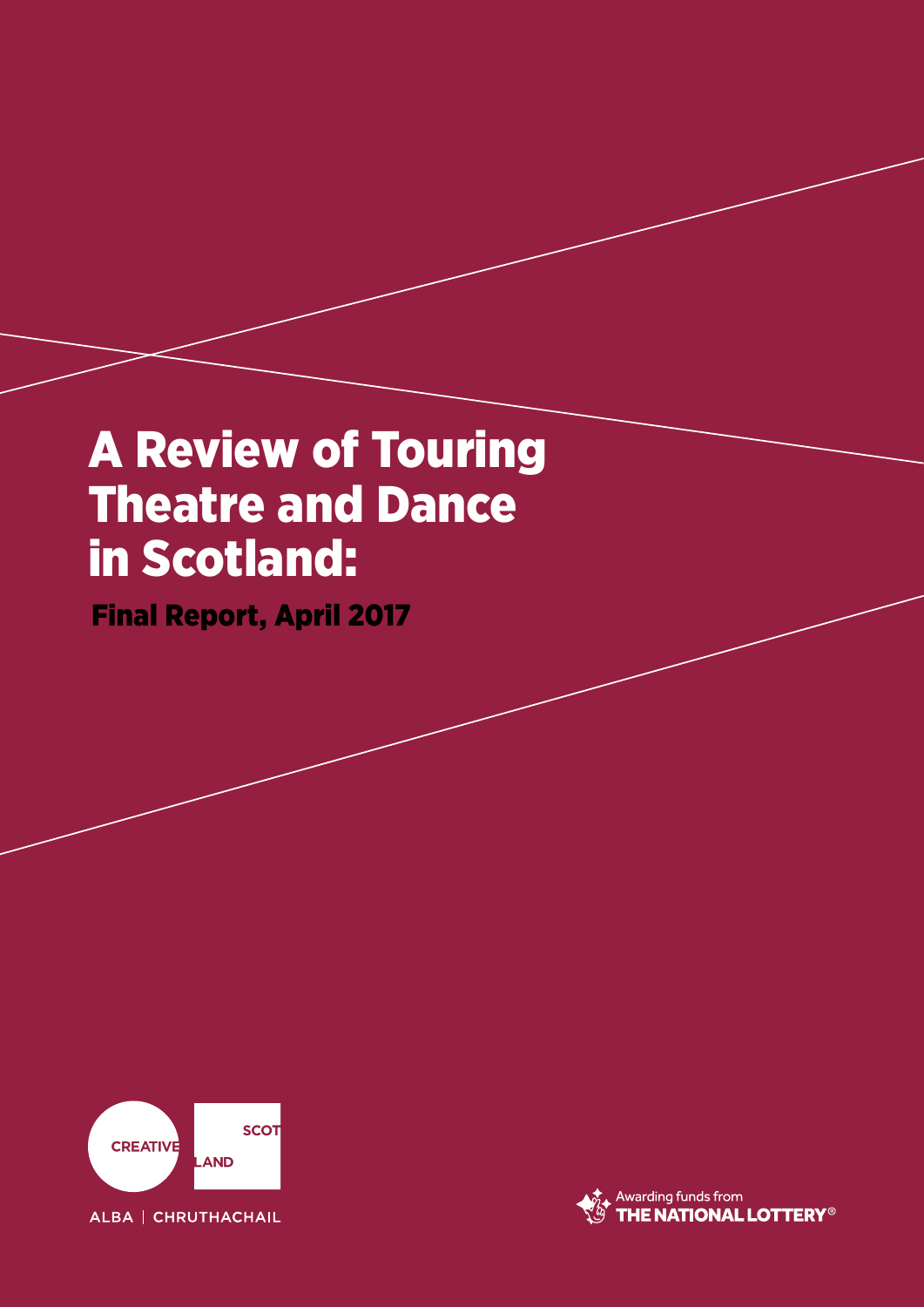# A Review of Touring Theatre and Dance in Scotland:

## Final Report, April 2017

CREATIVE SCOTLAND

ALBA | CHRUTHACHAIL

Awarding funds from THE NATIONAL LOTTERY®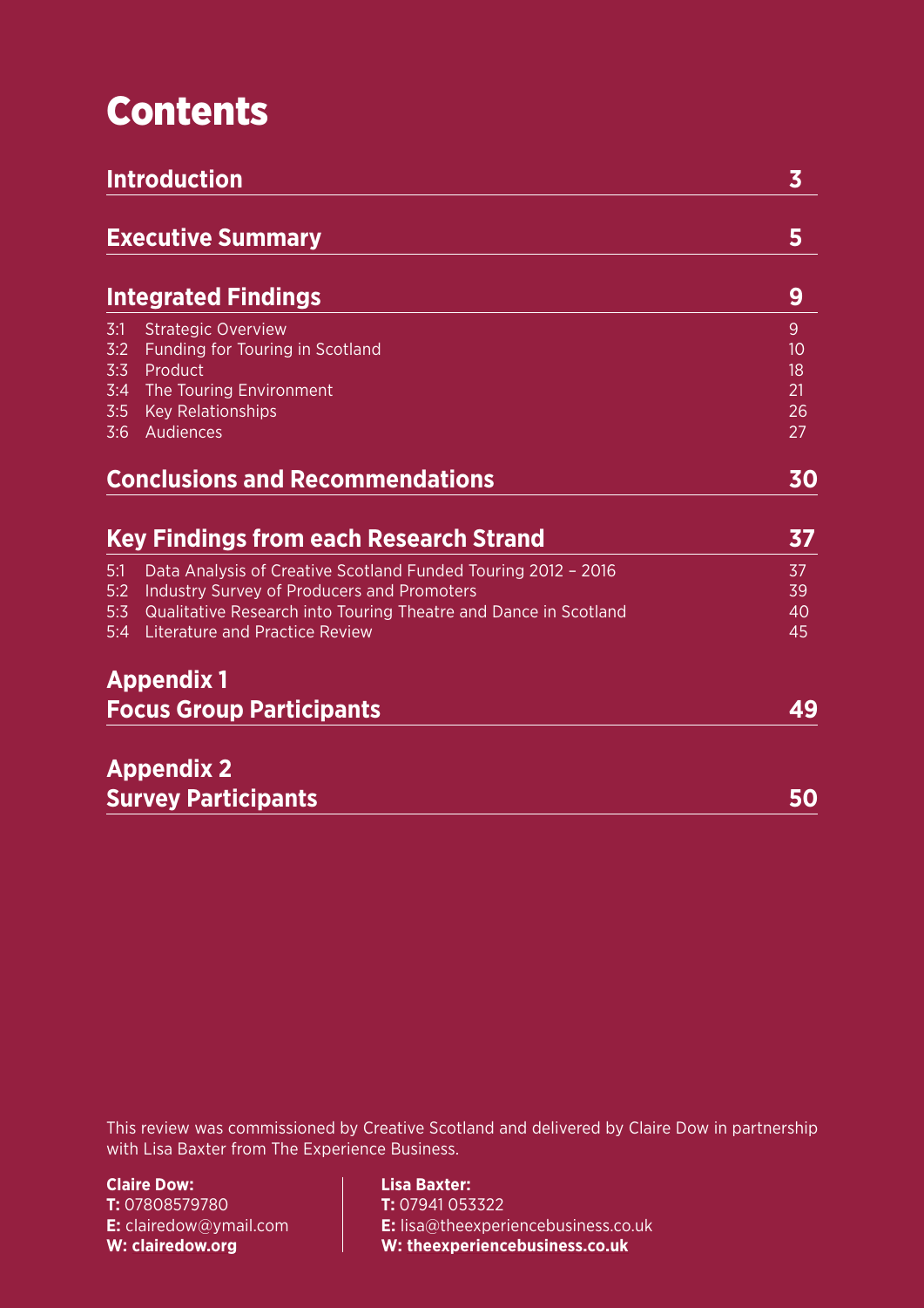# Contents

| | | |
|---|---|---|
| **Introduction** | | **3** |
| **Executive Summary** | | **5** |
| **Integrated Findings** | | **9** |
| 3:1 | Strategic Overview | 9 |
| 3:2 | Funding for Touring in Scotland | 10 |
| 3:3 | Product | 18 |
| 3:4 | The Touring Environment | 21 |
| 3:5 | Key Relationships | 26 |
| 3:6 | Audiences | 27 |
| **Conclusions and Recommendations** | | **30** |
| **Key Findings from each Research Strand** | | **37** |
| 5:1 | Data Analysis of Creative Scotland Funded Touring 2012 – 2016 | 37 |
| 5:2 | Industry Survey of Producers and Promoters | 39 |
| 5:3 | Qualitative Research into Touring Theatre and Dance in Scotland | 40 |
| 5:4 | Literature and Practice Review | 45 |
| **Appendix 1 Focus Group Participants** | | **49** |
| **Appendix 2 Survey Participants** | | **50** |

This review was commissioned by Creative Scotland and delivered by Claire Dow in partnership with Lisa Baxter from The Experience Business.

**Claire Dow:**
**T:** 07808579780
**E:** clairedow@ymail.com
**W: clairedow.org**

**Lisa Baxter:**
**T:** 07941 053322
**E:** lisa@theexperiencebusiness.co.uk
**W: theexperiencebusiness.co.uk**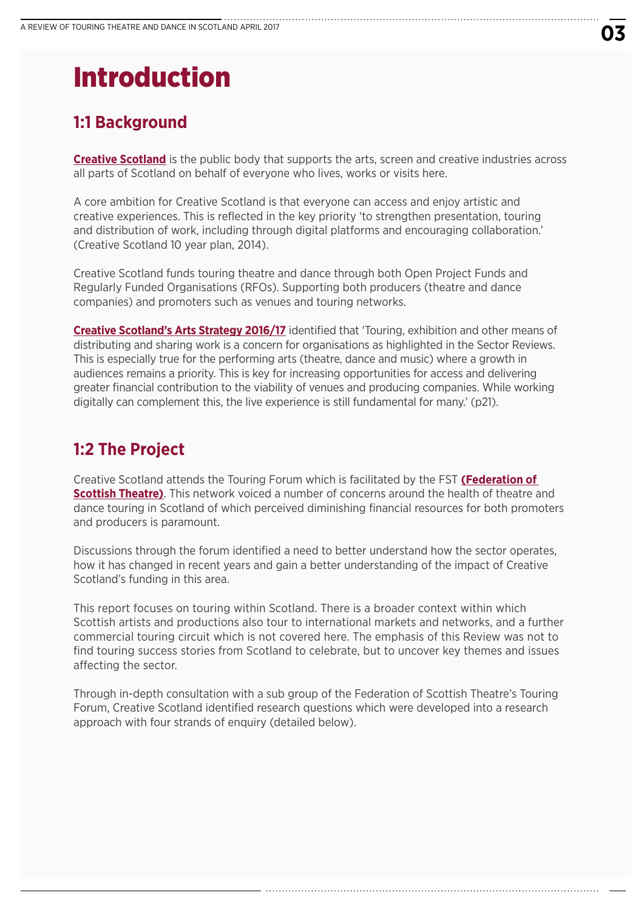# Introduction

## 1:1 Background

**Creative Scotland** is the public body that supports the arts, screen and creative industries across all parts of Scotland on behalf of everyone who lives, works or visits here.

A core ambition for Creative Scotland is that everyone can access and enjoy artistic and creative experiences. This is reflected in the key priority 'to strengthen presentation, touring and distribution of work, including through digital platforms and encouraging collaboration.' (Creative Scotland 10 year plan, 2014).

Creative Scotland funds touring theatre and dance through both Open Project Funds and Regularly Funded Organisations (RFOs). Supporting both producers (theatre and dance companies) and promoters such as venues and touring networks.

**Creative Scotland's Arts Strategy 2016/17** identified that 'Touring, exhibition and other means of distributing and sharing work is a concern for organisations as highlighted in the Sector Reviews. This is especially true for the performing arts (theatre, dance and music) where a growth in audiences remains a priority. This is key for increasing opportunities for access and delivering greater financial contribution to the viability of venues and producing companies. While working digitally can complement this, the live experience is still fundamental for many.' (p21).

## 1:2 The Project

Creative Scotland attends the Touring Forum which is facilitated by the FST **(Federation of Scottish Theatre)**. This network voiced a number of concerns around the health of theatre and dance touring in Scotland of which perceived diminishing financial resources for both promoters and producers is paramount.

Discussions through the forum identified a need to better understand how the sector operates, how it has changed in recent years and gain a better understanding of the impact of Creative Scotland's funding in this area.

This report focuses on touring within Scotland. There is a broader context within which Scottish artists and productions also tour to international markets and networks, and a further commercial touring circuit which is not covered here. The emphasis of this Review was not to find touring success stories from Scotland to celebrate, but to uncover key themes and issues affecting the sector.

Through in-depth consultation with a sub group of the Federation of Scottish Theatre's Touring Forum, Creative Scotland identified research questions which were developed into a research approach with four strands of enquiry (detailed below).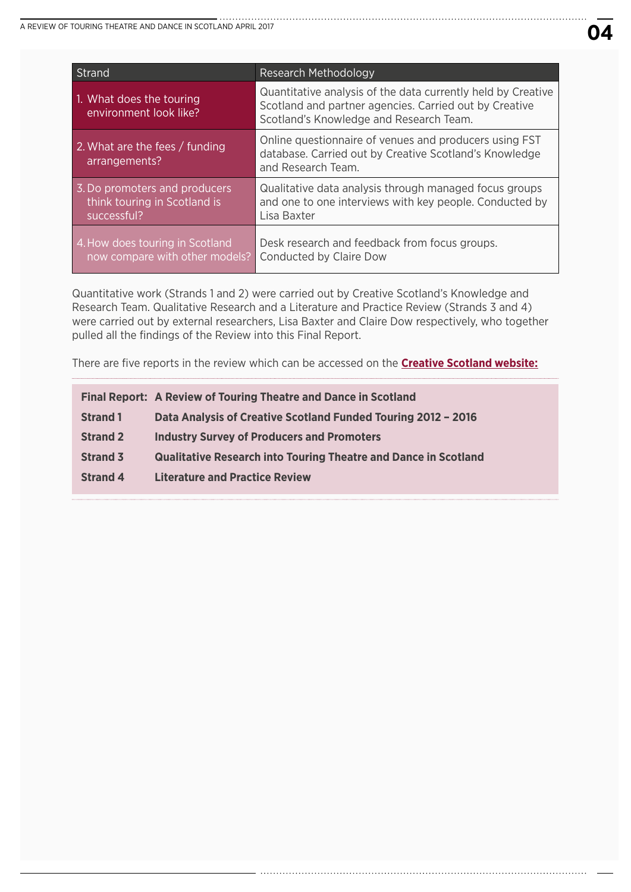| Strand | Research Methodology |
|---|---|
| 1. What does the touring environment look like? | Quantitative analysis of the data currently held by Creative Scotland and partner agencies. Carried out by Creative Scotland's Knowledge and Research Team. |
| 2. What are the fees / funding arrangements? | Online questionnaire of venues and producers using FST database. Carried out by Creative Scotland's Knowledge and Research Team. |
| 3. Do promoters and producers think touring in Scotland is successful? | Qualitative data analysis through managed focus groups and one to one interviews with key people. Conducted by Lisa Baxter |
| 4. How does touring in Scotland now compare with other models? | Desk research and feedback from focus groups. Conducted by Claire Dow |

Quantitative work (Strands 1 and 2) were carried out by Creative Scotland's Knowledge and Research Team. Qualitative Research and a Literature and Practice Review (Strands 3 and 4) were carried out by external researchers, Lisa Baxter and Claire Dow respectively, who together pulled all the findings of the Review into this Final Report.

There are five reports in the review which can be accessed on the **Creative Scotland website:**

| | |
|---|---|
| **Final Report:** | **A Review of Touring Theatre and Dance in Scotland** |
| **Strand 1** | **Data Analysis of Creative Scotland Funded Touring 2012 – 2016** |
| **Strand 2** | **Industry Survey of Producers and Promoters** |
| **Strand 3** | **Qualitative Research into Touring Theatre and Dance in Scotland** |
| **Strand 4** | **Literature and Practice Review** |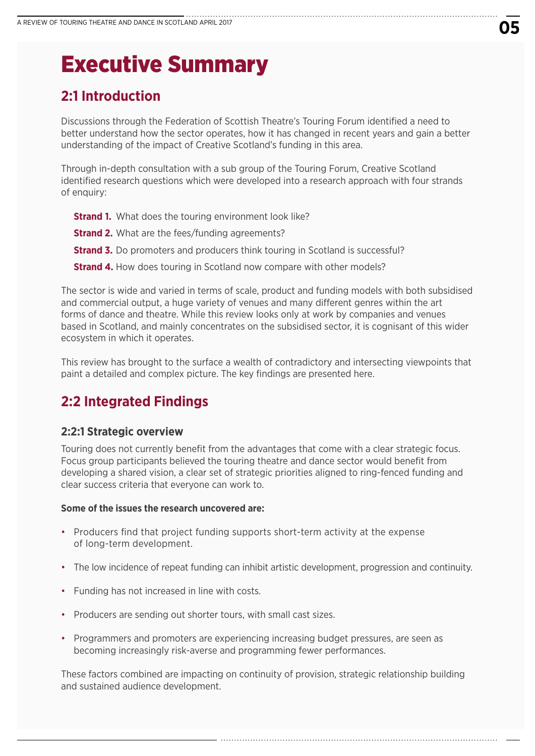# Executive Summary

## 2:1 Introduction

Discussions through the Federation of Scottish Theatre's Touring Forum identified a need to better understand how the sector operates, how it has changed in recent years and gain a better understanding of the impact of Creative Scotland's funding in this area.

Through in-depth consultation with a sub group of the Touring Forum, Creative Scotland identified research questions which were developed into a research approach with four strands of enquiry:

**Strand 1.** What does the touring environment look like?

**Strand 2.** What are the fees/funding agreements?

**Strand 3.** Do promoters and producers think touring in Scotland is successful?

**Strand 4.** How does touring in Scotland now compare with other models?

The sector is wide and varied in terms of scale, product and funding models with both subsidised and commercial output, a huge variety of venues and many different genres within the art forms of dance and theatre. While this review looks only at work by companies and venues based in Scotland, and mainly concentrates on the subsidised sector, it is cognisant of this wider ecosystem in which it operates.

This review has brought to the surface a wealth of contradictory and intersecting viewpoints that paint a detailed and complex picture. The key findings are presented here.

## 2:2 Integrated Findings

### 2:2:1 Strategic overview

Touring does not currently benefit from the advantages that come with a clear strategic focus. Focus group participants believed the touring theatre and dance sector would benefit from developing a shared vision, a clear set of strategic priorities aligned to ring-fenced funding and clear success criteria that everyone can work to.

**Some of the issues the research uncovered are:**

- Producers find that project funding supports short-term activity at the expense of long-term development.
- The low incidence of repeat funding can inhibit artistic development, progression and continuity.
- Funding has not increased in line with costs.
- Producers are sending out shorter tours, with small cast sizes.
- Programmers and promoters are experiencing increasing budget pressures, are seen as becoming increasingly risk-averse and programming fewer performances.

These factors combined are impacting on continuity of provision, strategic relationship building and sustained audience development.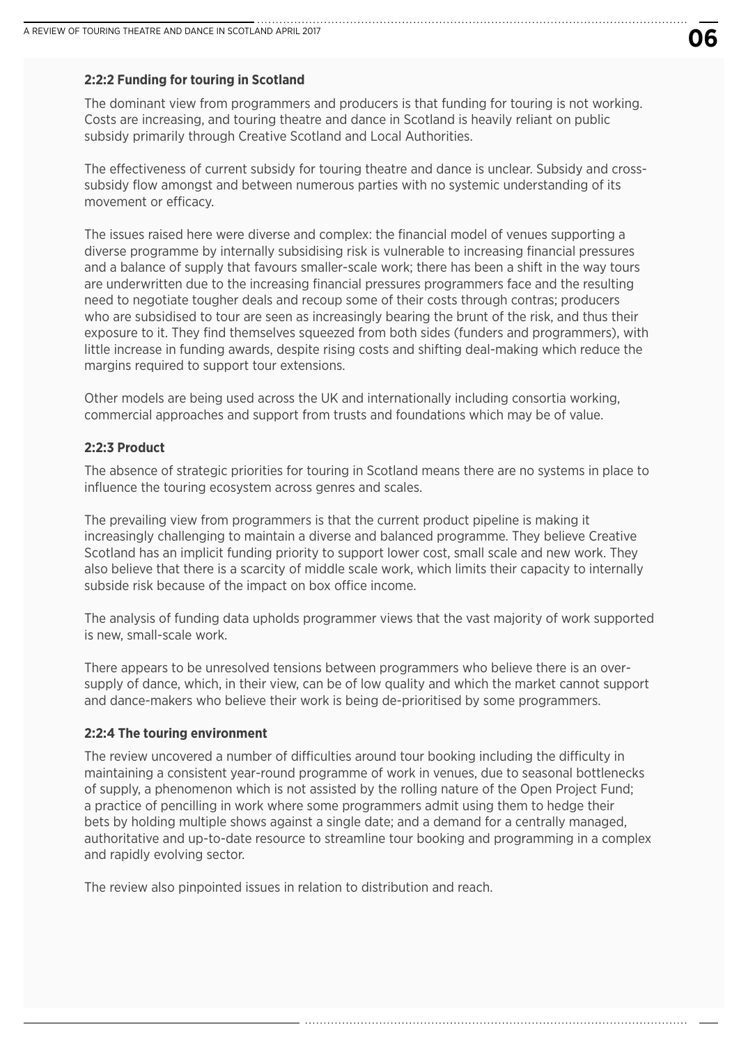### 2:2:2 Funding for touring in Scotland

The dominant view from programmers and producers is that funding for touring is not working. Costs are increasing, and touring theatre and dance in Scotland is heavily reliant on public subsidy primarily through Creative Scotland and Local Authorities.

The effectiveness of current subsidy for touring theatre and dance is unclear. Subsidy and cross-subsidy flow amongst and between numerous parties with no systemic understanding of its movement or efficacy.

The issues raised here were diverse and complex: the financial model of venues supporting a diverse programme by internally subsidising risk is vulnerable to increasing financial pressures and a balance of supply that favours smaller-scale work; there has been a shift in the way tours are underwritten due to the increasing financial pressures programmers face and the resulting need to negotiate tougher deals and recoup some of their costs through contras; producers who are subsidised to tour are seen as increasingly bearing the brunt of the risk, and thus their exposure to it. They find themselves squeezed from both sides (funders and programmers), with little increase in funding awards, despite rising costs and shifting deal-making which reduce the margins required to support tour extensions.

Other models are being used across the UK and internationally including consortia working, commercial approaches and support from trusts and foundations which may be of value.

### 2:2:3 Product

The absence of strategic priorities for touring in Scotland means there are no systems in place to influence the touring ecosystem across genres and scales.

The prevailing view from programmers is that the current product pipeline is making it increasingly challenging to maintain a diverse and balanced programme. They believe Creative Scotland has an implicit funding priority to support lower cost, small scale and new work. They also believe that there is a scarcity of middle scale work, which limits their capacity to internally subside risk because of the impact on box office income.

The analysis of funding data upholds programmer views that the vast majority of work supported is new, small-scale work.

There appears to be unresolved tensions between programmers who believe there is an over-supply of dance, which, in their view, can be of low quality and which the market cannot support and dance-makers who believe their work is being de-prioritised by some programmers.

### 2:2:4 The touring environment

The review uncovered a number of difficulties around tour booking including the difficulty in maintaining a consistent year-round programme of work in venues, due to seasonal bottlenecks of supply, a phenomenon which is not assisted by the rolling nature of the Open Project Fund; a practice of pencilling in work where some programmers admit using them to hedge their bets by holding multiple shows against a single date; and a demand for a centrally managed, authoritative and up-to-date resource to streamline tour booking and programming in a complex and rapidly evolving sector.

The review also pinpointed issues in relation to distribution and reach.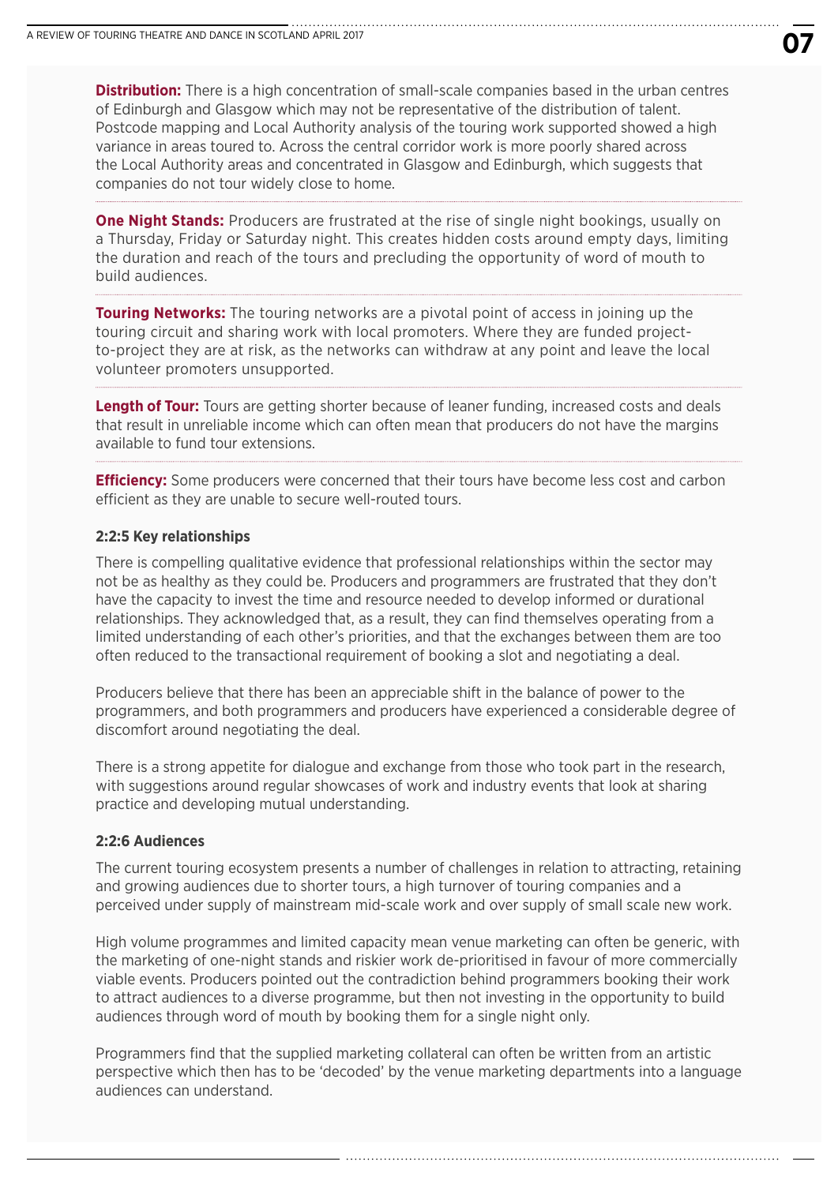**Distribution:** There is a high concentration of small-scale companies based in the urban centres of Edinburgh and Glasgow which may not be representative of the distribution of talent. Postcode mapping and Local Authority analysis of the touring work supported showed a high variance in areas toured to. Across the central corridor work is more poorly shared across the Local Authority areas and concentrated in Glasgow and Edinburgh, which suggests that companies do not tour widely close to home.

**One Night Stands:** Producers are frustrated at the rise of single night bookings, usually on a Thursday, Friday or Saturday night. This creates hidden costs around empty days, limiting the duration and reach of the tours and precluding the opportunity of word of mouth to build audiences.

**Touring Networks:** The touring networks are a pivotal point of access in joining up the touring circuit and sharing work with local promoters. Where they are funded project-to-project they are at risk, as the networks can withdraw at any point and leave the local volunteer promoters unsupported.

**Length of Tour:** Tours are getting shorter because of leaner funding, increased costs and deals that result in unreliable income which can often mean that producers do not have the margins available to fund tour extensions.

**Efficiency:** Some producers were concerned that their tours have become less cost and carbon efficient as they are unable to secure well-routed tours.

#### 2:2:5 Key relationships

There is compelling qualitative evidence that professional relationships within the sector may not be as healthy as they could be. Producers and programmers are frustrated that they don't have the capacity to invest the time and resource needed to develop informed or durational relationships. They acknowledged that, as a result, they can find themselves operating from a limited understanding of each other's priorities, and that the exchanges between them are too often reduced to the transactional requirement of booking a slot and negotiating a deal.

Producers believe that there has been an appreciable shift in the balance of power to the programmers, and both programmers and producers have experienced a considerable degree of discomfort around negotiating the deal.

There is a strong appetite for dialogue and exchange from those who took part in the research, with suggestions around regular showcases of work and industry events that look at sharing practice and developing mutual understanding.

#### 2:2:6 Audiences

The current touring ecosystem presents a number of challenges in relation to attracting, retaining and growing audiences due to shorter tours, a high turnover of touring companies and a perceived under supply of mainstream mid-scale work and over supply of small scale new work.

High volume programmes and limited capacity mean venue marketing can often be generic, with the marketing of one-night stands and riskier work de-prioritised in favour of more commercially viable events. Producers pointed out the contradiction behind programmers booking their work to attract audiences to a diverse programme, but then not investing in the opportunity to build audiences through word of mouth by booking them for a single night only.

Programmers find that the supplied marketing collateral can often be written from an artistic perspective which then has to be 'decoded' by the venue marketing departments into a language audiences can understand.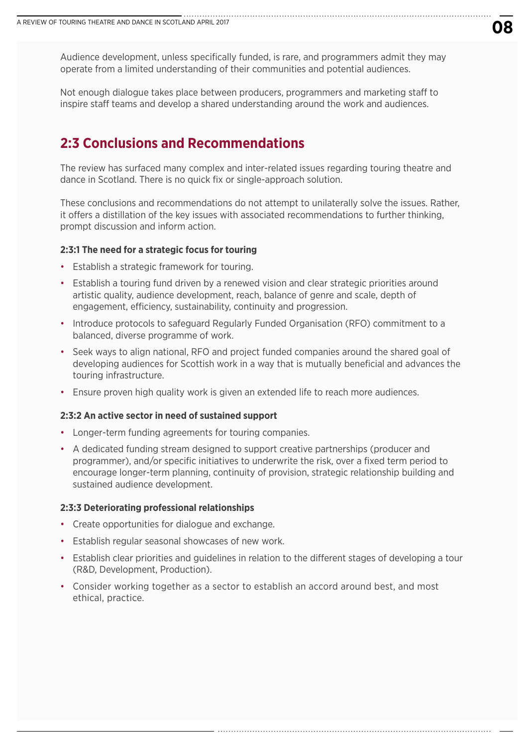Audience development, unless specifically funded, is rare, and programmers admit they may operate from a limited understanding of their communities and potential audiences.

Not enough dialogue takes place between producers, programmers and marketing staff to inspire staff teams and develop a shared understanding around the work and audiences.

## 2:3 Conclusions and Recommendations

The review has surfaced many complex and inter-related issues regarding touring theatre and dance in Scotland. There is no quick fix or single-approach solution.

These conclusions and recommendations do not attempt to unilaterally solve the issues. Rather, it offers a distillation of the key issues with associated recommendations to further thinking, prompt discussion and inform action.

### 2:3:1 The need for a strategic focus for touring

- Establish a strategic framework for touring.
- Establish a touring fund driven by a renewed vision and clear strategic priorities around artistic quality, audience development, reach, balance of genre and scale, depth of engagement, efficiency, sustainability, continuity and progression.
- Introduce protocols to safeguard Regularly Funded Organisation (RFO) commitment to a balanced, diverse programme of work.
- Seek ways to align national, RFO and project funded companies around the shared goal of developing audiences for Scottish work in a way that is mutually beneficial and advances the touring infrastructure.
- Ensure proven high quality work is given an extended life to reach more audiences.

### 2:3:2 An active sector in need of sustained support

- Longer-term funding agreements for touring companies.
- A dedicated funding stream designed to support creative partnerships (producer and programmer), and/or specific initiatives to underwrite the risk, over a fixed term period to encourage longer-term planning, continuity of provision, strategic relationship building and sustained audience development.

### 2:3:3 Deteriorating professional relationships

- Create opportunities for dialogue and exchange.
- Establish regular seasonal showcases of new work.
- Establish clear priorities and guidelines in relation to the different stages of developing a tour (R&D, Development, Production).
- Consider working together as a sector to establish an accord around best, and most ethical, practice.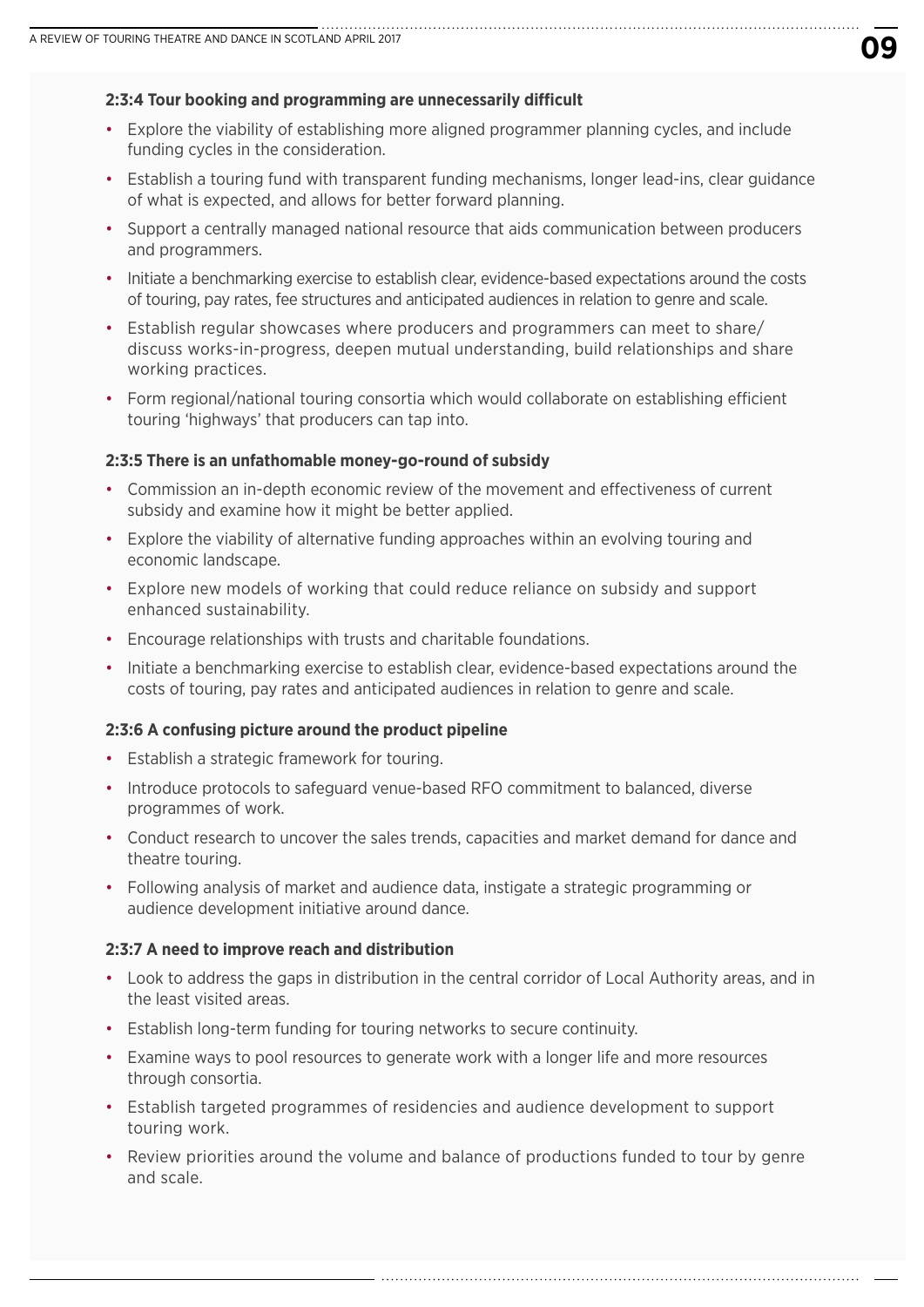#### 2:3:4 Tour booking and programming are unnecessarily difficult

- Explore the viability of establishing more aligned programmer planning cycles, and include funding cycles in the consideration.
- Establish a touring fund with transparent funding mechanisms, longer lead-ins, clear guidance of what is expected, and allows for better forward planning.
- Support a centrally managed national resource that aids communication between producers and programmers.
- Initiate a benchmarking exercise to establish clear, evidence-based expectations around the costs of touring, pay rates, fee structures and anticipated audiences in relation to genre and scale.
- Establish regular showcases where producers and programmers can meet to share/ discuss works-in-progress, deepen mutual understanding, build relationships and share working practices.
- Form regional/national touring consortia which would collaborate on establishing efficient touring 'highways' that producers can tap into.

#### 2:3:5 There is an unfathomable money-go-round of subsidy

- Commission an in-depth economic review of the movement and effectiveness of current subsidy and examine how it might be better applied.
- Explore the viability of alternative funding approaches within an evolving touring and economic landscape.
- Explore new models of working that could reduce reliance on subsidy and support enhanced sustainability.
- Encourage relationships with trusts and charitable foundations.
- Initiate a benchmarking exercise to establish clear, evidence-based expectations around the costs of touring, pay rates and anticipated audiences in relation to genre and scale.

#### 2:3:6 A confusing picture around the product pipeline

- Establish a strategic framework for touring.
- Introduce protocols to safeguard venue-based RFO commitment to balanced, diverse programmes of work.
- Conduct research to uncover the sales trends, capacities and market demand for dance and theatre touring.
- Following analysis of market and audience data, instigate a strategic programming or audience development initiative around dance.

#### 2:3:7 A need to improve reach and distribution

- Look to address the gaps in distribution in the central corridor of Local Authority areas, and in the least visited areas.
- Establish long-term funding for touring networks to secure continuity.
- Examine ways to pool resources to generate work with a longer life and more resources through consortia.
- Establish targeted programmes of residencies and audience development to support touring work.
- Review priorities around the volume and balance of productions funded to tour by genre and scale.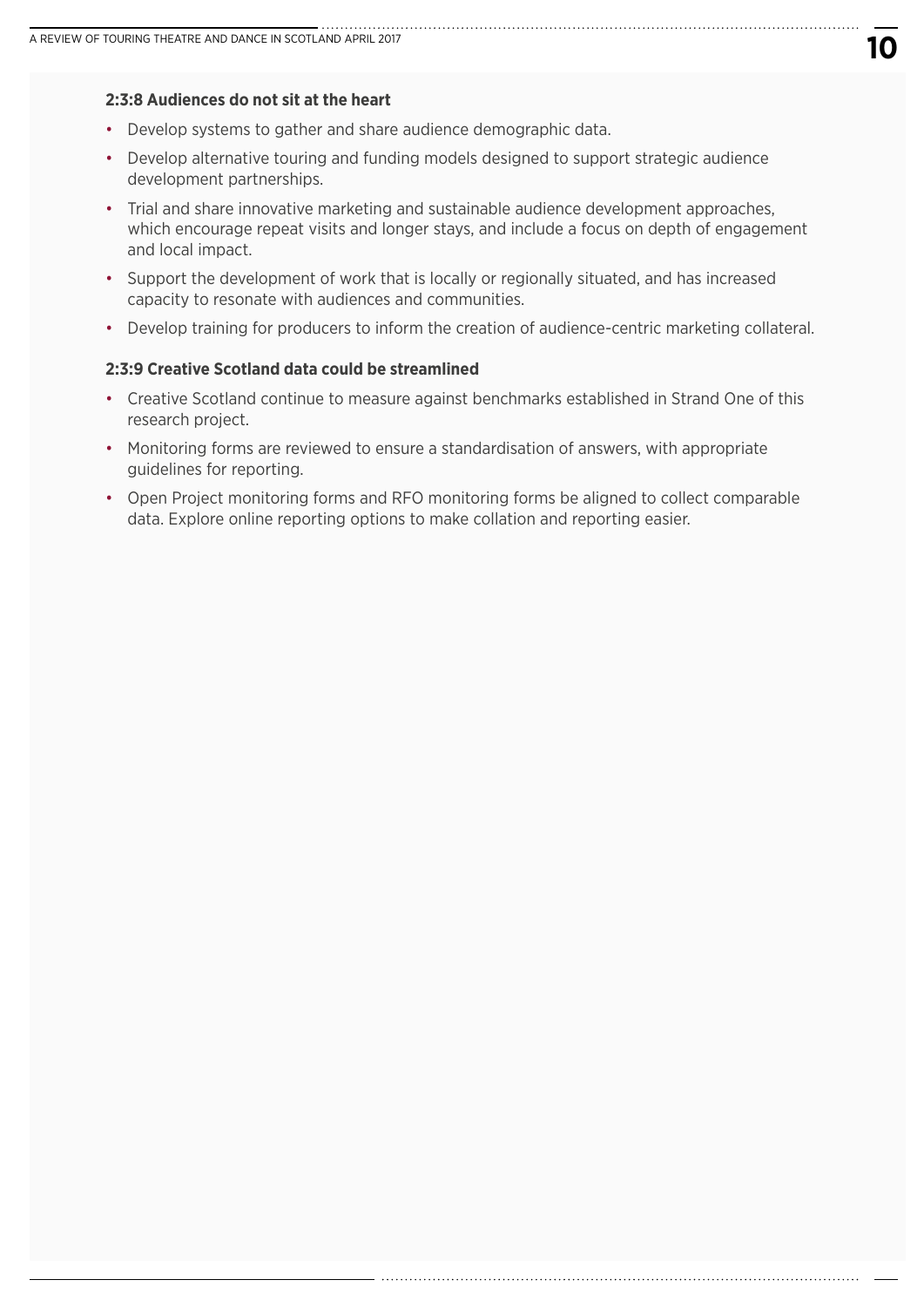#### 2:3:8 Audiences do not sit at the heart

- Develop systems to gather and share audience demographic data.
- Develop alternative touring and funding models designed to support strategic audience development partnerships.
- Trial and share innovative marketing and sustainable audience development approaches, which encourage repeat visits and longer stays, and include a focus on depth of engagement and local impact.
- Support the development of work that is locally or regionally situated, and has increased capacity to resonate with audiences and communities.
- Develop training for producers to inform the creation of audience-centric marketing collateral.

#### 2:3:9 Creative Scotland data could be streamlined

- Creative Scotland continue to measure against benchmarks established in Strand One of this research project.
- Monitoring forms are reviewed to ensure a standardisation of answers, with appropriate guidelines for reporting.
- Open Project monitoring forms and RFO monitoring forms be aligned to collect comparable data. Explore online reporting options to make collation and reporting easier.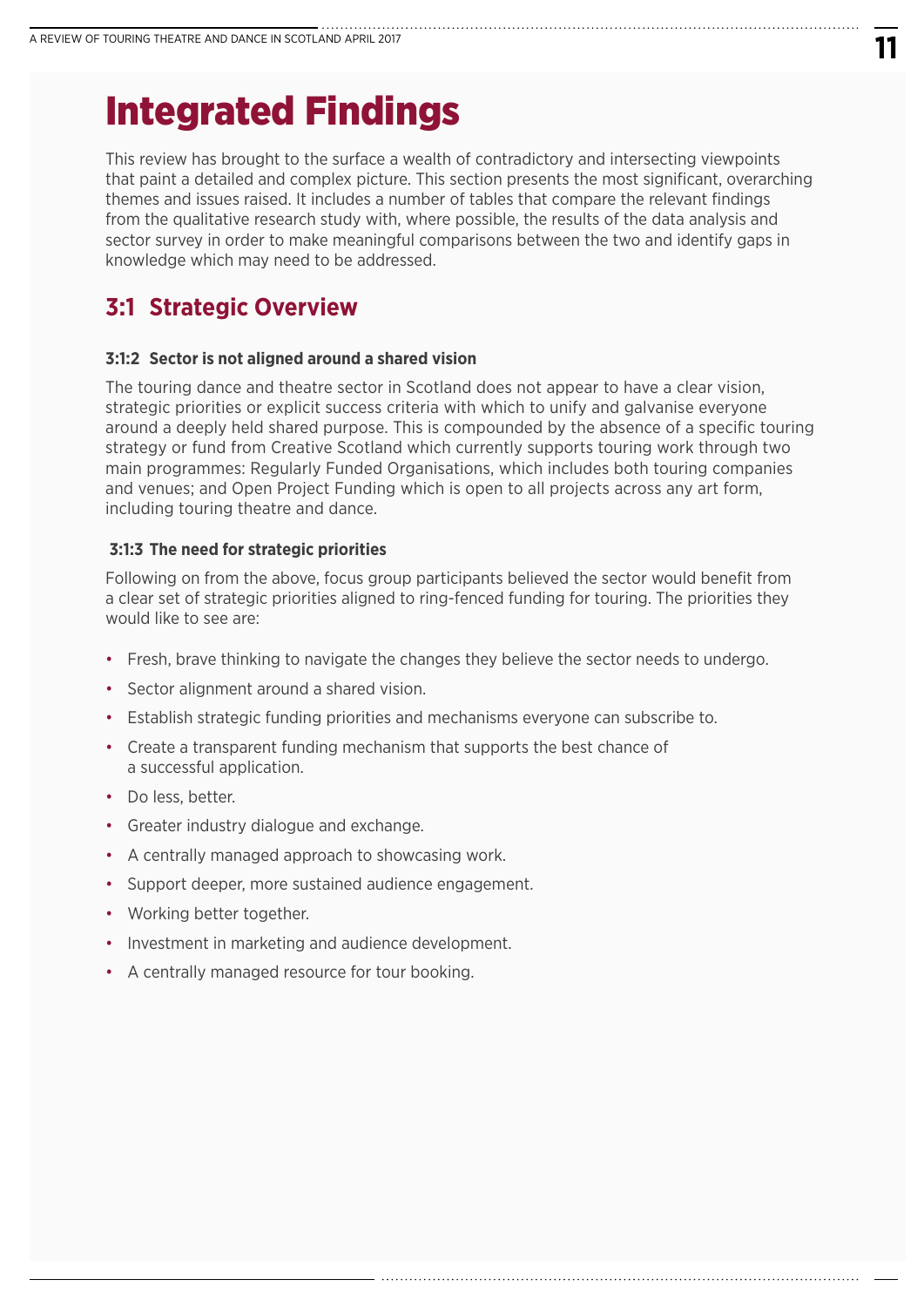# Integrated Findings

This review has brought to the surface a wealth of contradictory and intersecting viewpoints that paint a detailed and complex picture. This section presents the most significant, overarching themes and issues raised. It includes a number of tables that compare the relevant findings from the qualitative research study with, where possible, the results of the data analysis and sector survey in order to make meaningful comparisons between the two and identify gaps in knowledge which may need to be addressed.

## 3:1 Strategic Overview

#### 3:1:2 Sector is not aligned around a shared vision

The touring dance and theatre sector in Scotland does not appear to have a clear vision, strategic priorities or explicit success criteria with which to unify and galvanise everyone around a deeply held shared purpose. This is compounded by the absence of a specific touring strategy or fund from Creative Scotland which currently supports touring work through two main programmes: Regularly Funded Organisations, which includes both touring companies and venues; and Open Project Funding which is open to all projects across any art form, including touring theatre and dance.

#### 3:1:3 The need for strategic priorities

Following on from the above, focus group participants believed the sector would benefit from a clear set of strategic priorities aligned to ring-fenced funding for touring. The priorities they would like to see are:

- Fresh, brave thinking to navigate the changes they believe the sector needs to undergo.
- Sector alignment around a shared vision.
- Establish strategic funding priorities and mechanisms everyone can subscribe to.
- Create a transparent funding mechanism that supports the best chance of a successful application.
- Do less, better.
- Greater industry dialogue and exchange.
- A centrally managed approach to showcasing work.
- Support deeper, more sustained audience engagement.
- Working better together.
- Investment in marketing and audience development.
- A centrally managed resource for tour booking.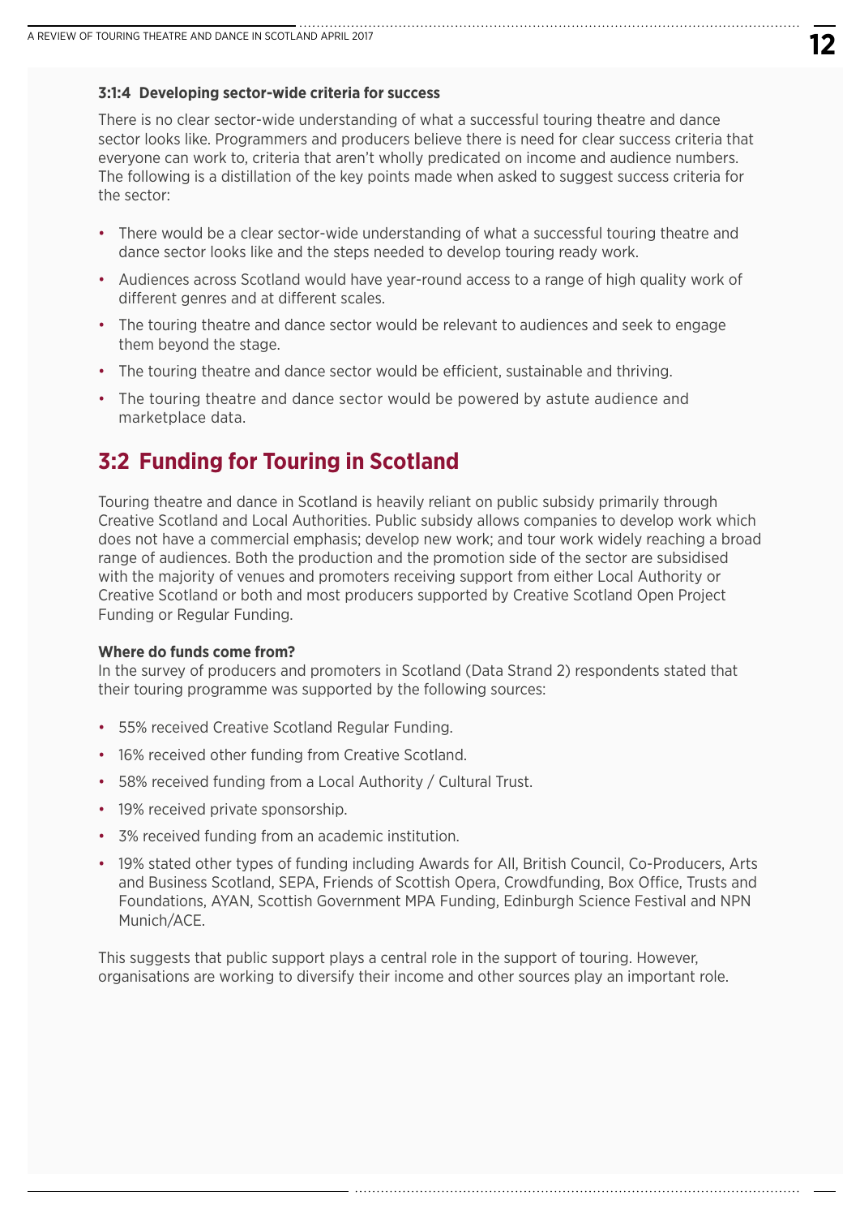### 3:1:4 Developing sector-wide criteria for success

There is no clear sector-wide understanding of what a successful touring theatre and dance sector looks like. Programmers and producers believe there is need for clear success criteria that everyone can work to, criteria that aren't wholly predicated on income and audience numbers. The following is a distillation of the key points made when asked to suggest success criteria for the sector:

- There would be a clear sector-wide understanding of what a successful touring theatre and dance sector looks like and the steps needed to develop touring ready work.
- Audiences across Scotland would have year-round access to a range of high quality work of different genres and at different scales.
- The touring theatre and dance sector would be relevant to audiences and seek to engage them beyond the stage.
- The touring theatre and dance sector would be efficient, sustainable and thriving.
- The touring theatre and dance sector would be powered by astute audience and marketplace data.

## 3:2 Funding for Touring in Scotland

Touring theatre and dance in Scotland is heavily reliant on public subsidy primarily through Creative Scotland and Local Authorities. Public subsidy allows companies to develop work which does not have a commercial emphasis; develop new work; and tour work widely reaching a broad range of audiences. Both the production and the promotion side of the sector are subsidised with the majority of venues and promoters receiving support from either Local Authority or Creative Scotland or both and most producers supported by Creative Scotland Open Project Funding or Regular Funding.

**Where do funds come from?**
In the survey of producers and promoters in Scotland (Data Strand 2) respondents stated that their touring programme was supported by the following sources:

- 55% received Creative Scotland Regular Funding.
- 16% received other funding from Creative Scotland.
- 58% received funding from a Local Authority / Cultural Trust.
- 19% received private sponsorship.
- 3% received funding from an academic institution.
- 19% stated other types of funding including Awards for All, British Council, Co-Producers, Arts and Business Scotland, SEPA, Friends of Scottish Opera, Crowdfunding, Box Office, Trusts and Foundations, AYAN, Scottish Government MPA Funding, Edinburgh Science Festival and NPN Munich/ACE.

This suggests that public support plays a central role in the support of touring. However, organisations are working to diversify their income and other sources play an important role.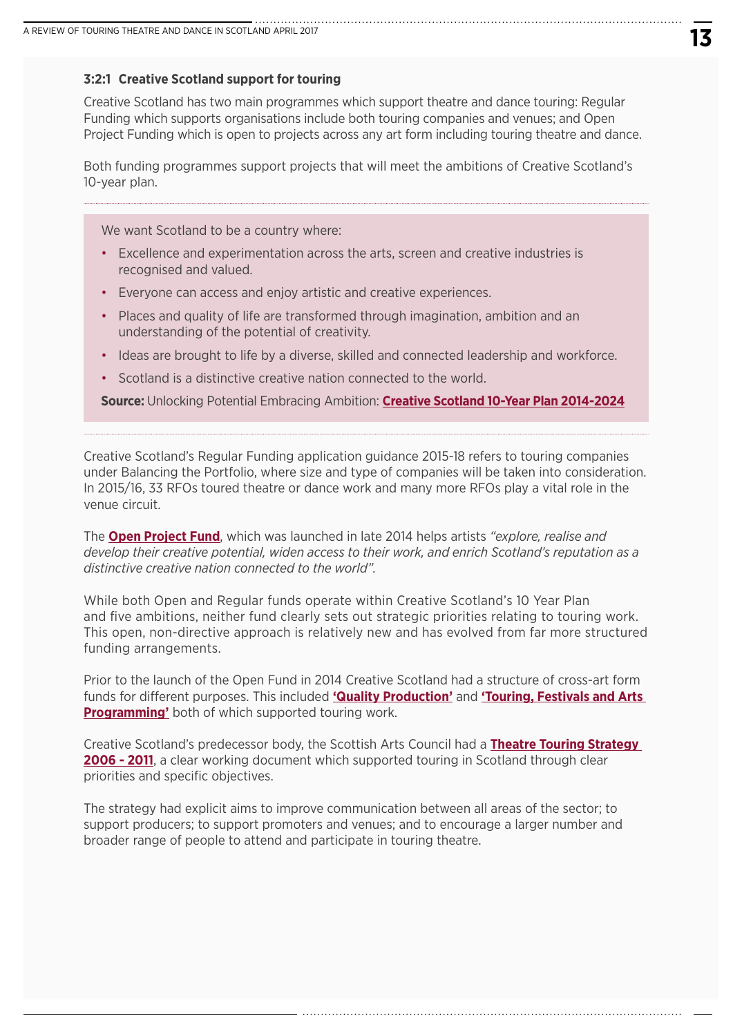### 3:2:1 Creative Scotland support for touring

Creative Scotland has two main programmes which support theatre and dance touring: Regular Funding which supports organisations include both touring companies and venues; and Open Project Funding which is open to projects across any art form including touring theatre and dance.

Both funding programmes support projects that will meet the ambitions of Creative Scotland's 10-year plan.

> We want Scotland to be a country where:
>
> - Excellence and experimentation across the arts, screen and creative industries is recognised and valued.
> - Everyone can access and enjoy artistic and creative experiences.
> - Places and quality of life are transformed through imagination, ambition and an understanding of the potential of creativity.
> - Ideas are brought to life by a diverse, skilled and connected leadership and workforce.
> - Scotland is a distinctive creative nation connected to the world.
>
> **Source:** Unlocking Potential Embracing Ambition: **Creative Scotland 10-Year Plan 2014-2024**

Creative Scotland's Regular Funding application guidance 2015-18 refers to touring companies under Balancing the Portfolio, where size and type of companies will be taken into consideration. In 2015/16, 33 RFOs toured theatre or dance work and many more RFOs play a vital role in the venue circuit.

The **Open Project Fund**, which was launched in late 2014 helps artists *"explore, realise and develop their creative potential, widen access to their work, and enrich Scotland's reputation as a distinctive creative nation connected to the world"*.

While both Open and Regular funds operate within Creative Scotland's 10 Year Plan and five ambitions, neither fund clearly sets out strategic priorities relating to touring work. This open, non-directive approach is relatively new and has evolved from far more structured funding arrangements.

Prior to the launch of the Open Fund in 2014 Creative Scotland had a structure of cross-art form funds for different purposes. This included **'Quality Production'** and **'Touring, Festivals and Arts Programming'** both of which supported touring work.

Creative Scotland's predecessor body, the Scottish Arts Council had a **Theatre Touring Strategy 2006 - 2011**, a clear working document which supported touring in Scotland through clear priorities and specific objectives.

The strategy had explicit aims to improve communication between all areas of the sector; to support producers; to support promoters and venues; and to encourage a larger number and broader range of people to attend and participate in touring theatre.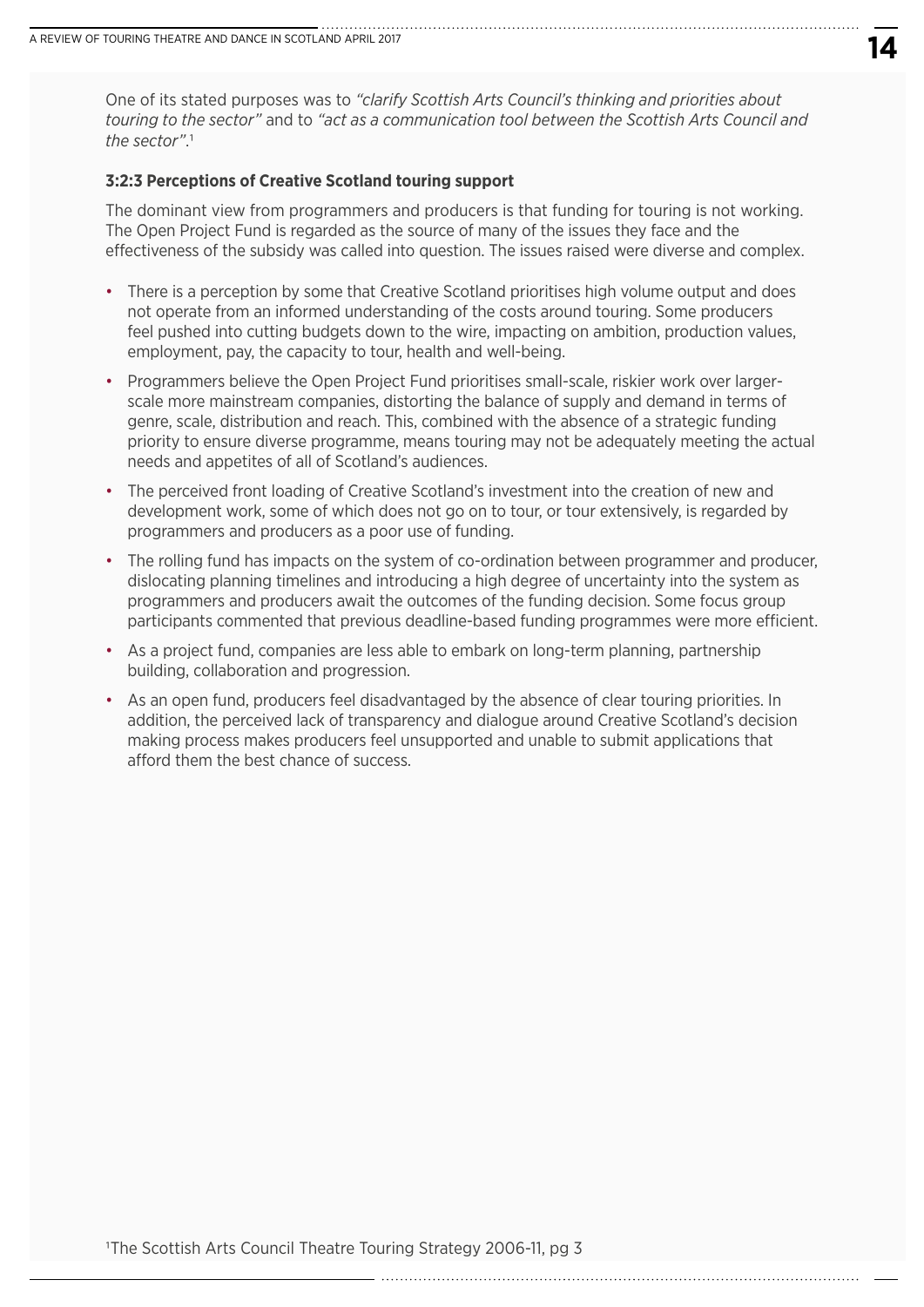One of its stated purposes was to *"clarify Scottish Arts Council's thinking and priorities about touring to the sector"* and to *"act as a communication tool between the Scottish Arts Council and the sector"*.[1]

### 3:2:3 Perceptions of Creative Scotland touring support

The dominant view from programmers and producers is that funding for touring is not working. The Open Project Fund is regarded as the source of many of the issues they face and the effectiveness of the subsidy was called into question. The issues raised were diverse and complex.

- There is a perception by some that Creative Scotland prioritises high volume output and does not operate from an informed understanding of the costs around touring. Some producers feel pushed into cutting budgets down to the wire, impacting on ambition, production values, employment, pay, the capacity to tour, health and well-being.
- Programmers believe the Open Project Fund prioritises small-scale, riskier work over larger-scale more mainstream companies, distorting the balance of supply and demand in terms of genre, scale, distribution and reach. This, combined with the absence of a strategic funding priority to ensure diverse programme, means touring may not be adequately meeting the actual needs and appetites of all of Scotland's audiences.
- The perceived front loading of Creative Scotland's investment into the creation of new and development work, some of which does not go on to tour, or tour extensively, is regarded by programmers and producers as a poor use of funding.
- The rolling fund has impacts on the system of co-ordination between programmer and producer, dislocating planning timelines and introducing a high degree of uncertainty into the system as programmers and producers await the outcomes of the funding decision. Some focus group participants commented that previous deadline-based funding programmes were more efficient.
- As a project fund, companies are less able to embark on long-term planning, partnership building, collaboration and progression.
- As an open fund, producers feel disadvantaged by the absence of clear touring priorities. In addition, the perceived lack of transparency and dialogue around Creative Scotland's decision making process makes producers feel unsupported and unable to submit applications that afford them the best chance of success.

[1]The Scottish Arts Council Theatre Touring Strategy 2006-11, pg 3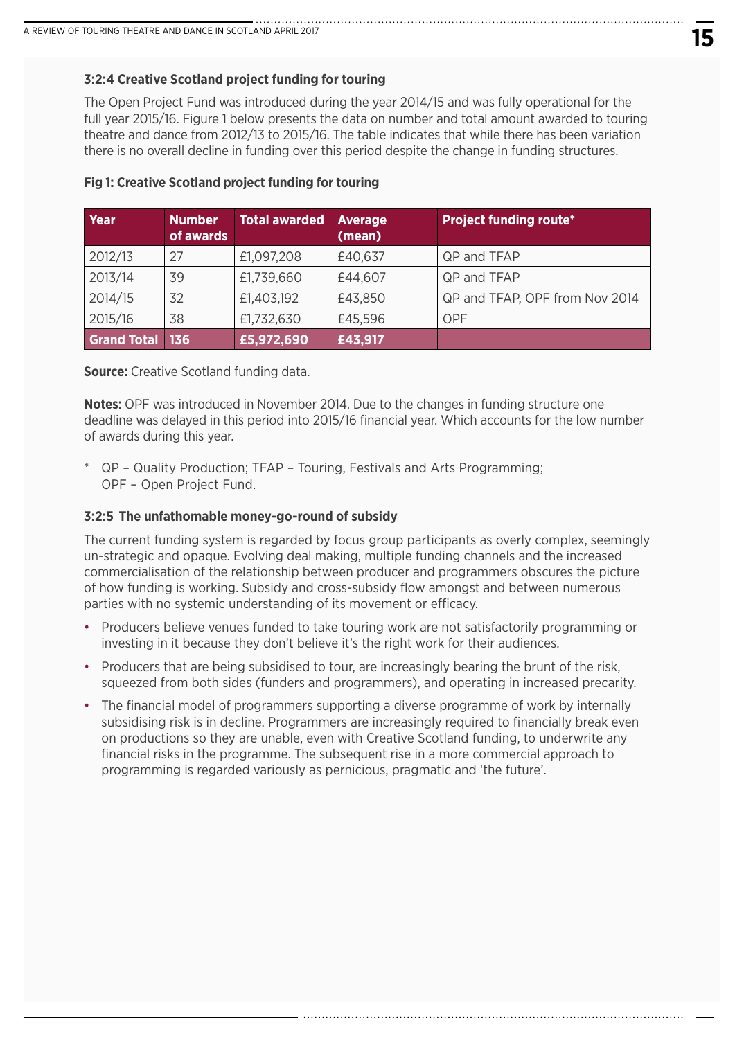### 3:2:4 Creative Scotland project funding for touring

The Open Project Fund was introduced during the year 2014/15 and was fully operational for the full year 2015/16. Figure 1 below presents the data on number and total amount awarded to touring theatre and dance from 2012/13 to 2015/16. The table indicates that while there has been variation there is no overall decline in funding over this period despite the change in funding structures.

**Fig 1: Creative Scotland project funding for touring**

| Year | Number of awards | Total awarded | Average (mean) | Project funding route* |
|---|---|---|---|---|
| 2012/13 | 27 | £1,097,208 | £40,637 | QP and TFAP |
| 2013/14 | 39 | £1,739,660 | £44,607 | QP and TFAP |
| 2014/15 | 32 | £1,403,192 | £43,850 | QP and TFAP, OPF from Nov 2014 |
| 2015/16 | 38 | £1,732,630 | £45,596 | OPF |
| **Grand Total** | **136** | **£5,972,690** | **£43,917** | |

**Source:** Creative Scotland funding data.

**Notes:** OPF was introduced in November 2014. Due to the changes in funding structure one deadline was delayed in this period into 2015/16 financial year. Which accounts for the low number of awards during this year.

\* QP – Quality Production; TFAP – Touring, Festivals and Arts Programming; OPF – Open Project Fund.

### 3:2:5 The unfathomable money-go-round of subsidy

The current funding system is regarded by focus group participants as overly complex, seemingly un-strategic and opaque. Evolving deal making, multiple funding channels and the increased commercialisation of the relationship between producer and programmers obscures the picture of how funding is working. Subsidy and cross-subsidy flow amongst and between numerous parties with no systemic understanding of its movement or efficacy.

- Producers believe venues funded to take touring work are not satisfactorily programming or investing in it because they don't believe it's the right work for their audiences.
- Producers that are being subsidised to tour, are increasingly bearing the brunt of the risk, squeezed from both sides (funders and programmers), and operating in increased precarity.
- The financial model of programmers supporting a diverse programme of work by internally subsidising risk is in decline. Programmers are increasingly required to financially break even on productions so they are unable, even with Creative Scotland funding, to underwrite any financial risks in the programme. The subsequent rise in a more commercial approach to programming is regarded variously as pernicious, pragmatic and 'the future'.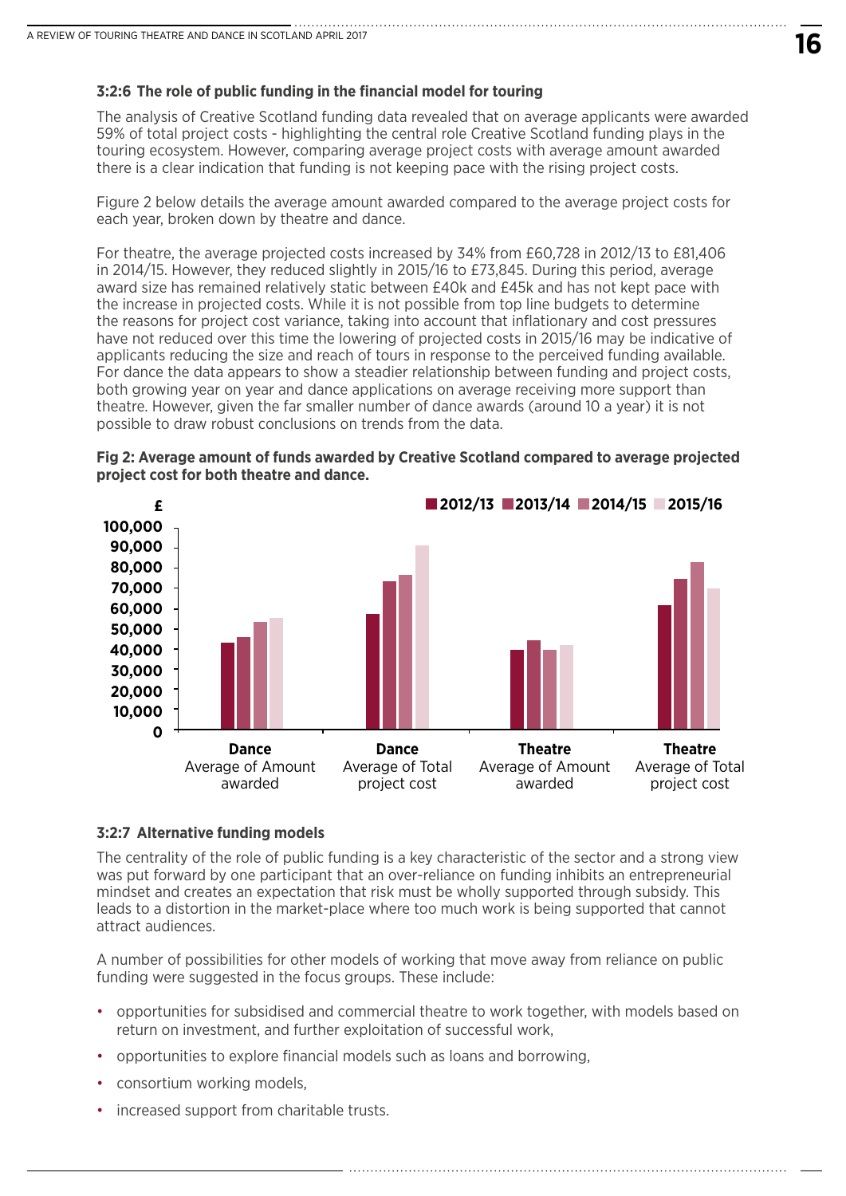### 3:2:6 The role of public funding in the financial model for touring

The analysis of Creative Scotland funding data revealed that on average applicants were awarded 59% of total project costs - highlighting the central role Creative Scotland funding plays in the touring ecosystem. However, comparing average project costs with average amount awarded there is a clear indication that funding is not keeping pace with the rising project costs.

Figure 2 below details the average amount awarded compared to the average project costs for each year, broken down by theatre and dance.

For theatre, the average projected costs increased by 34% from £60,728 in 2012/13 to £81,406 in 2014/15. However, they reduced slightly in 2015/16 to £73,845. During this period, average award size has remained relatively static between £40k and £45k and has not kept pace with the increase in projected costs. While it is not possible from top line budgets to determine the reasons for project cost variance, taking into account that inflationary and cost pressures have not reduced over this time the lowering of projected costs in 2015/16 may be indicative of applicants reducing the size and reach of tours in response to the perceived funding available. For dance the data appears to show a steadier relationship between funding and project costs, both growing year on year and dance applications on average receiving more support than theatre. However, given the far smaller number of dance awards (around 10 a year) it is not possible to draw robust conclusions on trends from the data.

**Fig 2: Average amount of funds awarded by Creative Scotland compared to average projected project cost for both theatre and dance.**

### 3:2:7 Alternative funding models

The centrality of the role of public funding is a key characteristic of the sector and a strong view was put forward by one participant that an over-reliance on funding inhibits an entrepreneurial mindset and creates an expectation that risk must be wholly supported through subsidy. This leads to a distortion in the market-place where too much work is being supported that cannot attract audiences.

A number of possibilities for other models of working that move away from reliance on public funding were suggested in the focus groups. These include:

- opportunities for subsidised and commercial theatre to work together, with models based on return on investment, and further exploitation of successful work,
- opportunities to explore financial models such as loans and borrowing,
- consortium working models,
- increased support from charitable trusts.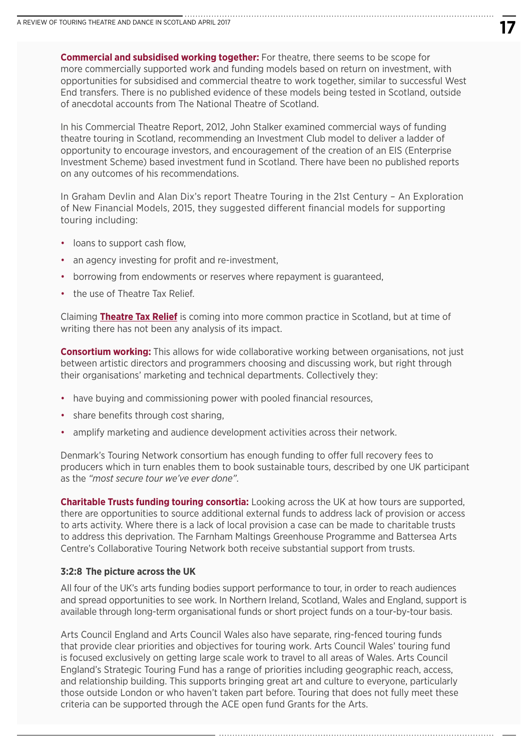**Commercial and subsidised working together:** For theatre, there seems to be scope for more commercially supported work and funding models based on return on investment, with opportunities for subsidised and commercial theatre to work together, similar to successful West End transfers. There is no published evidence of these models being tested in Scotland, outside of anecdotal accounts from The National Theatre of Scotland.

In his Commercial Theatre Report, 2012, John Stalker examined commercial ways of funding theatre touring in Scotland, recommending an Investment Club model to deliver a ladder of opportunity to encourage investors, and encouragement of the creation of an EIS (Enterprise Investment Scheme) based investment fund in Scotland. There have been no published reports on any outcomes of his recommendations.

In Graham Devlin and Alan Dix's report Theatre Touring in the 21st Century – An Exploration of New Financial Models, 2015, they suggested different financial models for supporting touring including:

- loans to support cash flow,
- an agency investing for profit and re-investment,
- borrowing from endowments or reserves where repayment is guaranteed,
- the use of Theatre Tax Relief.

Claiming **Theatre Tax Relief** is coming into more common practice in Scotland, but at time of writing there has not been any analysis of its impact.

**Consortium working:** This allows for wide collaborative working between organisations, not just between artistic directors and programmers choosing and discussing work, but right through their organisations' marketing and technical departments. Collectively they:

- have buying and commissioning power with pooled financial resources,
- share benefits through cost sharing,
- amplify marketing and audience development activities across their network.

Denmark's Touring Network consortium has enough funding to offer full recovery fees to producers which in turn enables them to book sustainable tours, described by one UK participant as the *"most secure tour we've ever done"*.

**Charitable Trusts funding touring consortia:** Looking across the UK at how tours are supported, there are opportunities to source additional external funds to address lack of provision or access to arts activity. Where there is a lack of local provision a case can be made to charitable trusts to address this deprivation. The Farnham Maltings Greenhouse Programme and Battersea Arts Centre's Collaborative Touring Network both receive substantial support from trusts.

#### 3:2:8 The picture across the UK

All four of the UK's arts funding bodies support performance to tour, in order to reach audiences and spread opportunities to see work. In Northern Ireland, Scotland, Wales and England, support is available through long-term organisational funds or short project funds on a tour-by-tour basis.

Arts Council England and Arts Council Wales also have separate, ring-fenced touring funds that provide clear priorities and objectives for touring work. Arts Council Wales' touring fund is focused exclusively on getting large scale work to travel to all areas of Wales. Arts Council England's Strategic Touring Fund has a range of priorities including geographic reach, access, and relationship building. This supports bringing great art and culture to everyone, particularly those outside London or who haven't taken part before. Touring that does not fully meet these criteria can be supported through the ACE open fund Grants for the Arts.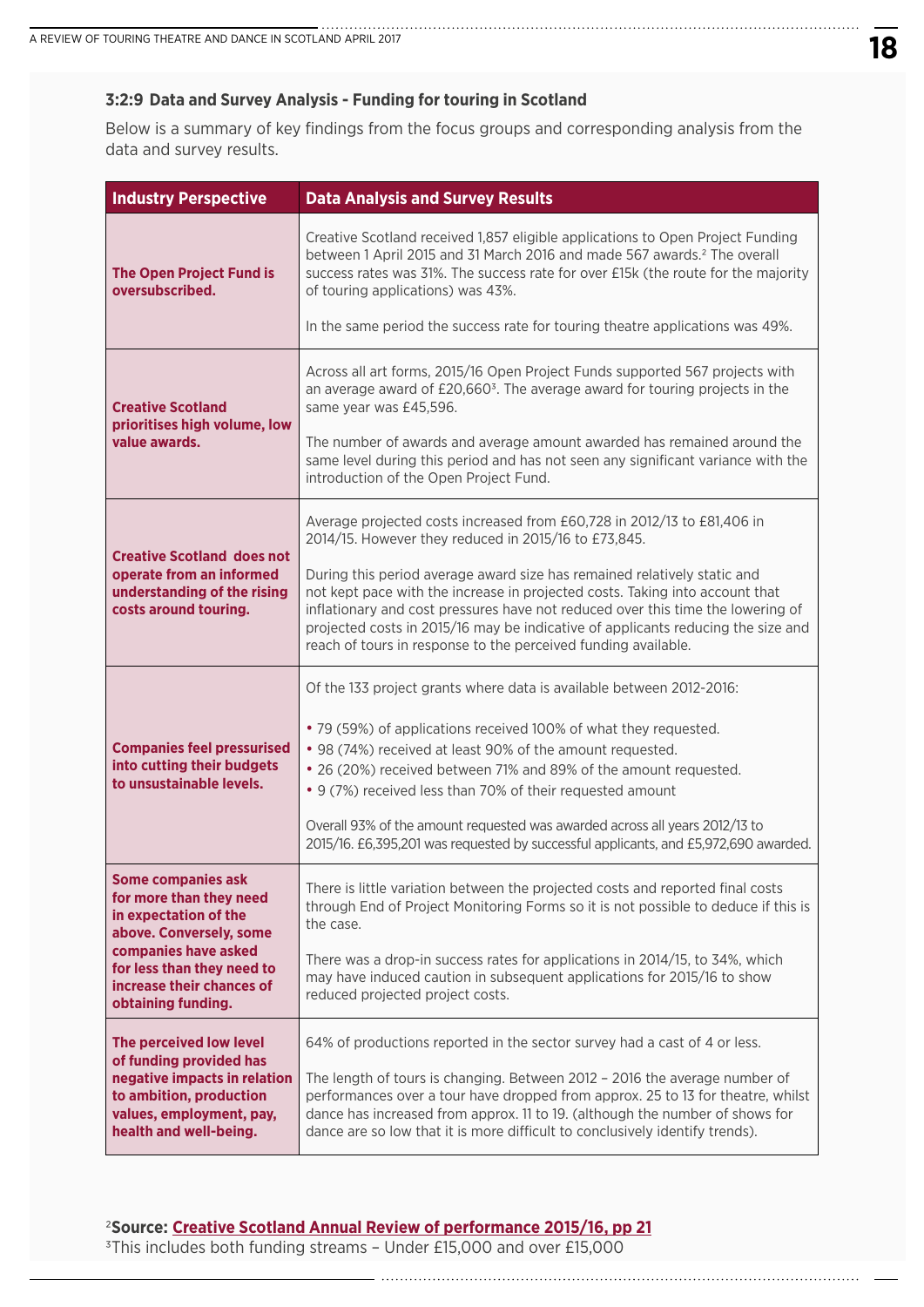### 3:2:9 Data and Survey Analysis - Funding for touring in Scotland

Below is a summary of key findings from the focus groups and corresponding analysis from the data and survey results.

| Industry Perspective | Data Analysis and Survey Results |
|---|---|
| **The Open Project Fund is oversubscribed.** | Creative Scotland received 1,857 eligible applications to Open Project Funding between 1 April 2015 and 31 March 2016 and made 567 awards.[2] The overall success rates was 31%. The success rate for over £15k (the route for the majority of touring applications) was 43%.<br><br>In the same period the success rate for touring theatre applications was 49%. |
| **Creative Scotland prioritises high volume, low value awards.** | Across all art forms, 2015/16 Open Project Funds supported 567 projects with an average award of £20,660[3]. The average award for touring projects in the same year was £45,596.<br><br>The number of awards and average amount awarded has remained around the same level during this period and has not seen any significant variance with the introduction of the Open Project Fund. |
| **Creative Scotland does not operate from an informed understanding of the rising costs around touring.** | Average projected costs increased from £60,728 in 2012/13 to £81,406 in 2014/15. However they reduced in 2015/16 to £73,845.<br><br>During this period average award size has remained relatively static and not kept pace with the increase in projected costs. Taking into account that inflationary and cost pressures have not reduced over this time the lowering of projected costs in 2015/16 may be indicative of applicants reducing the size and reach of tours in response to the perceived funding available. |
| **Companies feel pressurised into cutting their budgets to unsustainable levels.** | Of the 133 project grants where data is available between 2012-2016:<br><br>• 79 (59%) of applications received 100% of what they requested.<br>• 98 (74%) received at least 90% of the amount requested.<br>• 26 (20%) received between 71% and 89% of the amount requested.<br>• 9 (7%) received less than 70% of their requested amount<br><br>Overall 93% of the amount requested was awarded across all years 2012/13 to 2015/16. £6,395,201 was requested by successful applicants, and £5,972,690 awarded. |
| **Some companies ask for more than they need in expectation of the above. Conversely, some companies have asked for less than they need to increase their chances of obtaining funding.** | There is little variation between the projected costs and reported final costs through End of Project Monitoring Forms so it is not possible to deduce if this is the case.<br><br>There was a drop-in success rates for applications in 2014/15, to 34%, which may have induced caution in subsequent applications for 2015/16 to show reduced projected project costs. |
| **The perceived low level of funding provided has negative impacts in relation to ambition, production values, employment, pay, health and well-being.** | 64% of productions reported in the sector survey had a cast of 4 or less.<br><br>The length of tours is changing. Between 2012 – 2016 the average number of performances over a tour have dropped from approx. 25 to 13 for theatre, whilst dance has increased from approx. 11 to 19. (although the number of shows for dance are so low that it is more difficult to conclusively identify trends). |

[2]**Source: Creative Scotland Annual Review of performance 2015/16, pp 21**

[3]This includes both funding streams – Under £15,000 and over £15,000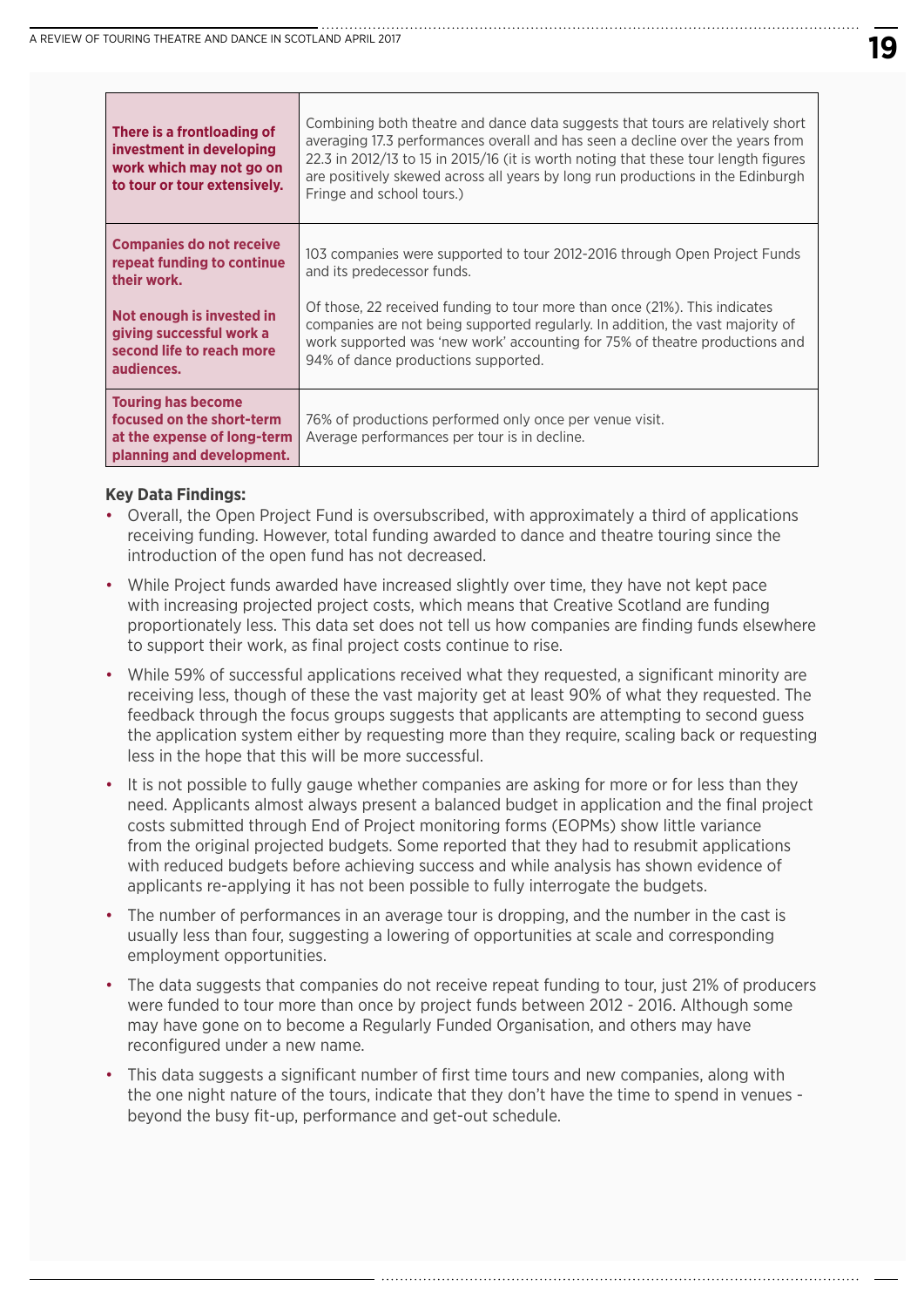| | |
|---|---|
| **There is a frontloading of investment in developing work which may not go on to tour or tour extensively.** | Combining both theatre and dance data suggests that tours are relatively short averaging 17.3 performances overall and has seen a decline over the years from 22.3 in 2012/13 to 15 in 2015/16 (it is worth noting that these tour length figures are positively skewed across all years by long run productions in the Edinburgh Fringe and school tours.) |
| **Companies do not receive repeat funding to continue their work.**<br><br>**Not enough is invested in giving successful work a second life to reach more audiences.** | 103 companies were supported to tour 2012-2016 through Open Project Funds and its predecessor funds.<br><br>Of those, 22 received funding to tour more than once (21%). This indicates companies are not being supported regularly. In addition, the vast majority of work supported was 'new work' accounting for 75% of theatre productions and 94% of dance productions supported. |
| **Touring has become focused on the short-term at the expense of long-term planning and development.** | 76% of productions performed only once per venue visit.<br>Average performances per tour is in decline. |

**Key Data Findings:**

- Overall, the Open Project Fund is oversubscribed, with approximately a third of applications receiving funding. However, total funding awarded to dance and theatre touring since the introduction of the open fund has not decreased.
- While Project funds awarded have increased slightly over time, they have not kept pace with increasing projected project costs, which means that Creative Scotland are funding proportionately less. This data set does not tell us how companies are finding funds elsewhere to support their work, as final project costs continue to rise.
- While 59% of successful applications received what they requested, a significant minority are receiving less, though of these the vast majority get at least 90% of what they requested. The feedback through the focus groups suggests that applicants are attempting to second guess the application system either by requesting more than they require, scaling back or requesting less in the hope that this will be more successful.
- It is not possible to fully gauge whether companies are asking for more or for less than they need. Applicants almost always present a balanced budget in application and the final project costs submitted through End of Project monitoring forms (EOPMs) show little variance from the original projected budgets. Some reported that they had to resubmit applications with reduced budgets before achieving success and while analysis has shown evidence of applicants re-applying it has not been possible to fully interrogate the budgets.
- The number of performances in an average tour is dropping, and the number in the cast is usually less than four, suggesting a lowering of opportunities at scale and corresponding employment opportunities.
- The data suggests that companies do not receive repeat funding to tour, just 21% of producers were funded to tour more than once by project funds between 2012 - 2016. Although some may have gone on to become a Regularly Funded Organisation, and others may have reconfigured under a new name.
- This data suggests a significant number of first time tours and new companies, along with the one night nature of the tours, indicate that they don't have the time to spend in venues - beyond the busy fit-up, performance and get-out schedule.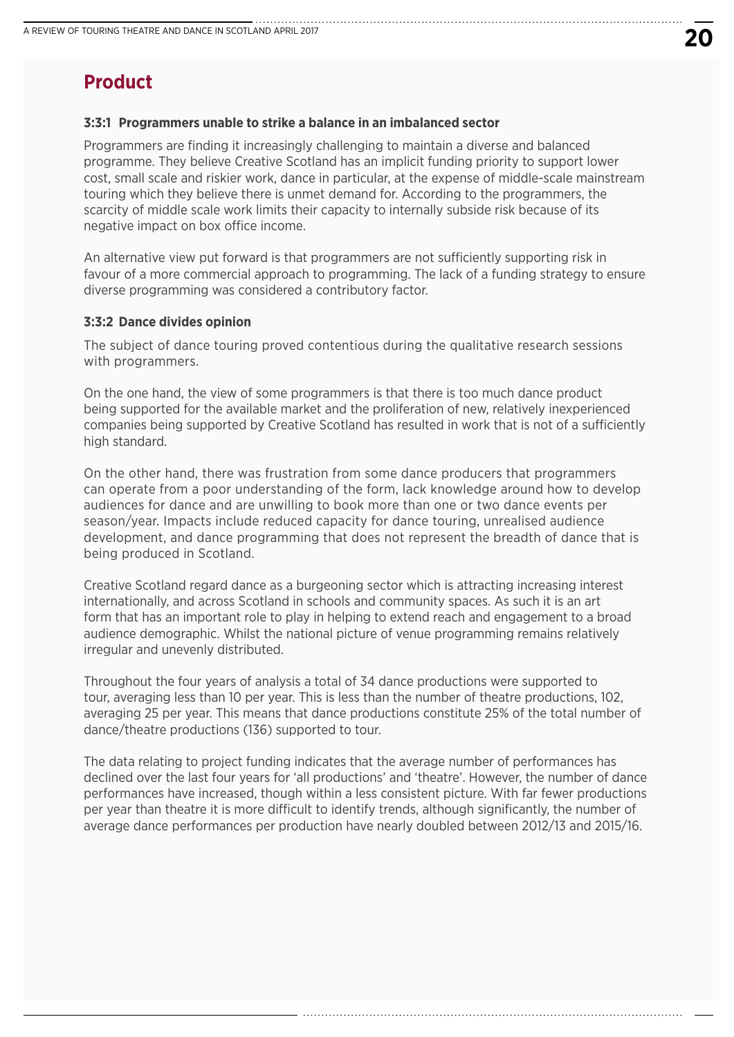## Product

### 3:3:1 Programmers unable to strike a balance in an imbalanced sector

Programmers are finding it increasingly challenging to maintain a diverse and balanced programme. They believe Creative Scotland has an implicit funding priority to support lower cost, small scale and riskier work, dance in particular, at the expense of middle-scale mainstream touring which they believe there is unmet demand for. According to the programmers, the scarcity of middle scale work limits their capacity to internally subside risk because of its negative impact on box office income.

An alternative view put forward is that programmers are not sufficiently supporting risk in favour of a more commercial approach to programming. The lack of a funding strategy to ensure diverse programming was considered a contributory factor.

### 3:3:2 Dance divides opinion

The subject of dance touring proved contentious during the qualitative research sessions with programmers.

On the one hand, the view of some programmers is that there is too much dance product being supported for the available market and the proliferation of new, relatively inexperienced companies being supported by Creative Scotland has resulted in work that is not of a sufficiently high standard.

On the other hand, there was frustration from some dance producers that programmers can operate from a poor understanding of the form, lack knowledge around how to develop audiences for dance and are unwilling to book more than one or two dance events per season/year. Impacts include reduced capacity for dance touring, unrealised audience development, and dance programming that does not represent the breadth of dance that is being produced in Scotland.

Creative Scotland regard dance as a burgeoning sector which is attracting increasing interest internationally, and across Scotland in schools and community spaces. As such it is an art form that has an important role to play in helping to extend reach and engagement to a broad audience demographic. Whilst the national picture of venue programming remains relatively irregular and unevenly distributed.

Throughout the four years of analysis a total of 34 dance productions were supported to tour, averaging less than 10 per year. This is less than the number of theatre productions, 102, averaging 25 per year. This means that dance productions constitute 25% of the total number of dance/theatre productions (136) supported to tour.

The data relating to project funding indicates that the average number of performances has declined over the last four years for 'all productions' and 'theatre'. However, the number of dance performances have increased, though within a less consistent picture. With far fewer productions per year than theatre it is more difficult to identify trends, although significantly, the number of average dance performances per production have nearly doubled between 2012/13 and 2015/16.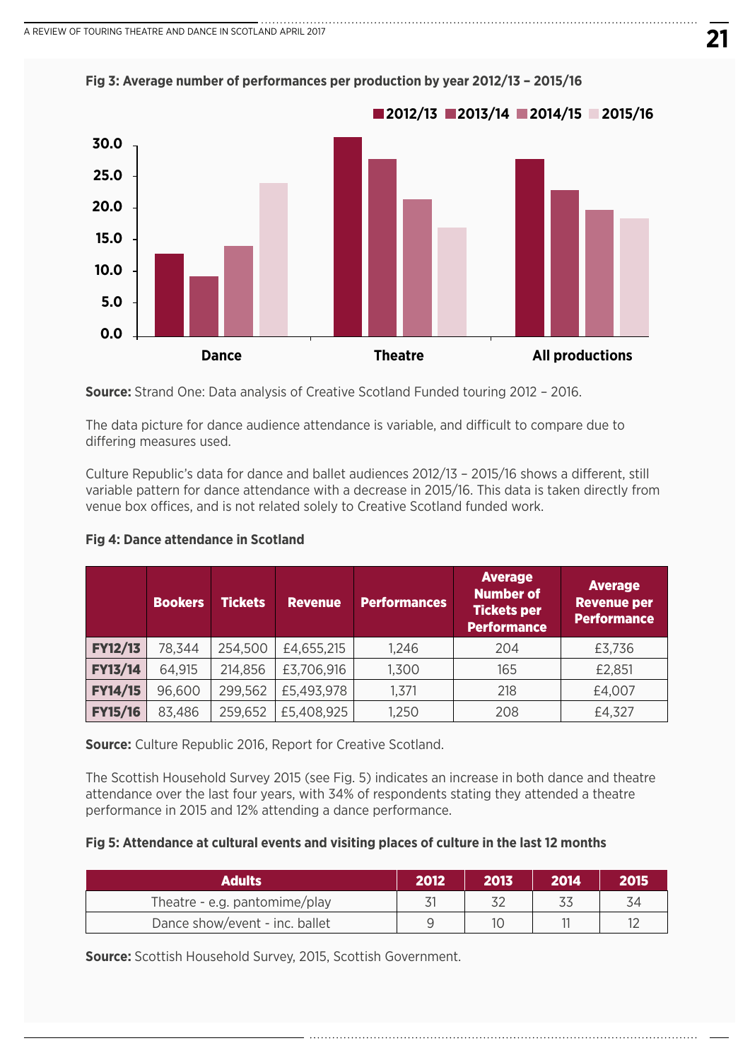**Fig 3: Average number of performances per production by year 2012/13 – 2015/16**

**Source:** Strand One: Data analysis of Creative Scotland Funded touring 2012 – 2016.

The data picture for dance audience attendance is variable, and difficult to compare due to differing measures used.

Culture Republic's data for dance and ballet audiences 2012/13 – 2015/16 shows a different, still variable pattern for dance attendance with a decrease in 2015/16. This data is taken directly from venue box offices, and is not related solely to Creative Scotland funded work.

**Fig 4: Dance attendance in Scotland**

| | Bookers | Tickets | Revenue | Performances | Average Number of Tickets per Performance | Average Revenue per Performance |
|---|---|---|---|---|---|---|
| **FY12/13** | 78,344 | 254,500 | £4,655,215 | 1,246 | 204 | £3,736 |
| **FY13/14** | 64,915 | 214,856 | £3,706,916 | 1,300 | 165 | £2,851 |
| **FY14/15** | 96,600 | 299,562 | £5,493,978 | 1,371 | 218 | £4,007 |
| **FY15/16** | 83,486 | 259,652 | £5,408,925 | 1,250 | 208 | £4,327 |

**Source:** Culture Republic 2016, Report for Creative Scotland.

The Scottish Household Survey 2015 (see Fig. 5) indicates an increase in both dance and theatre attendance over the last four years, with 34% of respondents stating they attended a theatre performance in 2015 and 12% attending a dance performance.

**Fig 5: Attendance at cultural events and visiting places of culture in the last 12 months**

| Adults | 2012 | 2013 | 2014 | 2015 |
|---|---|---|---|---|
| Theatre - e.g. pantomime/play | 31 | 32 | 33 | 34 |
| Dance show/event - inc. ballet | 9 | 10 | 11 | 12 |

**Source:** Scottish Household Survey, 2015, Scottish Government.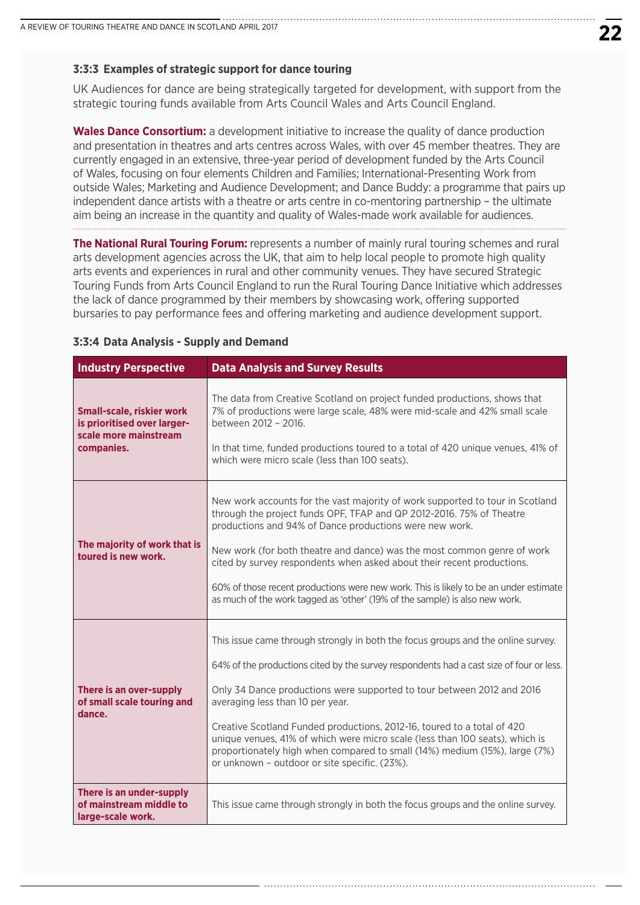### 3:3:3 Examples of strategic support for dance touring

UK Audiences for dance are being strategically targeted for development, with support from the strategic touring funds available from Arts Council Wales and Arts Council England.

**Wales Dance Consortium:** a development initiative to increase the quality of dance production and presentation in theatres and arts centres across Wales, with over 45 member theatres. They are currently engaged in an extensive, three-year period of development funded by the Arts Council of Wales, focusing on four elements Children and Families; International-Presenting Work from outside Wales; Marketing and Audience Development; and Dance Buddy: a programme that pairs up independent dance artists with a theatre or arts centre in co-mentoring partnership – the ultimate aim being an increase in the quantity and quality of Wales-made work available for audiences.

**The National Rural Touring Forum:** represents a number of mainly rural touring schemes and rural arts development agencies across the UK, that aim to help local people to promote high quality arts events and experiences in rural and other community venues. They have secured Strategic Touring Funds from Arts Council England to run the Rural Touring Dance Initiative which addresses the lack of dance programmed by their members by showcasing work, offering supported bursaries to pay performance fees and offering marketing and audience development support.

### 3:3:4 Data Analysis - Supply and Demand

| Industry Perspective | Data Analysis and Survey Results |
|---|---|
| **Small-scale, riskier work is prioritised over larger-scale more mainstream companies.** | The data from Creative Scotland on project funded productions, shows that 7% of productions were large scale, 48% were mid-scale and 42% small scale between 2012 – 2016.<br><br>In that time, funded productions toured to a total of 420 unique venues, 41% of which were micro scale (less than 100 seats). |
| **The majority of work that is toured is new work.** | New work accounts for the vast majority of work supported to tour in Scotland through the project funds OPF, TFAP and QP 2012-2016. 75% of Theatre productions and 94% of Dance productions were new work.<br><br>New work (for both theatre and dance) was the most common genre of work cited by survey respondents when asked about their recent productions.<br><br>60% of those recent productions were new work. This is likely to be an under estimate as much of the work tagged as 'other' (19% of the sample) is also new work. |
| **There is an over-supply of small scale touring and dance.** | This issue came through strongly in both the focus groups and the online survey.<br><br>64% of the productions cited by the survey respondents had a cast size of four or less.<br><br>Only 34 Dance productions were supported to tour between 2012 and 2016 averaging less than 10 per year.<br><br>Creative Scotland Funded productions, 2012-16, toured to a total of 420 unique venues, 41% of which were micro scale (less than 100 seats), which is proportionately high when compared to small (14%) medium (15%), large (7%) or unknown – outdoor or site specific. (23%). |
| **There is an under-supply of mainstream middle to large-scale work.** | This issue came through strongly in both the focus groups and the online survey. |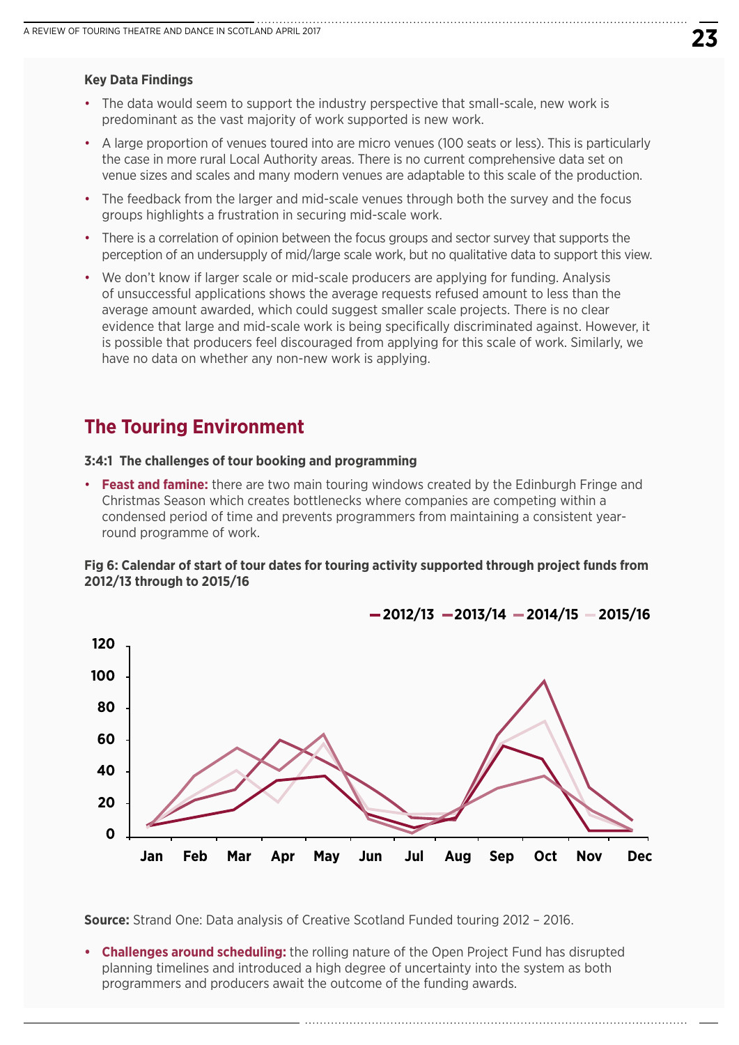**Key Data Findings**

- The data would seem to support the industry perspective that small-scale, new work is predominant as the vast majority of work supported is new work.
- A large proportion of venues toured into are micro venues (100 seats or less). This is particularly the case in more rural Local Authority areas. There is no current comprehensive data set on venue sizes and scales and many modern venues are adaptable to this scale of the production.
- The feedback from the larger and mid-scale venues through both the survey and the focus groups highlights a frustration in securing mid-scale work.
- There is a correlation of opinion between the focus groups and sector survey that supports the perception of an undersupply of mid/large scale work, but no qualitative data to support this view.
- We don't know if larger scale or mid-scale producers are applying for funding. Analysis of unsuccessful applications shows the average requests refused amount to less than the average amount awarded, which could suggest smaller scale projects. There is no clear evidence that large and mid-scale work is being specifically discriminated against. However, it is possible that producers feel discouraged from applying for this scale of work. Similarly, we have no data on whether any non-new work is applying.

## The Touring Environment

**3:4:1 The challenges of tour booking and programming**

- **Feast and famine:** there are two main touring windows created by the Edinburgh Fringe and Christmas Season which creates bottlenecks where companies are competing within a condensed period of time and prevents programmers from maintaining a consistent year-round programme of work.

**Fig 6: Calendar of start of tour dates for touring activity supported through project funds from 2012/13 through to 2015/16**

**Source:** Strand One: Data analysis of Creative Scotland Funded touring 2012 – 2016.

- **Challenges around scheduling:** the rolling nature of the Open Project Fund has disrupted planning timelines and introduced a high degree of uncertainty into the system as both programmers and producers await the outcome of the funding awards.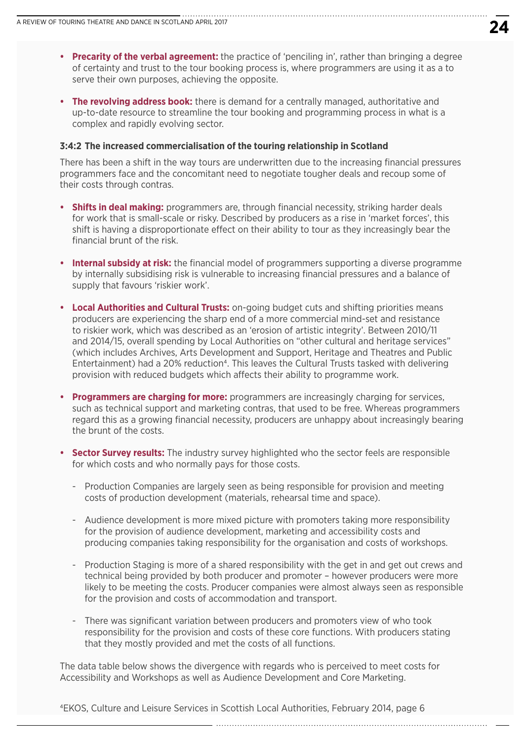- **Precarity of the verbal agreement:** the practice of 'penciling in', rather than bringing a degree of certainty and trust to the tour booking process is, where programmers are using it as a to serve their own purposes, achieving the opposite.

- **The revolving address book:** there is demand for a centrally managed, authoritative and up-to-date resource to streamline the tour booking and programming process in what is a complex and rapidly evolving sector.

#### 3:4:2 The increased commercialisation of the touring relationship in Scotland

There has been a shift in the way tours are underwritten due to the increasing financial pressures programmers face and the concomitant need to negotiate tougher deals and recoup some of their costs through contras.

- **Shifts in deal making:** programmers are, through financial necessity, striking harder deals for work that is small-scale or risky. Described by producers as a rise in 'market forces', this shift is having a disproportionate effect on their ability to tour as they increasingly bear the financial brunt of the risk.

- **Internal subsidy at risk:** the financial model of programmers supporting a diverse programme by internally subsidising risk is vulnerable to increasing financial pressures and a balance of supply that favours 'riskier work'.

- **Local Authorities and Cultural Trusts:** on-going budget cuts and shifting priorities means producers are experiencing the sharp end of a more commercial mind-set and resistance to riskier work, which was described as an 'erosion of artistic integrity'. Between 2010/11 and 2014/15, overall spending by Local Authorities on "other cultural and heritage services" (which includes Archives, Arts Development and Support, Heritage and Theatres and Public Entertainment) had a 20% reduction[4]. This leaves the Cultural Trusts tasked with delivering provision with reduced budgets which affects their ability to programme work.

- **Programmers are charging for more:** programmers are increasingly charging for services, such as technical support and marketing contras, that used to be free. Whereas programmers regard this as a growing financial necessity, producers are unhappy about increasingly bearing the brunt of the costs.

- **Sector Survey results:** The industry survey highlighted who the sector feels are responsible for which costs and who normally pays for those costs.

  - Production Companies are largely seen as being responsible for provision and meeting costs of production development (materials, rehearsal time and space).

  - Audience development is more mixed picture with promoters taking more responsibility for the provision of audience development, marketing and accessibility costs and producing companies taking responsibility for the organisation and costs of workshops.

  - Production Staging is more of a shared responsibility with the get in and get out crews and technical being provided by both producer and promoter – however producers were more likely to be meeting the costs. Producer companies were almost always seen as responsible for the provision and costs of accommodation and transport.

  - There was significant variation between producers and promoters view of who took responsibility for the provision and costs of these core functions. With producers stating that they mostly provided and met the costs of all functions.

The data table below shows the divergence with regards who is perceived to meet costs for Accessibility and Workshops as well as Audience Development and Core Marketing.

[4] EKOS, Culture and Leisure Services in Scottish Local Authorities, February 2014, page 6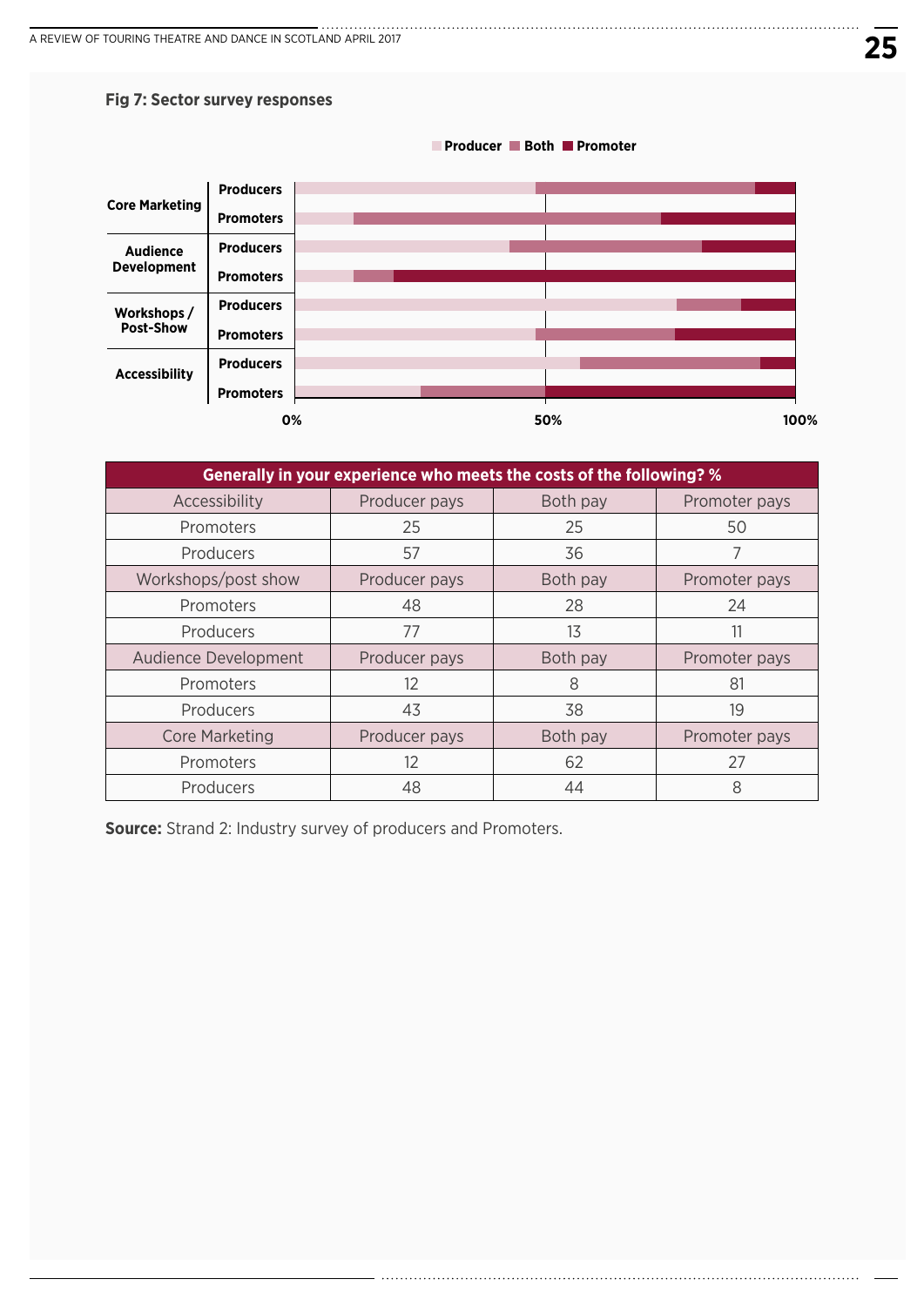**Fig 7: Sector survey responses**

| Generally in your experience who meets the costs of the following? % | | | |
|---|---|---|---|
| Accessibility | Producer pays | Both pay | Promoter pays |
| Promoters | 25 | 25 | 50 |
| Producers | 57 | 36 | 7 |
| Workshops/post show | Producer pays | Both pay | Promoter pays |
| Promoters | 48 | 28 | 24 |
| Producers | 77 | 13 | 11 |
| Audience Development | Producer pays | Both pay | Promoter pays |
| Promoters | 12 | 8 | 81 |
| Producers | 43 | 38 | 19 |
| Core Marketing | Producer pays | Both pay | Promoter pays |
| Promoters | 12 | 62 | 27 |
| Producers | 48 | 44 | 8 |

**Source:** Strand 2: Industry survey of producers and Promoters.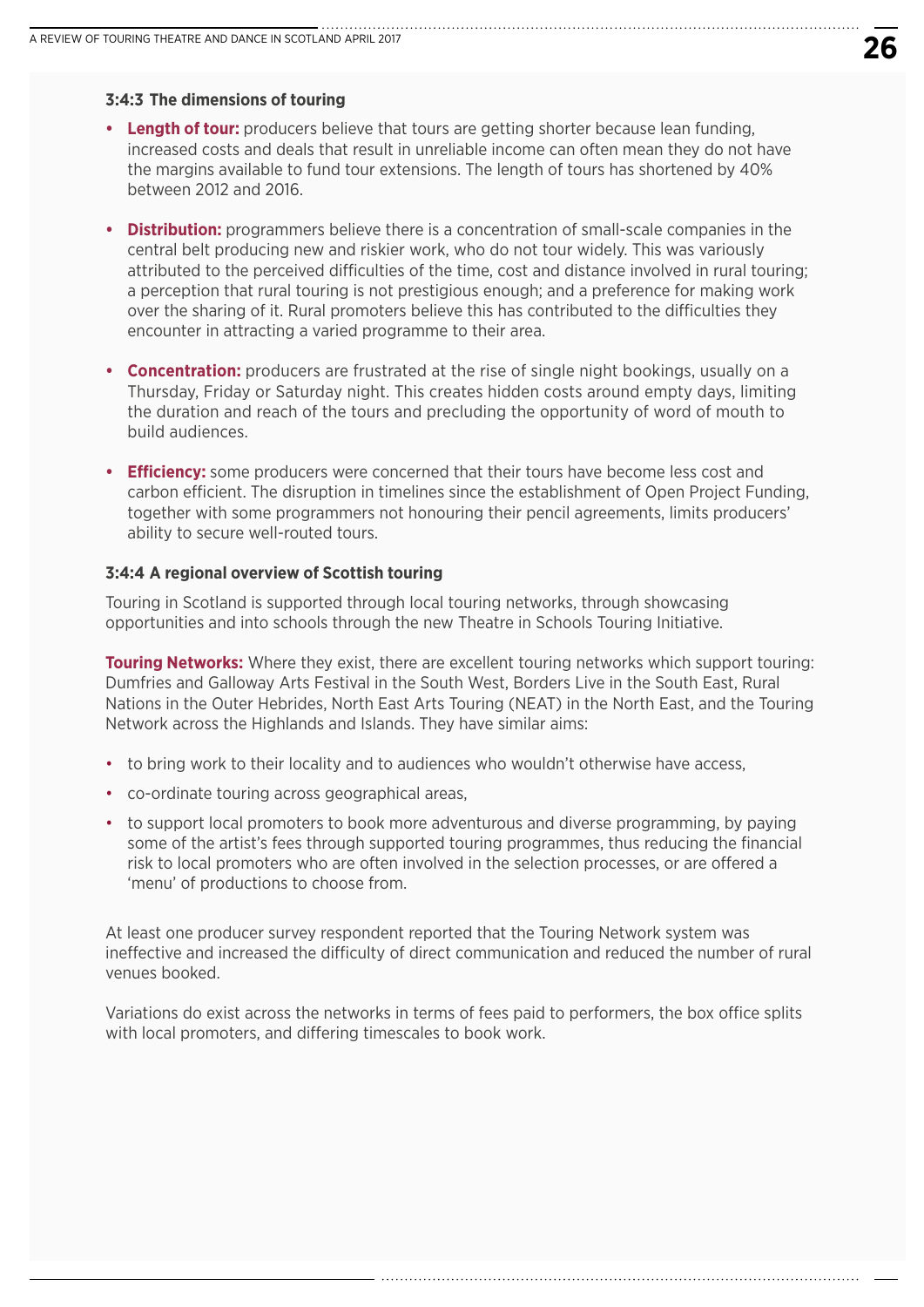#### 3:4:3 The dimensions of touring

- **Length of tour:** producers believe that tours are getting shorter because lean funding, increased costs and deals that result in unreliable income can often mean they do not have the margins available to fund tour extensions. The length of tours has shortened by 40% between 2012 and 2016.
- **Distribution:** programmers believe there is a concentration of small-scale companies in the central belt producing new and riskier work, who do not tour widely. This was variously attributed to the perceived difficulties of the time, cost and distance involved in rural touring; a perception that rural touring is not prestigious enough; and a preference for making work over the sharing of it. Rural promoters believe this has contributed to the difficulties they encounter in attracting a varied programme to their area.
- **Concentration:** producers are frustrated at the rise of single night bookings, usually on a Thursday, Friday or Saturday night. This creates hidden costs around empty days, limiting the duration and reach of the tours and precluding the opportunity of word of mouth to build audiences.
- **Efficiency:** some producers were concerned that their tours have become less cost and carbon efficient. The disruption in timelines since the establishment of Open Project Funding, together with some programmers not honouring their pencil agreements, limits producers' ability to secure well-routed tours.

#### 3:4:4 A regional overview of Scottish touring

Touring in Scotland is supported through local touring networks, through showcasing opportunities and into schools through the new Theatre in Schools Touring Initiative.

**Touring Networks:** Where they exist, there are excellent touring networks which support touring: Dumfries and Galloway Arts Festival in the South West, Borders Live in the South East, Rural Nations in the Outer Hebrides, North East Arts Touring (NEAT) in the North East, and the Touring Network across the Highlands and Islands. They have similar aims:

- to bring work to their locality and to audiences who wouldn't otherwise have access,
- co-ordinate touring across geographical areas,
- to support local promoters to book more adventurous and diverse programming, by paying some of the artist's fees through supported touring programmes, thus reducing the financial risk to local promoters who are often involved in the selection processes, or are offered a 'menu' of productions to choose from.

At least one producer survey respondent reported that the Touring Network system was ineffective and increased the difficulty of direct communication and reduced the number of rural venues booked.

Variations do exist across the networks in terms of fees paid to performers, the box office splits with local promoters, and differing timescales to book work.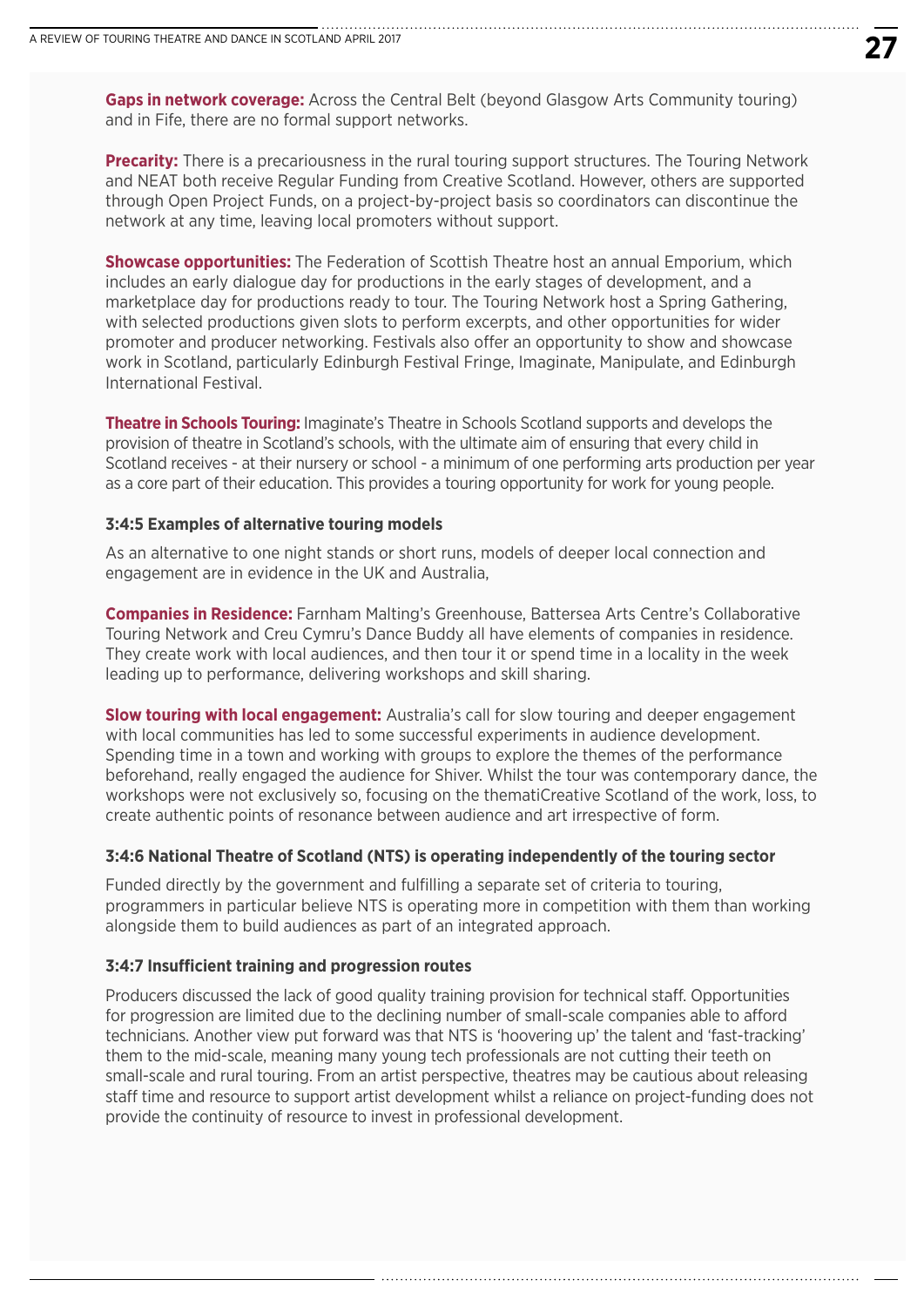**Gaps in network coverage:** Across the Central Belt (beyond Glasgow Arts Community touring) and in Fife, there are no formal support networks.

**Precarity:** There is a precariousness in the rural touring support structures. The Touring Network and NEAT both receive Regular Funding from Creative Scotland. However, others are supported through Open Project Funds, on a project-by-project basis so coordinators can discontinue the network at any time, leaving local promoters without support.

**Showcase opportunities:** The Federation of Scottish Theatre host an annual Emporium, which includes an early dialogue day for productions in the early stages of development, and a marketplace day for productions ready to tour. The Touring Network host a Spring Gathering, with selected productions given slots to perform excerpts, and other opportunities for wider promoter and producer networking. Festivals also offer an opportunity to show and showcase work in Scotland, particularly Edinburgh Festival Fringe, Imaginate, Manipulate, and Edinburgh International Festival.

**Theatre in Schools Touring:** Imaginate's Theatre in Schools Scotland supports and develops the provision of theatre in Scotland's schools, with the ultimate aim of ensuring that every child in Scotland receives - at their nursery or school - a minimum of one performing arts production per year as a core part of their education. This provides a touring opportunity for work for young people.

#### 3:4:5 Examples of alternative touring models

As an alternative to one night stands or short runs, models of deeper local connection and engagement are in evidence in the UK and Australia,

**Companies in Residence:** Farnham Malting's Greenhouse, Battersea Arts Centre's Collaborative Touring Network and Creu Cymru's Dance Buddy all have elements of companies in residence. They create work with local audiences, and then tour it or spend time in a locality in the week leading up to performance, delivering workshops and skill sharing.

**Slow touring with local engagement:** Australia's call for slow touring and deeper engagement with local communities has led to some successful experiments in audience development. Spending time in a town and working with groups to explore the themes of the performance beforehand, really engaged the audience for Shiver. Whilst the tour was contemporary dance, the workshops were not exclusively so, focusing on the thematiCreative Scotland of the work, loss, to create authentic points of resonance between audience and art irrespective of form.

#### 3:4:6 National Theatre of Scotland (NTS) is operating independently of the touring sector

Funded directly by the government and fulfilling a separate set of criteria to touring, programmers in particular believe NTS is operating more in competition with them than working alongside them to build audiences as part of an integrated approach.

#### 3:4:7 Insufficient training and progression routes

Producers discussed the lack of good quality training provision for technical staff. Opportunities for progression are limited due to the declining number of small-scale companies able to afford technicians. Another view put forward was that NTS is 'hoovering up' the talent and 'fast-tracking' them to the mid-scale, meaning many young tech professionals are not cutting their teeth on small-scale and rural touring. From an artist perspective, theatres may be cautious about releasing staff time and resource to support artist development whilst a reliance on project-funding does not provide the continuity of resource to invest in professional development.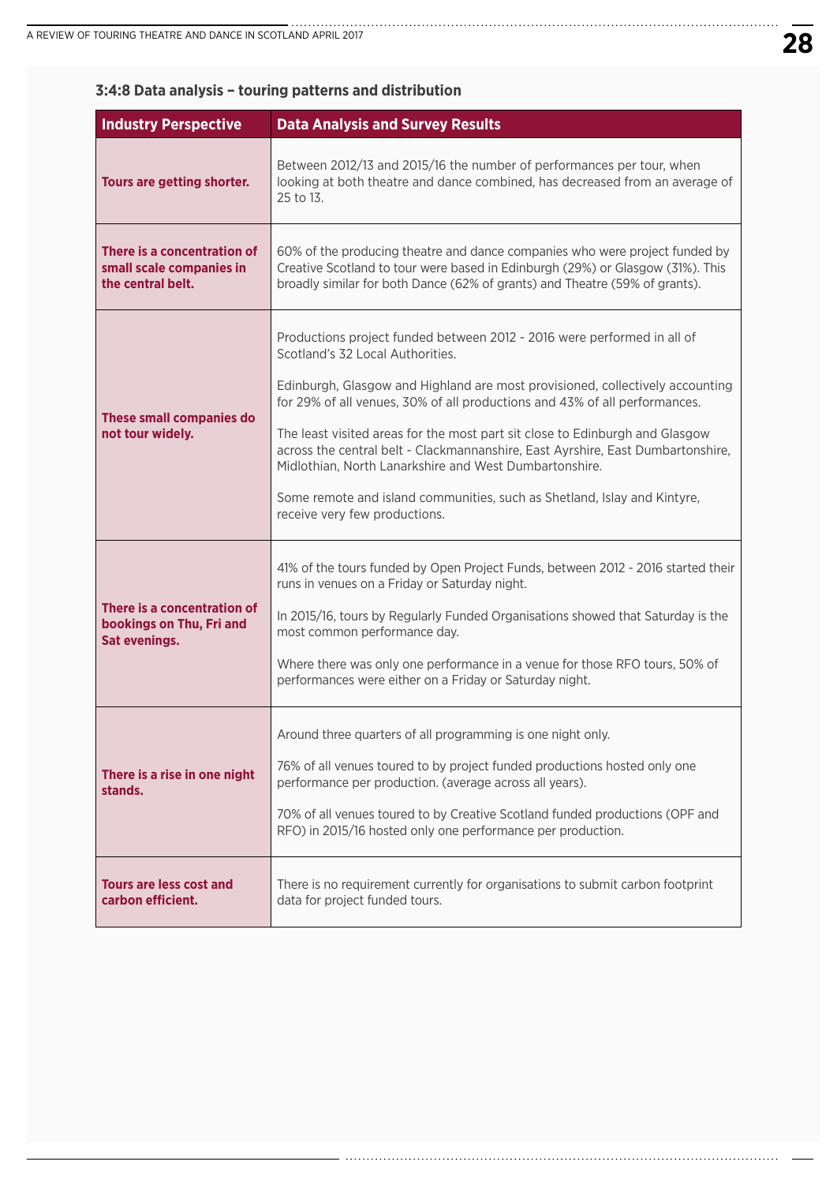### 3:4:8 Data analysis – touring patterns and distribution

| Industry Perspective | Data Analysis and Survey Results |
|---|---|
| **Tours are getting shorter.** | Between 2012/13 and 2015/16 the number of performances per tour, when looking at both theatre and dance combined, has decreased from an average of 25 to 13. |
| **There is a concentration of small scale companies in the central belt.** | 60% of the producing theatre and dance companies who were project funded by Creative Scotland to tour were based in Edinburgh (29%) or Glasgow (31%). This broadly similar for both Dance (62% of grants) and Theatre (59% of grants). |
| **These small companies do not tour widely.** | Productions project funded between 2012 - 2016 were performed in all of Scotland's 32 Local Authorities.<br><br>Edinburgh, Glasgow and Highland are most provisioned, collectively accounting for 29% of all venues, 30% of all productions and 43% of all performances.<br><br>The least visited areas for the most part sit close to Edinburgh and Glasgow across the central belt - Clackmannanshire, East Ayrshire, East Dumbartonshire, Midlothian, North Lanarkshire and West Dumbartonshire.<br><br>Some remote and island communities, such as Shetland, Islay and Kintyre, receive very few productions. |
| **There is a concentration of bookings on Thu, Fri and Sat evenings.** | 41% of the tours funded by Open Project Funds, between 2012 - 2016 started their runs in venues on a Friday or Saturday night.<br><br>In 2015/16, tours by Regularly Funded Organisations showed that Saturday is the most common performance day.<br><br>Where there was only one performance in a venue for those RFO tours, 50% of performances were either on a Friday or Saturday night. |
| **There is a rise in one night stands.** | Around three quarters of all programming is one night only.<br><br>76% of all venues toured to by project funded productions hosted only one performance per production. (average across all years).<br><br>70% of all venues toured to by Creative Scotland funded productions (OPF and RFO) in 2015/16 hosted only one performance per production. |
| **Tours are less cost and carbon efficient.** | There is no requirement currently for organisations to submit carbon footprint data for project funded tours. |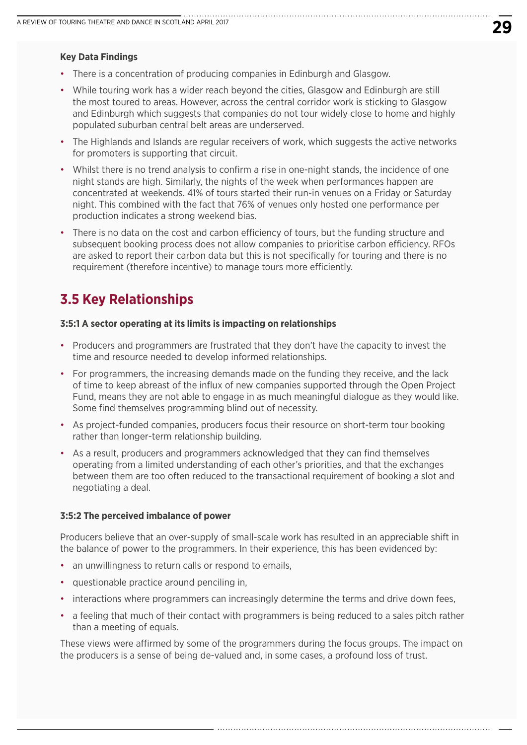**Key Data Findings**

- There is a concentration of producing companies in Edinburgh and Glasgow.
- While touring work has a wider reach beyond the cities, Glasgow and Edinburgh are still the most toured to areas. However, across the central corridor work is sticking to Glasgow and Edinburgh which suggests that companies do not tour widely close to home and highly populated suburban central belt areas are underserved.
- The Highlands and Islands are regular receivers of work, which suggests the active networks for promoters is supporting that circuit.
- Whilst there is no trend analysis to confirm a rise in one-night stands, the incidence of one night stands are high. Similarly, the nights of the week when performances happen are concentrated at weekends. 41% of tours started their run-in venues on a Friday or Saturday night. This combined with the fact that 76% of venues only hosted one performance per production indicates a strong weekend bias.
- There is no data on the cost and carbon efficiency of tours, but the funding structure and subsequent booking process does not allow companies to prioritise carbon efficiency. RFOs are asked to report their carbon data but this is not specifically for touring and there is no requirement (therefore incentive) to manage tours more efficiently.

## 3.5 Key Relationships

### 3:5:1 A sector operating at its limits is impacting on relationships

- Producers and programmers are frustrated that they don't have the capacity to invest the time and resource needed to develop informed relationships.
- For programmers, the increasing demands made on the funding they receive, and the lack of time to keep abreast of the influx of new companies supported through the Open Project Fund, means they are not able to engage in as much meaningful dialogue as they would like. Some find themselves programming blind out of necessity.
- As project-funded companies, producers focus their resource on short-term tour booking rather than longer-term relationship building.
- As a result, producers and programmers acknowledged that they can find themselves operating from a limited understanding of each other's priorities, and that the exchanges between them are too often reduced to the transactional requirement of booking a slot and negotiating a deal.

### 3:5:2 The perceived imbalance of power

Producers believe that an over-supply of small-scale work has resulted in an appreciable shift in the balance of power to the programmers. In their experience, this has been evidenced by:

- an unwillingness to return calls or respond to emails,
- questionable practice around penciling in,
- interactions where programmers can increasingly determine the terms and drive down fees,
- a feeling that much of their contact with programmers is being reduced to a sales pitch rather than a meeting of equals.

These views were affirmed by some of the programmers during the focus groups. The impact on the producers is a sense of being de-valued and, in some cases, a profound loss of trust.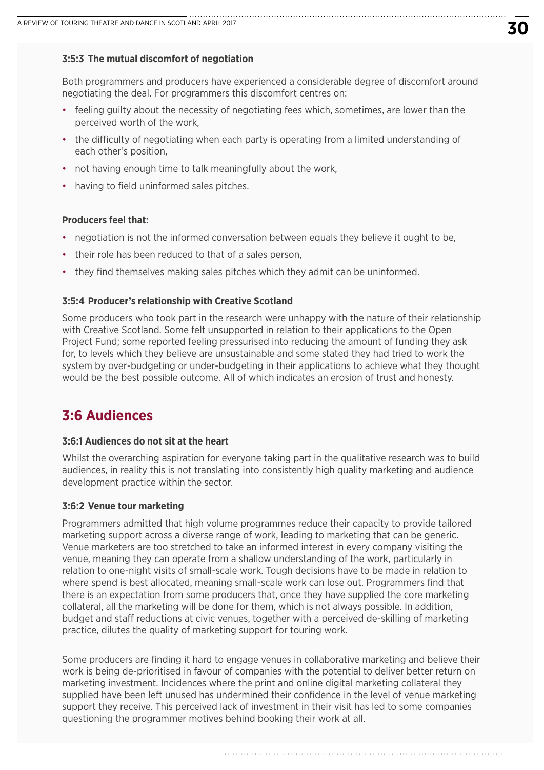#### 3:5:3 The mutual discomfort of negotiation

Both programmers and producers have experienced a considerable degree of discomfort around negotiating the deal. For programmers this discomfort centres on:

- feeling guilty about the necessity of negotiating fees which, sometimes, are lower than the perceived worth of the work,
- the difficulty of negotiating when each party is operating from a limited understanding of each other's position,
- not having enough time to talk meaningfully about the work,
- having to field uninformed sales pitches.

**Producers feel that:**

- negotiation is not the informed conversation between equals they believe it ought to be,
- their role has been reduced to that of a sales person,
- they find themselves making sales pitches which they admit can be uninformed.

#### 3:5:4 Producer's relationship with Creative Scotland

Some producers who took part in the research were unhappy with the nature of their relationship with Creative Scotland. Some felt unsupported in relation to their applications to the Open Project Fund; some reported feeling pressurised into reducing the amount of funding they ask for, to levels which they believe are unsustainable and some stated they had tried to work the system by over-budgeting or under-budgeting in their applications to achieve what they thought would be the best possible outcome. All of which indicates an erosion of trust and honesty.

## 3:6 Audiences

#### 3:6:1 Audiences do not sit at the heart

Whilst the overarching aspiration for everyone taking part in the qualitative research was to build audiences, in reality this is not translating into consistently high quality marketing and audience development practice within the sector.

#### 3:6:2 Venue tour marketing

Programmers admitted that high volume programmes reduce their capacity to provide tailored marketing support across a diverse range of work, leading to marketing that can be generic. Venue marketers are too stretched to take an informed interest in every company visiting the venue, meaning they can operate from a shallow understanding of the work, particularly in relation to one-night visits of small-scale work. Tough decisions have to be made in relation to where spend is best allocated, meaning small-scale work can lose out. Programmers find that there is an expectation from some producers that, once they have supplied the core marketing collateral, all the marketing will be done for them, which is not always possible. In addition, budget and staff reductions at civic venues, together with a perceived de-skilling of marketing practice, dilutes the quality of marketing support for touring work.

Some producers are finding it hard to engage venues in collaborative marketing and believe their work is being de-prioritised in favour of companies with the potential to deliver better return on marketing investment. Incidences where the print and online digital marketing collateral they supplied have been left unused has undermined their confidence in the level of venue marketing support they receive. This perceived lack of investment in their visit has led to some companies questioning the programmer motives behind booking their work at all.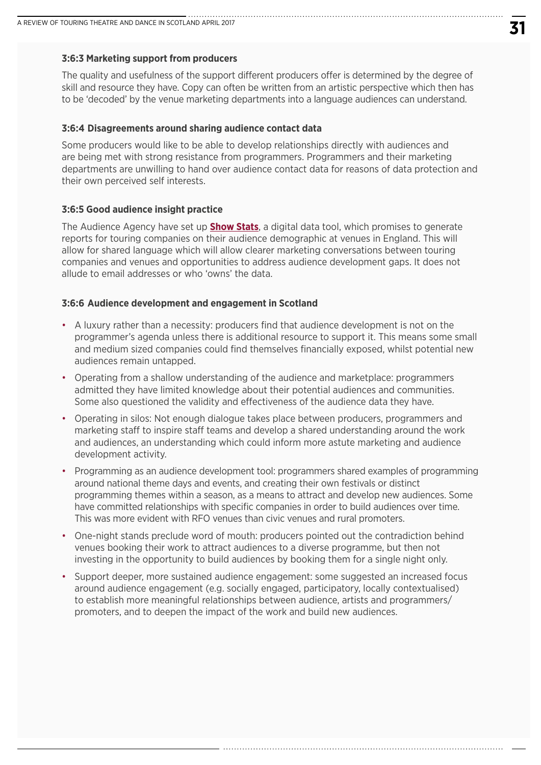### 3:6:3 Marketing support from producers

The quality and usefulness of the support different producers offer is determined by the degree of skill and resource they have. Copy can often be written from an artistic perspective which then has to be 'decoded' by the venue marketing departments into a language audiences can understand.

### 3:6:4 Disagreements around sharing audience contact data

Some producers would like to be able to develop relationships directly with audiences and are being met with strong resistance from programmers. Programmers and their marketing departments are unwilling to hand over audience contact data for reasons of data protection and their own perceived self interests.

### 3:6:5 Good audience insight practice

The Audience Agency have set up **Show Stats**, a digital data tool, which promises to generate reports for touring companies on their audience demographic at venues in England. This will allow for shared language which will allow clearer marketing conversations between touring companies and venues and opportunities to address audience development gaps. It does not allude to email addresses or who 'owns' the data.

### 3:6:6 Audience development and engagement in Scotland

- A luxury rather than a necessity: producers find that audience development is not on the programmer's agenda unless there is additional resource to support it. This means some small and medium sized companies could find themselves financially exposed, whilst potential new audiences remain untapped.
- Operating from a shallow understanding of the audience and marketplace: programmers admitted they have limited knowledge about their potential audiences and communities. Some also questioned the validity and effectiveness of the audience data they have.
- Operating in silos: Not enough dialogue takes place between producers, programmers and marketing staff to inspire staff teams and develop a shared understanding around the work and audiences, an understanding which could inform more astute marketing and audience development activity.
- Programming as an audience development tool: programmers shared examples of programming around national theme days and events, and creating their own festivals or distinct programming themes within a season, as a means to attract and develop new audiences. Some have committed relationships with specific companies in order to build audiences over time. This was more evident with RFO venues than civic venues and rural promoters.
- One-night stands preclude word of mouth: producers pointed out the contradiction behind venues booking their work to attract audiences to a diverse programme, but then not investing in the opportunity to build audiences by booking them for a single night only.
- Support deeper, more sustained audience engagement: some suggested an increased focus around audience engagement (e.g. socially engaged, participatory, locally contextualised) to establish more meaningful relationships between audience, artists and programmers/promoters, and to deepen the impact of the work and build new audiences.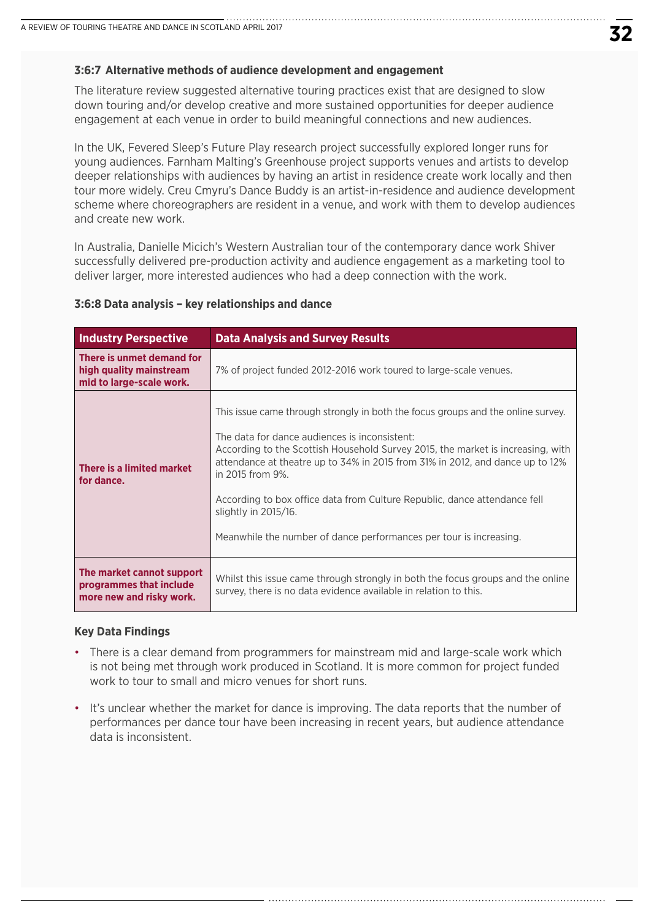### 3:6:7 Alternative methods of audience development and engagement

The literature review suggested alternative touring practices exist that are designed to slow down touring and/or develop creative and more sustained opportunities for deeper audience engagement at each venue in order to build meaningful connections and new audiences.

In the UK, Fevered Sleep's Future Play research project successfully explored longer runs for young audiences. Farnham Malting's Greenhouse project supports venues and artists to develop deeper relationships with audiences by having an artist in residence create work locally and then tour more widely. Creu Cymyru's Dance Buddy is an artist-in-residence and audience development scheme where choreographers are resident in a venue, and work with them to develop audiences and create new work.

In Australia, Danielle Micich's Western Australian tour of the contemporary dance work Shiver successfully delivered pre-production activity and audience engagement as a marketing tool to deliver larger, more interested audiences who had a deep connection with the work.

### 3:6:8 Data analysis – key relationships and dance

| Industry Perspective | Data Analysis and Survey Results |
|---|---|
| **There is unmet demand for high quality mainstream mid to large-scale work.** | 7% of project funded 2012-2016 work toured to large-scale venues. |
| **There is a limited market for dance.** | This issue came through strongly in both the focus groups and the online survey.<br><br>The data for dance audiences is inconsistent:<br>According to the Scottish Household Survey 2015, the market is increasing, with attendance at theatre up to 34% in 2015 from 31% in 2012, and dance up to 12% in 2015 from 9%.<br><br>According to box office data from Culture Republic, dance attendance fell slightly in 2015/16.<br><br>Meanwhile the number of dance performances per tour is increasing. |
| **The market cannot support programmes that include more new and risky work.** | Whilst this issue came through strongly in both the focus groups and the online survey, there is no data evidence available in relation to this. |

**Key Data Findings**

- There is a clear demand from programmers for mainstream mid and large-scale work which is not being met through work produced in Scotland. It is more common for project funded work to tour to small and micro venues for short runs.
- It's unclear whether the market for dance is improving. The data reports that the number of performances per dance tour have been increasing in recent years, but audience attendance data is inconsistent.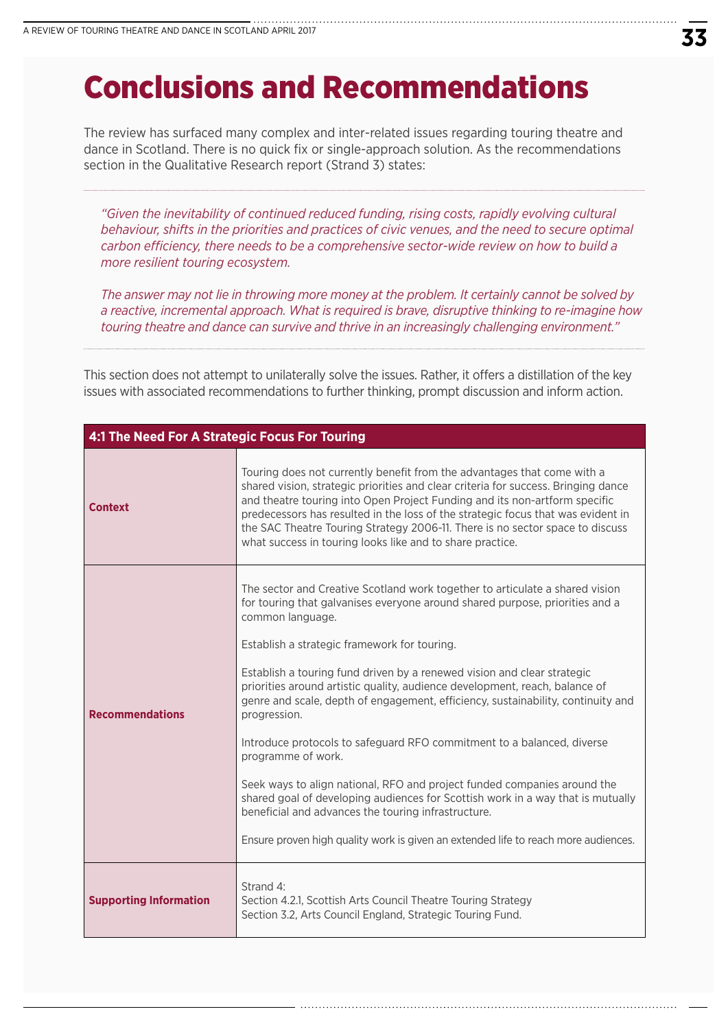# Conclusions and Recommendations

The review has surfaced many complex and inter-related issues regarding touring theatre and dance in Scotland. There is no quick fix or single-approach solution. As the recommendations section in the Qualitative Research report (Strand 3) states:

> *"Given the inevitability of continued reduced funding, rising costs, rapidly evolving cultural behaviour, shifts in the priorities and practices of civic venues, and the need to secure optimal carbon efficiency, there needs to be a comprehensive sector-wide review on how to build a more resilient touring ecosystem.*
>
> *The answer may not lie in throwing more money at the problem. It certainly cannot be solved by a reactive, incremental approach. What is required is brave, disruptive thinking to re-imagine how touring theatre and dance can survive and thrive in an increasingly challenging environment."*

This section does not attempt to unilaterally solve the issues. Rather, it offers a distillation of the key issues with associated recommendations to further thinking, prompt discussion and inform action.

| 4:1 The Need For A Strategic Focus For Touring | |
|---|---|
| **Context** | Touring does not currently benefit from the advantages that come with a shared vision, strategic priorities and clear criteria for success. Bringing dance and theatre touring into Open Project Funding and its non-artform specific predecessors has resulted in the loss of the strategic focus that was evident in the SAC Theatre Touring Strategy 2006-11. There is no sector space to discuss what success in touring looks like and to share practice. |
| **Recommendations** | The sector and Creative Scotland work together to articulate a shared vision for touring that galvanises everyone around shared purpose, priorities and a common language.<br><br>Establish a strategic framework for touring.<br><br>Establish a touring fund driven by a renewed vision and clear strategic priorities around artistic quality, audience development, reach, balance of genre and scale, depth of engagement, efficiency, sustainability, continuity and progression.<br><br>Introduce protocols to safeguard RFO commitment to a balanced, diverse programme of work.<br><br>Seek ways to align national, RFO and project funded companies around the shared goal of developing audiences for Scottish work in a way that is mutually beneficial and advances the touring infrastructure.<br><br>Ensure proven high quality work is given an extended life to reach more audiences. |
| **Supporting Information** | Strand 4:<br>Section 4.2.1, Scottish Arts Council Theatre Touring Strategy<br>Section 3.2, Arts Council England, Strategic Touring Fund. |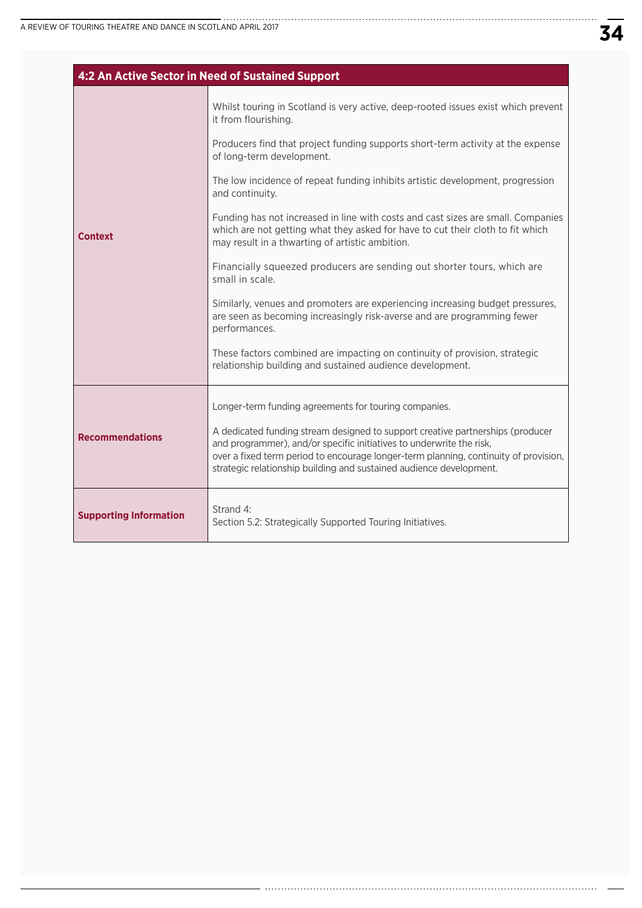| 4:2 An Active Sector in Need of Sustained Support | |
|---|---|
| **Context** | Whilst touring in Scotland is very active, deep-rooted issues exist which prevent it from flourishing.<br><br>Producers find that project funding supports short-term activity at the expense of long-term development.<br><br>The low incidence of repeat funding inhibits artistic development, progression and continuity.<br><br>Funding has not increased in line with costs and cast sizes are small. Companies which are not getting what they asked for have to cut their cloth to fit which may result in a thwarting of artistic ambition.<br><br>Financially squeezed producers are sending out shorter tours, which are small in scale.<br><br>Similarly, venues and promoters are experiencing increasing budget pressures, are seen as becoming increasingly risk-averse and are programming fewer performances.<br><br>These factors combined are impacting on continuity of provision, strategic relationship building and sustained audience development. |
| **Recommendations** | Longer-term funding agreements for touring companies.<br><br>A dedicated funding stream designed to support creative partnerships (producer and programmer), and/or specific initiatives to underwrite the risk, over a fixed term period to encourage longer-term planning, continuity of provision, strategic relationship building and sustained audience development. |
| **Supporting Information** | Strand 4:<br>Section 5.2: Strategically Supported Touring Initiatives. |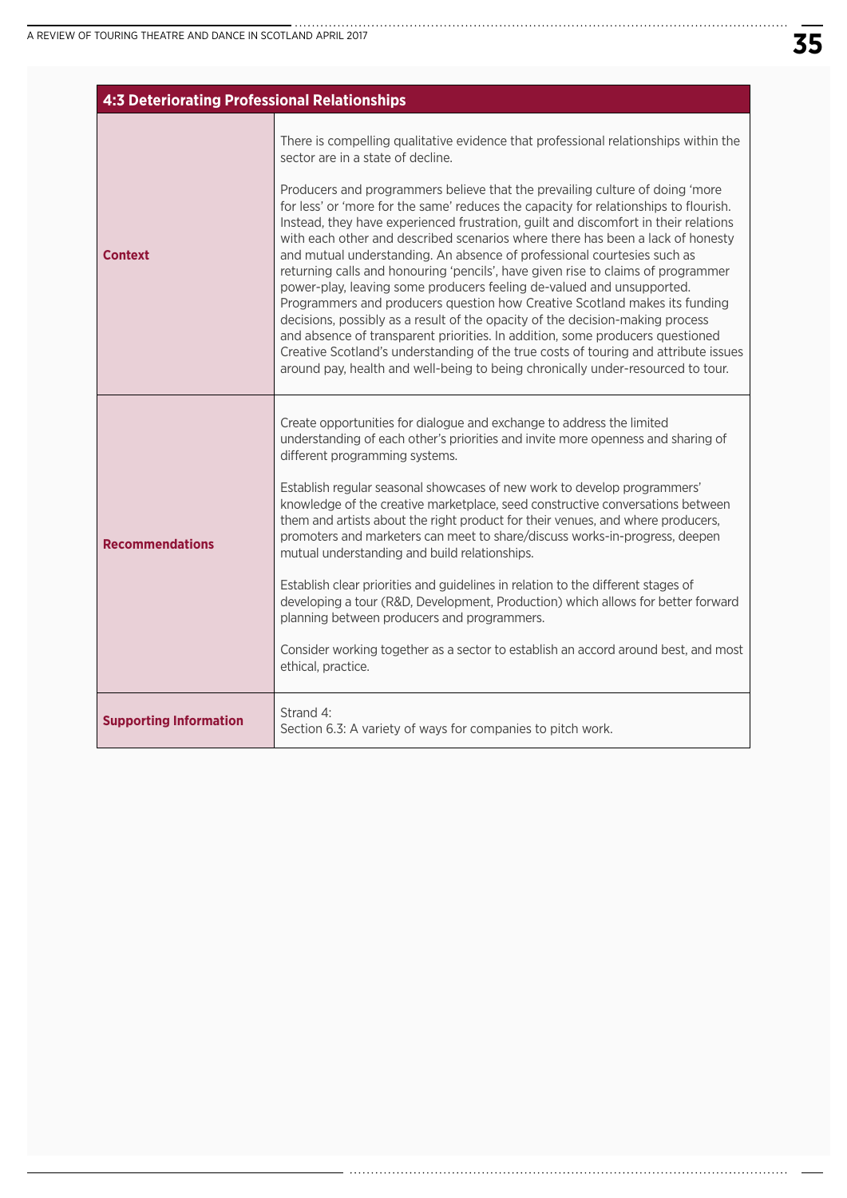| 4:3 Deteriorating Professional Relationships | |
|---|---|
| **Context** | There is compelling qualitative evidence that professional relationships within the sector are in a state of decline.<br><br>Producers and programmers believe that the prevailing culture of doing 'more for less' or 'more for the same' reduces the capacity for relationships to flourish. Instead, they have experienced frustration, guilt and discomfort in their relations with each other and described scenarios where there has been a lack of honesty and mutual understanding. An absence of professional courtesies such as returning calls and honouring 'pencils', have given rise to claims of programmer power-play, leaving some producers feeling de-valued and unsupported. Programmers and producers question how Creative Scotland makes its funding decisions, possibly as a result of the opacity of the decision-making process and absence of transparent priorities. In addition, some producers questioned Creative Scotland's understanding of the true costs of touring and attribute issues around pay, health and well-being to being chronically under-resourced to tour. |
| **Recommendations** | Create opportunities for dialogue and exchange to address the limited understanding of each other's priorities and invite more openness and sharing of different programming systems.<br><br>Establish regular seasonal showcases of new work to develop programmers' knowledge of the creative marketplace, seed constructive conversations between them and artists about the right product for their venues, and where producers, promoters and marketers can meet to share/discuss works-in-progress, deepen mutual understanding and build relationships.<br><br>Establish clear priorities and guidelines in relation to the different stages of developing a tour (R&D, Development, Production) which allows for better forward planning between producers and programmers.<br><br>Consider working together as a sector to establish an accord around best, and most ethical, practice. |
| **Supporting Information** | Strand 4:<br>Section 6.3: A variety of ways for companies to pitch work. |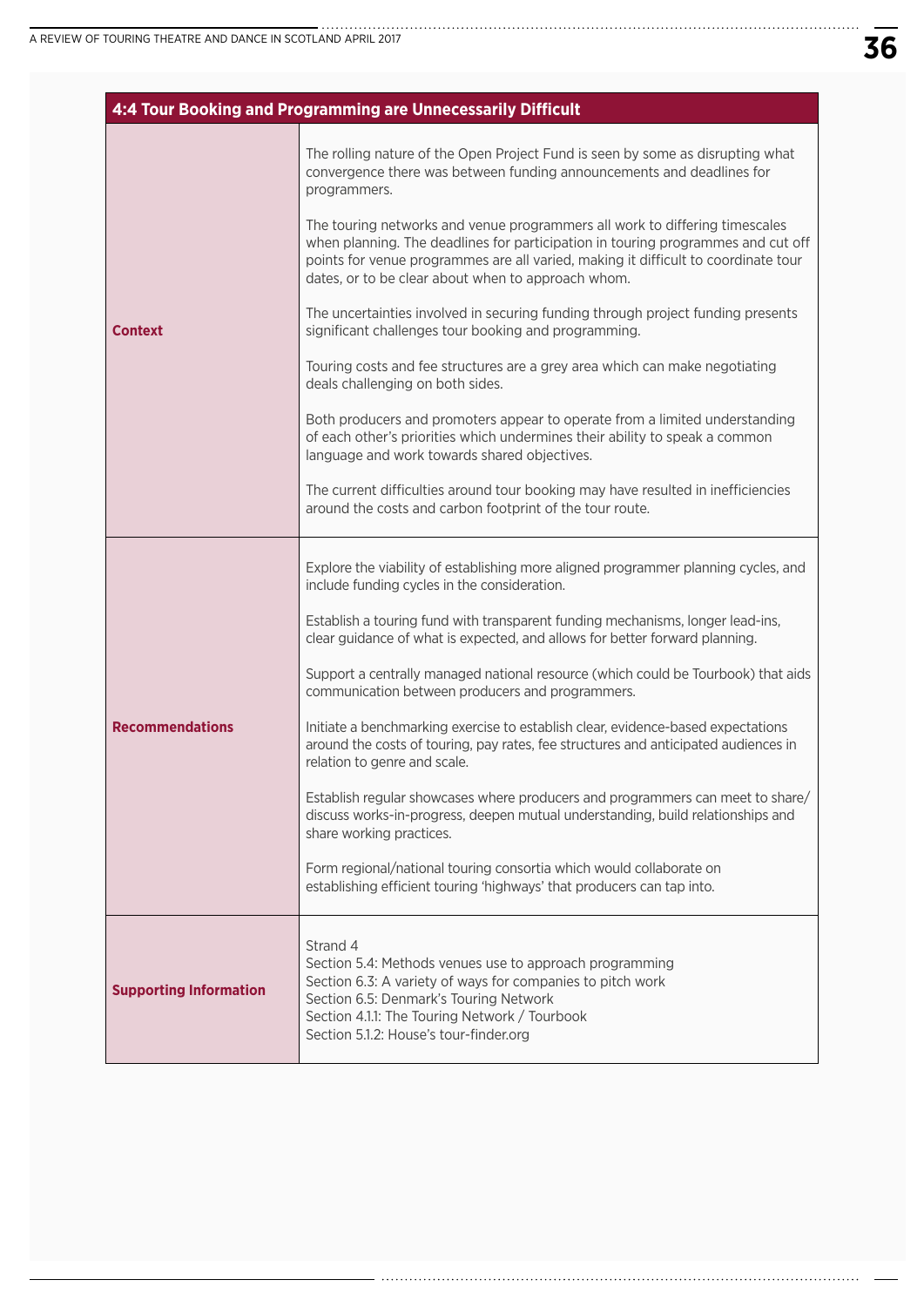| 4:4 Tour Booking and Programming are Unnecessarily Difficult | |
|---|---|
| **Context** | The rolling nature of the Open Project Fund is seen by some as disrupting what convergence there was between funding announcements and deadlines for programmers.<br><br>The touring networks and venue programmers all work to differing timescales when planning. The deadlines for participation in touring programmes and cut off points for venue programmes are all varied, making it difficult to coordinate tour dates, or to be clear about when to approach whom.<br><br>The uncertainties involved in securing funding through project funding presents significant challenges tour booking and programming.<br><br>Touring costs and fee structures are a grey area which can make negotiating deals challenging on both sides.<br><br>Both producers and promoters appear to operate from a limited understanding of each other's priorities which undermines their ability to speak a common language and work towards shared objectives.<br><br>The current difficulties around tour booking may have resulted in inefficiencies around the costs and carbon footprint of the tour route. |
| **Recommendations** | Explore the viability of establishing more aligned programmer planning cycles, and include funding cycles in the consideration.<br><br>Establish a touring fund with transparent funding mechanisms, longer lead-ins, clear guidance of what is expected, and allows for better forward planning.<br><br>Support a centrally managed national resource (which could be Tourbook) that aids communication between producers and programmers.<br><br>Initiate a benchmarking exercise to establish clear, evidence-based expectations around the costs of touring, pay rates, fee structures and anticipated audiences in relation to genre and scale.<br><br>Establish regular showcases where producers and programmers can meet to share/discuss works-in-progress, deepen mutual understanding, build relationships and share working practices.<br><br>Form regional/national touring consortia which would collaborate on establishing efficient touring 'highways' that producers can tap into. |
| **Supporting Information** | Strand 4<br>Section 5.4: Methods venues use to approach programming<br>Section 6.3: A variety of ways for companies to pitch work<br>Section 6.5: Denmark's Touring Network<br>Section 4.1.1: The Touring Network / Tourbook<br>Section 5.1.2: House's tour-finder.org |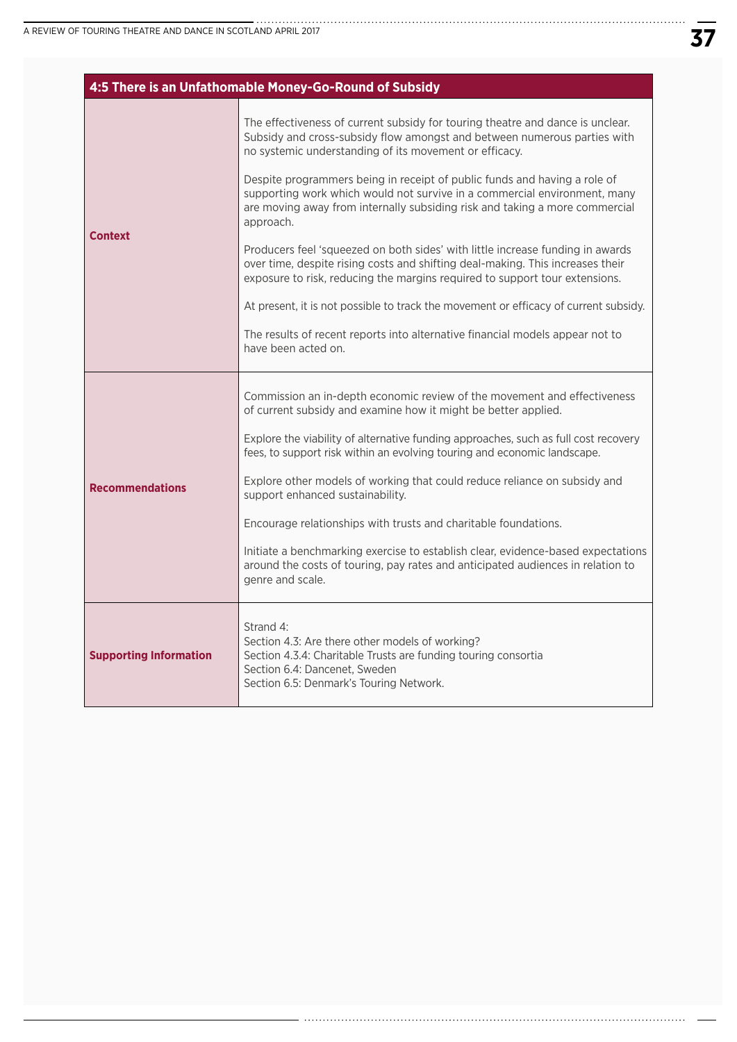| 4:5 There is an Unfathomable Money-Go-Round of Subsidy | |
|---|---|
| **Context** | The effectiveness of current subsidy for touring theatre and dance is unclear. Subsidy and cross-subsidy flow amongst and between numerous parties with no systemic understanding of its movement or efficacy.<br><br>Despite programmers being in receipt of public funds and having a role of supporting work which would not survive in a commercial environment, many are moving away from internally subsiding risk and taking a more commercial approach.<br><br>Producers feel 'squeezed on both sides' with little increase funding in awards over time, despite rising costs and shifting deal-making. This increases their exposure to risk, reducing the margins required to support tour extensions.<br><br>At present, it is not possible to track the movement or efficacy of current subsidy.<br><br>The results of recent reports into alternative financial models appear not to have been acted on. |
| **Recommendations** | Commission an in-depth economic review of the movement and effectiveness of current subsidy and examine how it might be better applied.<br><br>Explore the viability of alternative funding approaches, such as full cost recovery fees, to support risk within an evolving touring and economic landscape.<br><br>Explore other models of working that could reduce reliance on subsidy and support enhanced sustainability.<br><br>Encourage relationships with trusts and charitable foundations.<br><br>Initiate a benchmarking exercise to establish clear, evidence-based expectations around the costs of touring, pay rates and anticipated audiences in relation to genre and scale. |
| **Supporting Information** | Strand 4:<br>Section 4.3: Are there other models of working?<br>Section 4.3.4: Charitable Trusts are funding touring consortia<br>Section 6.4: Dancenet, Sweden<br>Section 6.5: Denmark's Touring Network. |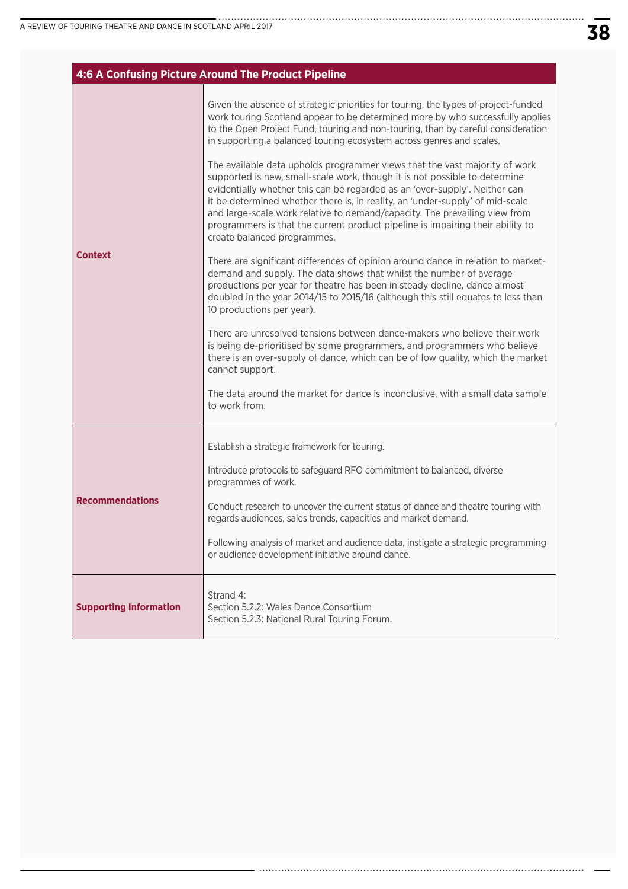| 4:6 A Confusing Picture Around The Product Pipeline | |
|---|---|
| **Context** | Given the absence of strategic priorities for touring, the types of project-funded work touring Scotland appear to be determined more by who successfully applies to the Open Project Fund, touring and non-touring, than by careful consideration in supporting a balanced touring ecosystem across genres and scales.<br><br>The available data upholds programmer views that the vast majority of work supported is new, small-scale work, though it is not possible to determine evidentially whether this can be regarded as an 'over-supply'. Neither can it be determined whether there is, in reality, an 'under-supply' of mid-scale and large-scale work relative to demand/capacity. The prevailing view from programmers is that the current product pipeline is impairing their ability to create balanced programmes.<br><br>There are significant differences of opinion around dance in relation to market-demand and supply. The data shows that whilst the number of average productions per year for theatre has been in steady decline, dance almost doubled in the year 2014/15 to 2015/16 (although this still equates to less than 10 productions per year).<br><br>There are unresolved tensions between dance-makers who believe their work is being de-prioritised by some programmers, and programmers who believe there is an over-supply of dance, which can be of low quality, which the market cannot support.<br><br>The data around the market for dance is inconclusive, with a small data sample to work from. |
| **Recommendations** | Establish a strategic framework for touring.<br><br>Introduce protocols to safeguard RFO commitment to balanced, diverse programmes of work.<br><br>Conduct research to uncover the current status of dance and theatre touring with regards audiences, sales trends, capacities and market demand.<br><br>Following analysis of market and audience data, instigate a strategic programming or audience development initiative around dance. |
| **Supporting Information** | Strand 4:<br>Section 5.2.2: Wales Dance Consortium<br>Section 5.2.3: National Rural Touring Forum. |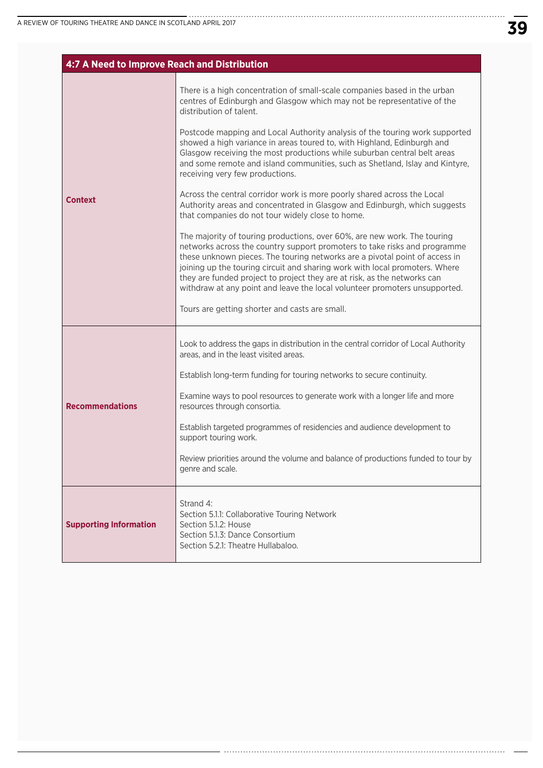| 4:7 A Need to Improve Reach and Distribution | |
|---|---|
| **Context** | There is a high concentration of small-scale companies based in the urban centres of Edinburgh and Glasgow which may not be representative of the distribution of talent.<br><br>Postcode mapping and Local Authority analysis of the touring work supported showed a high variance in areas toured to, with Highland, Edinburgh and Glasgow receiving the most productions while suburban central belt areas and some remote and island communities, such as Shetland, Islay and Kintyre, receiving very few productions.<br><br>Across the central corridor work is more poorly shared across the Local Authority areas and concentrated in Glasgow and Edinburgh, which suggests that companies do not tour widely close to home.<br><br>The majority of touring productions, over 60%, are new work. The touring networks across the country support promoters to take risks and programme these unknown pieces. The touring networks are a pivotal point of access in joining up the touring circuit and sharing work with local promoters. Where they are funded project to project they are at risk, as the networks can withdraw at any point and leave the local volunteer promoters unsupported.<br><br>Tours are getting shorter and casts are small. |
| **Recommendations** | Look to address the gaps in distribution in the central corridor of Local Authority areas, and in the least visited areas.<br><br>Establish long-term funding for touring networks to secure continuity.<br><br>Examine ways to pool resources to generate work with a longer life and more resources through consortia.<br><br>Establish targeted programmes of residencies and audience development to support touring work.<br><br>Review priorities around the volume and balance of productions funded to tour by genre and scale. |
| **Supporting Information** | Strand 4:<br>Section 5.1.1: Collaborative Touring Network<br>Section 5.1.2: House<br>Section 5.1.3: Dance Consortium<br>Section 5.2.1: Theatre Hullabaloo. |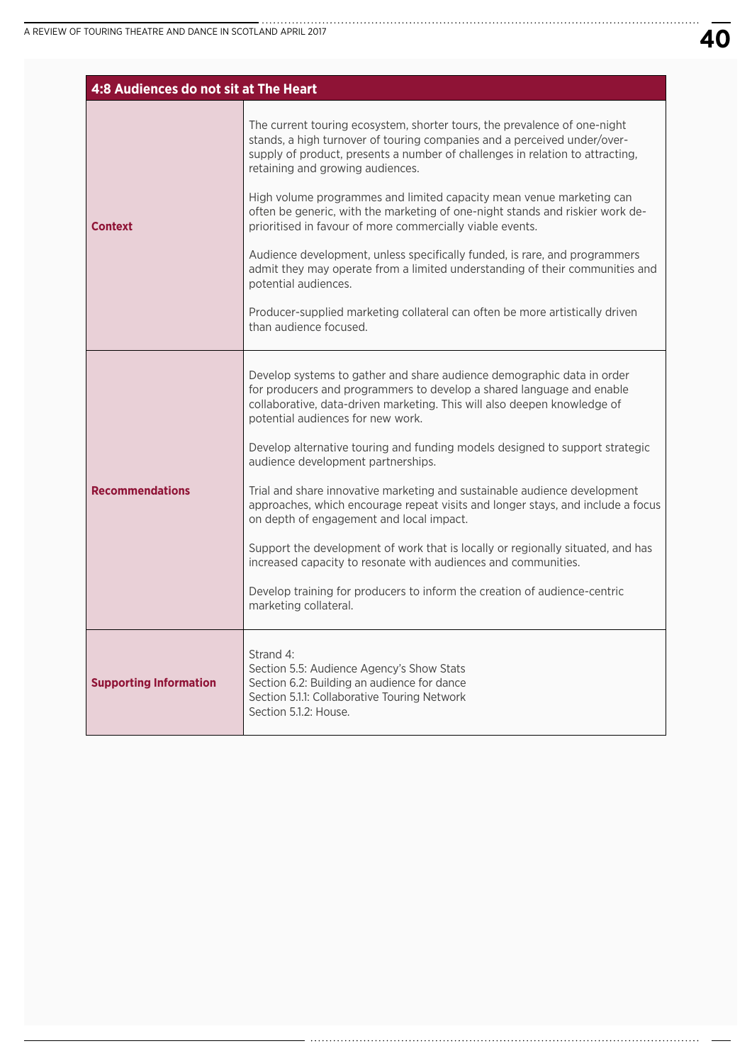| 4:8 Audiences do not sit at The Heart | |
|---|---|
| **Context** | The current touring ecosystem, shorter tours, the prevalence of one-night stands, a high turnover of touring companies and a perceived under/over-supply of product, presents a number of challenges in relation to attracting, retaining and growing audiences.<br><br>High volume programmes and limited capacity mean venue marketing can often be generic, with the marketing of one-night stands and riskier work de-prioritised in favour of more commercially viable events.<br><br>Audience development, unless specifically funded, is rare, and programmers admit they may operate from a limited understanding of their communities and potential audiences.<br><br>Producer-supplied marketing collateral can often be more artistically driven than audience focused. |
| **Recommendations** | Develop systems to gather and share audience demographic data in order for producers and programmers to develop a shared language and enable collaborative, data-driven marketing. This will also deepen knowledge of potential audiences for new work.<br><br>Develop alternative touring and funding models designed to support strategic audience development partnerships.<br><br>Trial and share innovative marketing and sustainable audience development approaches, which encourage repeat visits and longer stays, and include a focus on depth of engagement and local impact.<br><br>Support the development of work that is locally or regionally situated, and has increased capacity to resonate with audiences and communities.<br><br>Develop training for producers to inform the creation of audience-centric marketing collateral. |
| **Supporting Information** | Strand 4:<br>Section 5.5: Audience Agency's Show Stats<br>Section 6.2: Building an audience for dance<br>Section 5.1.1: Collaborative Touring Network<br>Section 5.1.2: House. |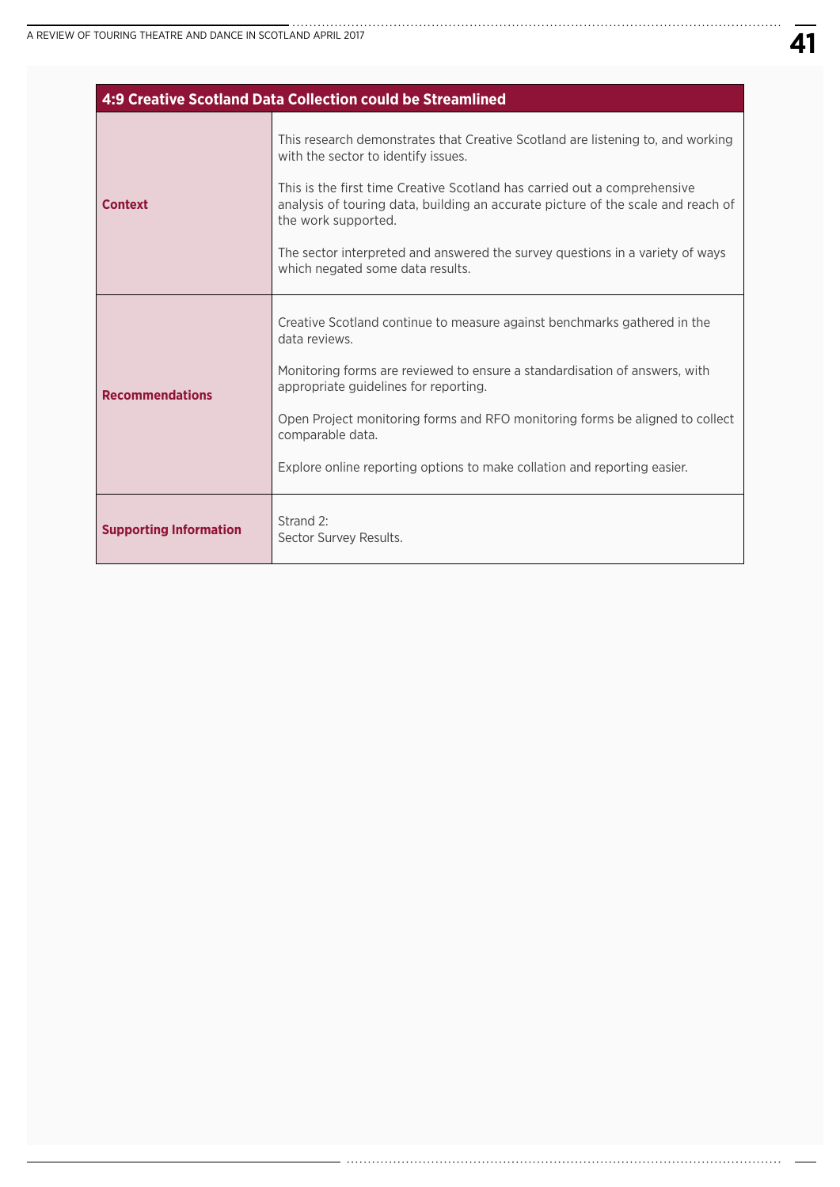| 4:9 Creative Scotland Data Collection could be Streamlined | |
|---|---|
| **Context** | This research demonstrates that Creative Scotland are listening to, and working with the sector to identify issues.<br><br>This is the first time Creative Scotland has carried out a comprehensive analysis of touring data, building an accurate picture of the scale and reach of the work supported.<br><br>The sector interpreted and answered the survey questions in a variety of ways which negated some data results. |
| **Recommendations** | Creative Scotland continue to measure against benchmarks gathered in the data reviews.<br><br>Monitoring forms are reviewed to ensure a standardisation of answers, with appropriate guidelines for reporting.<br><br>Open Project monitoring forms and RFO monitoring forms be aligned to collect comparable data.<br><br>Explore online reporting options to make collation and reporting easier. |
| **Supporting Information** | Strand 2:<br>Sector Survey Results. |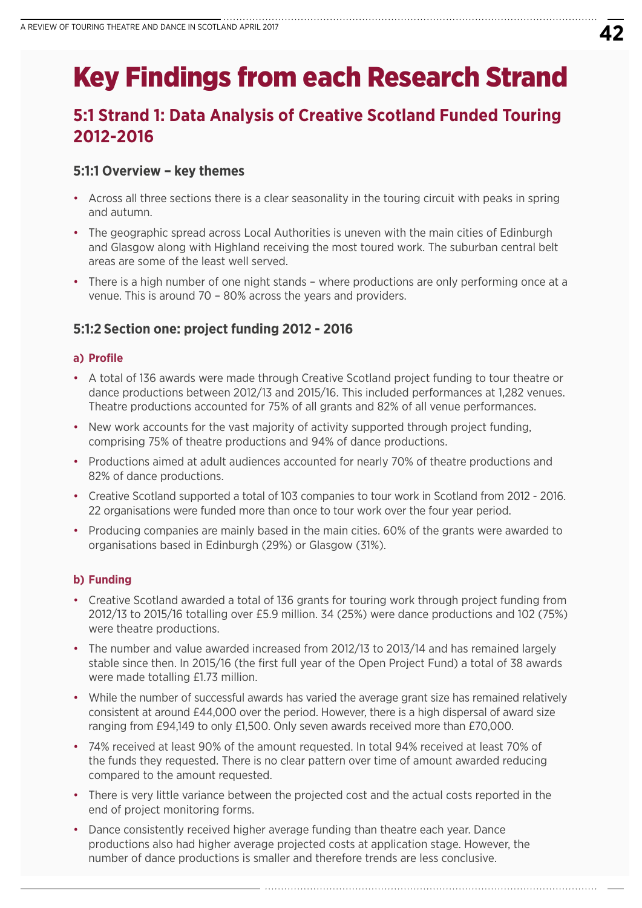# Key Findings from each Research Strand

## 5:1 Strand 1: Data Analysis of Creative Scotland Funded Touring 2012-2016

### 5:1:1 Overview – key themes

- Across all three sections there is a clear seasonality in the touring circuit with peaks in spring and autumn.
- The geographic spread across Local Authorities is uneven with the main cities of Edinburgh and Glasgow along with Highland receiving the most toured work. The suburban central belt areas are some of the least well served.
- There is a high number of one night stands – where productions are only performing once at a venue. This is around 70 – 80% across the years and providers.

### 5:1:2 Section one: project funding 2012 - 2016

#### a) Profile

- A total of 136 awards were made through Creative Scotland project funding to tour theatre or dance productions between 2012/13 and 2015/16. This included performances at 1,282 venues. Theatre productions accounted for 75% of all grants and 82% of all venue performances.
- New work accounts for the vast majority of activity supported through project funding, comprising 75% of theatre productions and 94% of dance productions.
- Productions aimed at adult audiences accounted for nearly 70% of theatre productions and 82% of dance productions.
- Creative Scotland supported a total of 103 companies to tour work in Scotland from 2012 - 2016. 22 organisations were funded more than once to tour work over the four year period.
- Producing companies are mainly based in the main cities. 60% of the grants were awarded to organisations based in Edinburgh (29%) or Glasgow (31%).

#### b) Funding

- Creative Scotland awarded a total of 136 grants for touring work through project funding from 2012/13 to 2015/16 totalling over £5.9 million. 34 (25%) were dance productions and 102 (75%) were theatre productions.
- The number and value awarded increased from 2012/13 to 2013/14 and has remained largely stable since then. In 2015/16 (the first full year of the Open Project Fund) a total of 38 awards were made totalling £1.73 million.
- While the number of successful awards has varied the average grant size has remained relatively consistent at around £44,000 over the period. However, there is a high dispersal of award size ranging from £94,149 to only £1,500. Only seven awards received more than £70,000.
- 74% received at least 90% of the amount requested. In total 94% received at least 70% of the funds they requested. There is no clear pattern over time of amount awarded reducing compared to the amount requested.
- There is very little variance between the projected cost and the actual costs reported in the end of project monitoring forms.
- Dance consistently received higher average funding than theatre each year. Dance productions also had higher average projected costs at application stage. However, the number of dance productions is smaller and therefore trends are less conclusive.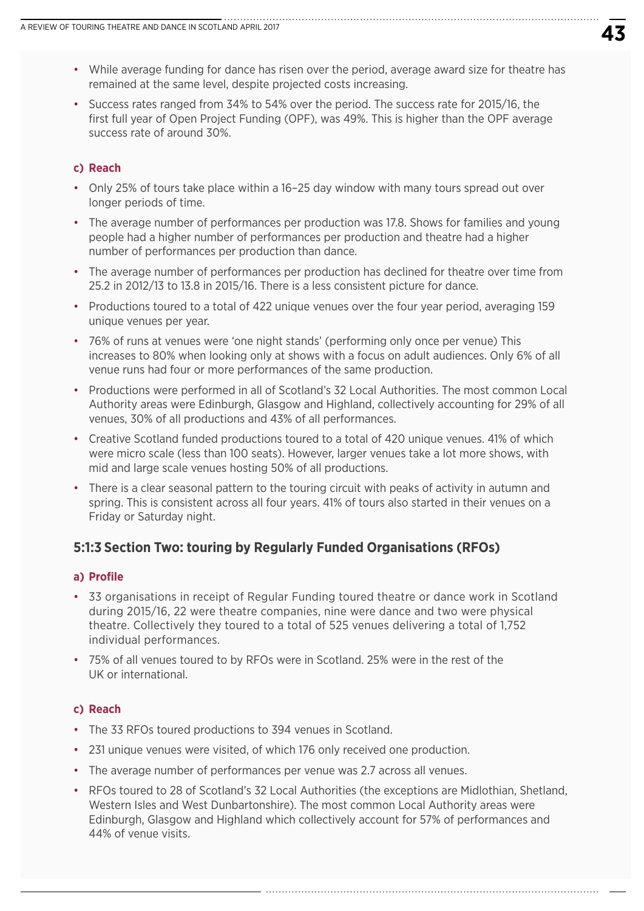- While average funding for dance has risen over the period, average award size for theatre has remained at the same level, despite projected costs increasing.
- Success rates ranged from 34% to 54% over the period. The success rate for 2015/16, the first full year of Open Project Funding (OPF), was 49%. This is higher than the OPF average success rate of around 30%.

#### c) Reach

- Only 25% of tours take place within a 16–25 day window with many tours spread out over longer periods of time.
- The average number of performances per production was 17.8. Shows for families and young people had a higher number of performances per production and theatre had a higher number of performances per production than dance.
- The average number of performances per production has declined for theatre over time from 25.2 in 2012/13 to 13.8 in 2015/16. There is a less consistent picture for dance.
- Productions toured to a total of 422 unique venues over the four year period, averaging 159 unique venues per year.
- 76% of runs at venues were 'one night stands' (performing only once per venue) This increases to 80% when looking only at shows with a focus on adult audiences. Only 6% of all venue runs had four or more performances of the same production.
- Productions were performed in all of Scotland's 32 Local Authorities. The most common Local Authority areas were Edinburgh, Glasgow and Highland, collectively accounting for 29% of all venues, 30% of all productions and 43% of all performances.
- Creative Scotland funded productions toured to a total of 420 unique venues. 41% of which were micro scale (less than 100 seats). However, larger venues take a lot more shows, with mid and large scale venues hosting 50% of all productions.
- There is a clear seasonal pattern to the touring circuit with peaks of activity in autumn and spring. This is consistent across all four years. 41% of tours also started in their venues on a Friday or Saturday night.

### 5:1:3 Section Two: touring by Regularly Funded Organisations (RFOs)

#### a) Profile

- 33 organisations in receipt of Regular Funding toured theatre or dance work in Scotland during 2015/16, 22 were theatre companies, nine were dance and two were physical theatre. Collectively they toured to a total of 525 venues delivering a total of 1,752 individual performances.
- 75% of all venues toured to by RFOs were in Scotland. 25% were in the rest of the UK or international.

#### c) Reach

- The 33 RFOs toured productions to 394 venues in Scotland.
- 231 unique venues were visited, of which 176 only received one production.
- The average number of performances per venue was 2.7 across all venues.
- RFOs toured to 28 of Scotland's 32 Local Authorities (the exceptions are Midlothian, Shetland, Western Isles and West Dunbartonshire). The most common Local Authority areas were Edinburgh, Glasgow and Highland which collectively account for 57% of performances and 44% of venue visits.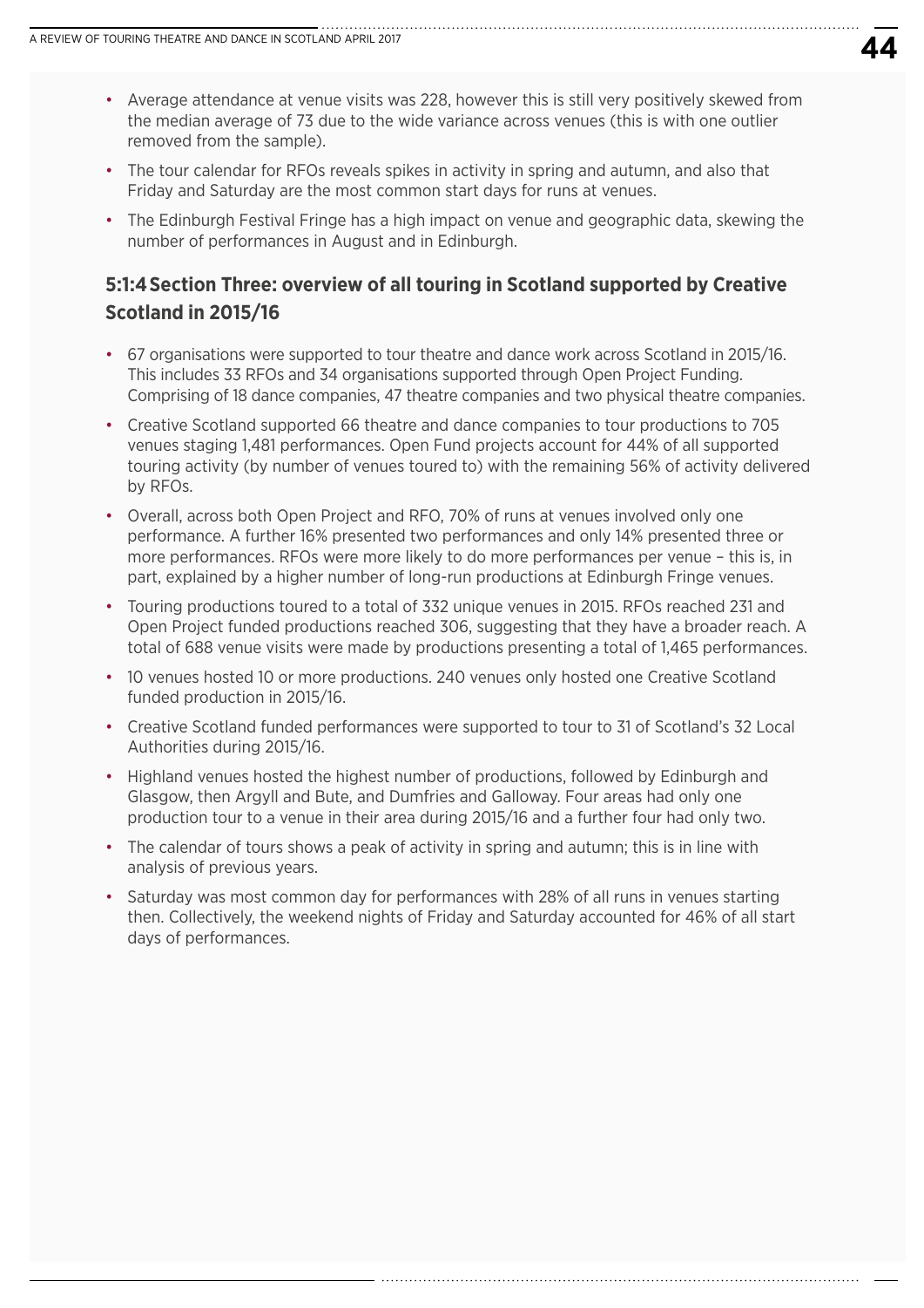- Average attendance at venue visits was 228, however this is still very positively skewed from the median average of 73 due to the wide variance across venues (this is with one outlier removed from the sample).
- The tour calendar for RFOs reveals spikes in activity in spring and autumn, and also that Friday and Saturday are the most common start days for runs at venues.
- The Edinburgh Festival Fringe has a high impact on venue and geographic data, skewing the number of performances in August and in Edinburgh.

### 5:1:4 Section Three: overview of all touring in Scotland supported by Creative Scotland in 2015/16

- 67 organisations were supported to tour theatre and dance work across Scotland in 2015/16. This includes 33 RFOs and 34 organisations supported through Open Project Funding. Comprising of 18 dance companies, 47 theatre companies and two physical theatre companies.
- Creative Scotland supported 66 theatre and dance companies to tour productions to 705 venues staging 1,481 performances. Open Fund projects account for 44% of all supported touring activity (by number of venues toured to) with the remaining 56% of activity delivered by RFOs.
- Overall, across both Open Project and RFO, 70% of runs at venues involved only one performance. A further 16% presented two performances and only 14% presented three or more performances. RFOs were more likely to do more performances per venue – this is, in part, explained by a higher number of long-run productions at Edinburgh Fringe venues.
- Touring productions toured to a total of 332 unique venues in 2015. RFOs reached 231 and Open Project funded productions reached 306, suggesting that they have a broader reach. A total of 688 venue visits were made by productions presenting a total of 1,465 performances.
- 10 venues hosted 10 or more productions. 240 venues only hosted one Creative Scotland funded production in 2015/16.
- Creative Scotland funded performances were supported to tour to 31 of Scotland's 32 Local Authorities during 2015/16.
- Highland venues hosted the highest number of productions, followed by Edinburgh and Glasgow, then Argyll and Bute, and Dumfries and Galloway. Four areas had only one production tour to a venue in their area during 2015/16 and a further four had only two.
- The calendar of tours shows a peak of activity in spring and autumn; this is in line with analysis of previous years.
- Saturday was most common day for performances with 28% of all runs in venues starting then. Collectively, the weekend nights of Friday and Saturday accounted for 46% of all start days of performances.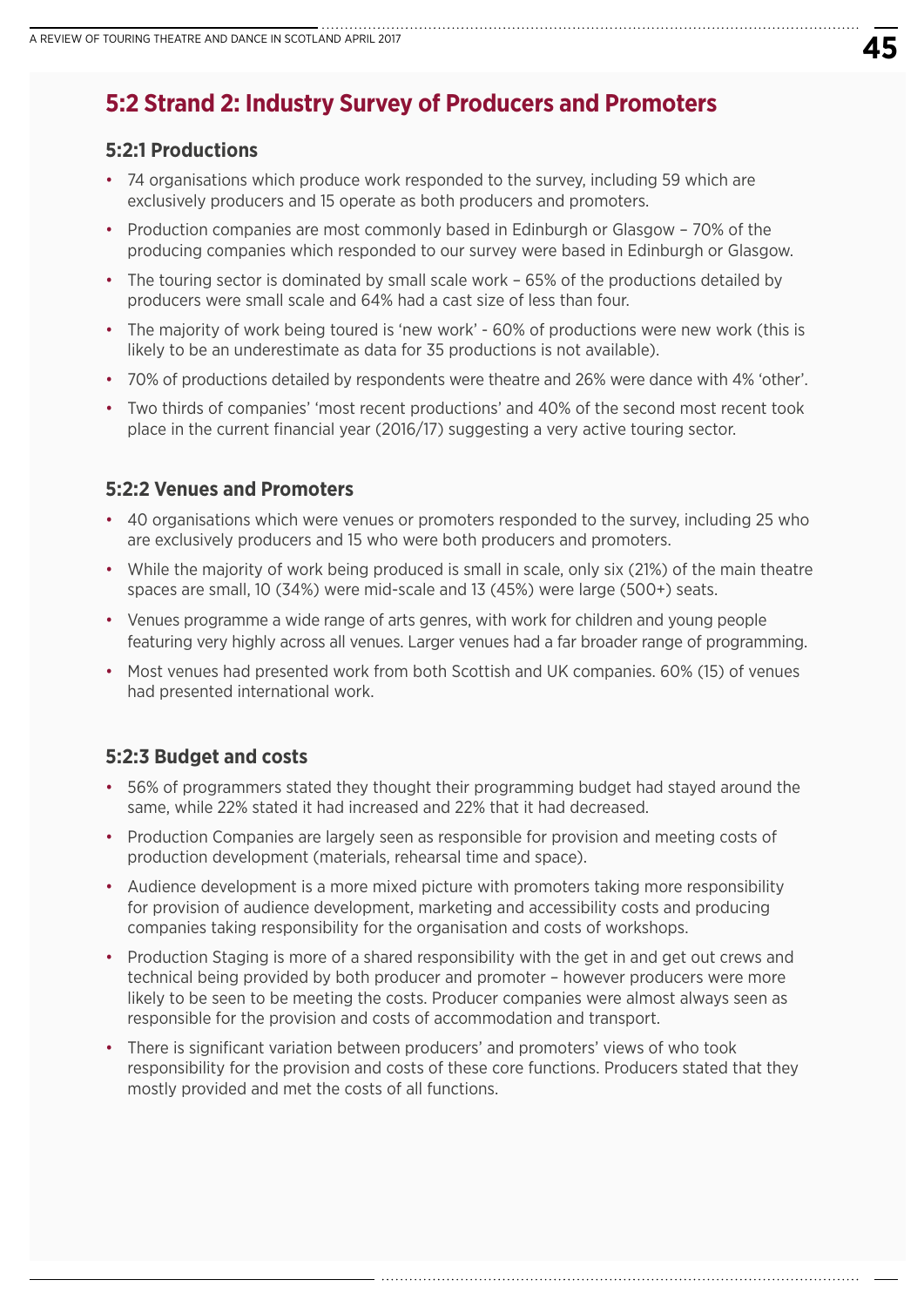## 5:2 Strand 2: Industry Survey of Producers and Promoters

### 5:2:1 Productions

- 74 organisations which produce work responded to the survey, including 59 which are exclusively producers and 15 operate as both producers and promoters.
- Production companies are most commonly based in Edinburgh or Glasgow – 70% of the producing companies which responded to our survey were based in Edinburgh or Glasgow.
- The touring sector is dominated by small scale work – 65% of the productions detailed by producers were small scale and 64% had a cast size of less than four.
- The majority of work being toured is 'new work' - 60% of productions were new work (this is likely to be an underestimate as data for 35 productions is not available).
- 70% of productions detailed by respondents were theatre and 26% were dance with 4% 'other'.
- Two thirds of companies' 'most recent productions' and 40% of the second most recent took place in the current financial year (2016/17) suggesting a very active touring sector.

### 5:2:2 Venues and Promoters

- 40 organisations which were venues or promoters responded to the survey, including 25 who are exclusively producers and 15 who were both producers and promoters.
- While the majority of work being produced is small in scale, only six (21%) of the main theatre spaces are small, 10 (34%) were mid-scale and 13 (45%) were large (500+) seats.
- Venues programme a wide range of arts genres, with work for children and young people featuring very highly across all venues. Larger venues had a far broader range of programming.
- Most venues had presented work from both Scottish and UK companies. 60% (15) of venues had presented international work.

### 5:2:3 Budget and costs

- 56% of programmers stated they thought their programming budget had stayed around the same, while 22% stated it had increased and 22% that it had decreased.
- Production Companies are largely seen as responsible for provision and meeting costs of production development (materials, rehearsal time and space).
- Audience development is a more mixed picture with promoters taking more responsibility for provision of audience development, marketing and accessibility costs and producing companies taking responsibility for the organisation and costs of workshops.
- Production Staging is more of a shared responsibility with the get in and get out crews and technical being provided by both producer and promoter – however producers were more likely to be seen to be meeting the costs. Producer companies were almost always seen as responsible for the provision and costs of accommodation and transport.
- There is significant variation between producers' and promoters' views of who took responsibility for the provision and costs of these core functions. Producers stated that they mostly provided and met the costs of all functions.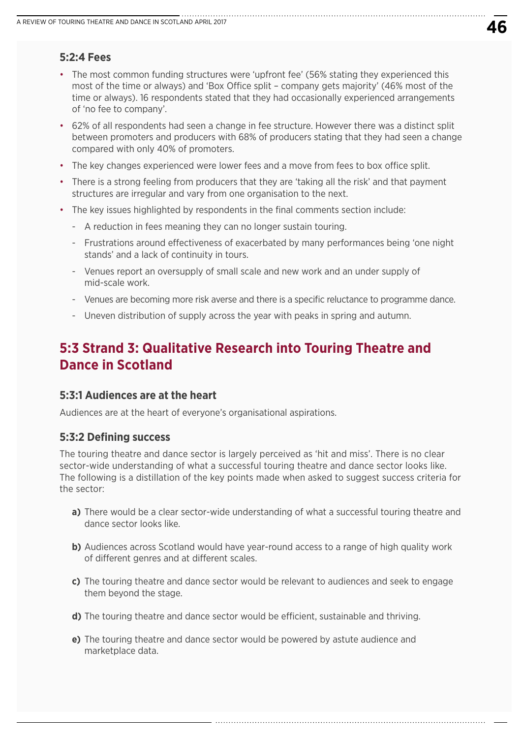### 5:2:4 Fees

- The most common funding structures were 'upfront fee' (56% stating they experienced this most of the time or always) and 'Box Office split – company gets majority' (46% most of the time or always). 16 respondents stated that they had occasionally experienced arrangements of 'no fee to company'.
- 62% of all respondents had seen a change in fee structure. However there was a distinct split between promoters and producers with 68% of producers stating that they had seen a change compared with only 40% of promoters.
- The key changes experienced were lower fees and a move from fees to box office split.
- There is a strong feeling from producers that they are 'taking all the risk' and that payment structures are irregular and vary from one organisation to the next.
- The key issues highlighted by respondents in the final comments section include:
  - A reduction in fees meaning they can no longer sustain touring.
  - Frustrations around effectiveness of exacerbated by many performances being 'one night stands' and a lack of continuity in tours.
  - Venues report an oversupply of small scale and new work and an under supply of mid-scale work.
  - Venues are becoming more risk averse and there is a specific reluctance to programme dance.
  - Uneven distribution of supply across the year with peaks in spring and autumn.

## 5:3 Strand 3: Qualitative Research into Touring Theatre and Dance in Scotland

### 5:3:1 Audiences are at the heart

Audiences are at the heart of everyone's organisational aspirations.

### 5:3:2 Defining success

The touring theatre and dance sector is largely perceived as 'hit and miss'. There is no clear sector-wide understanding of what a successful touring theatre and dance sector looks like. The following is a distillation of the key points made when asked to suggest success criteria for the sector:

**a)** There would be a clear sector-wide understanding of what a successful touring theatre and dance sector looks like.

**b)** Audiences across Scotland would have year-round access to a range of high quality work of different genres and at different scales.

**c)** The touring theatre and dance sector would be relevant to audiences and seek to engage them beyond the stage.

**d)** The touring theatre and dance sector would be efficient, sustainable and thriving.

**e)** The touring theatre and dance sector would be powered by astute audience and marketplace data.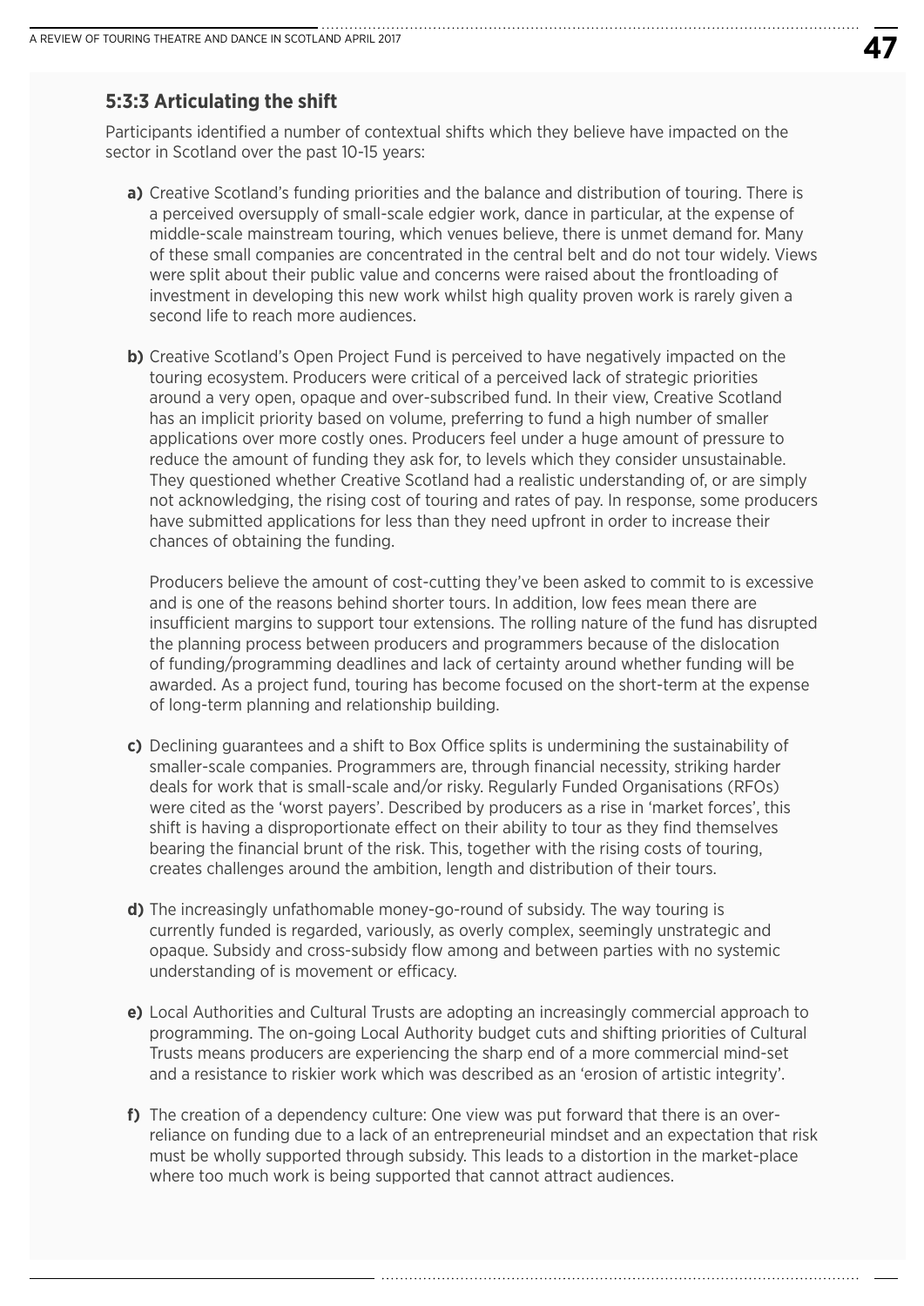### 5:3:3 Articulating the shift

Participants identified a number of contextual shifts which they believe have impacted on the sector in Scotland over the past 10-15 years:

**a)** Creative Scotland's funding priorities and the balance and distribution of touring. There is a perceived oversupply of small-scale edgier work, dance in particular, at the expense of middle-scale mainstream touring, which venues believe, there is unmet demand for. Many of these small companies are concentrated in the central belt and do not tour widely. Views were split about their public value and concerns were raised about the frontloading of investment in developing this new work whilst high quality proven work is rarely given a second life to reach more audiences.

**b)** Creative Scotland's Open Project Fund is perceived to have negatively impacted on the touring ecosystem. Producers were critical of a perceived lack of strategic priorities around a very open, opaque and over-subscribed fund. In their view, Creative Scotland has an implicit priority based on volume, preferring to fund a high number of smaller applications over more costly ones. Producers feel under a huge amount of pressure to reduce the amount of funding they ask for, to levels which they consider unsustainable. They questioned whether Creative Scotland had a realistic understanding of, or are simply not acknowledging, the rising cost of touring and rates of pay. In response, some producers have submitted applications for less than they need upfront in order to increase their chances of obtaining the funding.

Producers believe the amount of cost-cutting they've been asked to commit to is excessive and is one of the reasons behind shorter tours. In addition, low fees mean there are insufficient margins to support tour extensions. The rolling nature of the fund has disrupted the planning process between producers and programmers because of the dislocation of funding/programming deadlines and lack of certainty around whether funding will be awarded. As a project fund, touring has become focused on the short-term at the expense of long-term planning and relationship building.

**c)** Declining guarantees and a shift to Box Office splits is undermining the sustainability of smaller-scale companies. Programmers are, through financial necessity, striking harder deals for work that is small-scale and/or risky. Regularly Funded Organisations (RFOs) were cited as the 'worst payers'. Described by producers as a rise in 'market forces', this shift is having a disproportionate effect on their ability to tour as they find themselves bearing the financial brunt of the risk. This, together with the rising costs of touring, creates challenges around the ambition, length and distribution of their tours.

**d)** The increasingly unfathomable money-go-round of subsidy. The way touring is currently funded is regarded, variously, as overly complex, seemingly unstrategic and opaque. Subsidy and cross-subsidy flow among and between parties with no systemic understanding of is movement or efficacy.

**e)** Local Authorities and Cultural Trusts are adopting an increasingly commercial approach to programming. The on-going Local Authority budget cuts and shifting priorities of Cultural Trusts means producers are experiencing the sharp end of a more commercial mind-set and a resistance to riskier work which was described as an 'erosion of artistic integrity'.

**f)** The creation of a dependency culture: One view was put forward that there is an over-reliance on funding due to a lack of an entrepreneurial mindset and an expectation that risk must be wholly supported through subsidy. This leads to a distortion in the market-place where too much work is being supported that cannot attract audiences.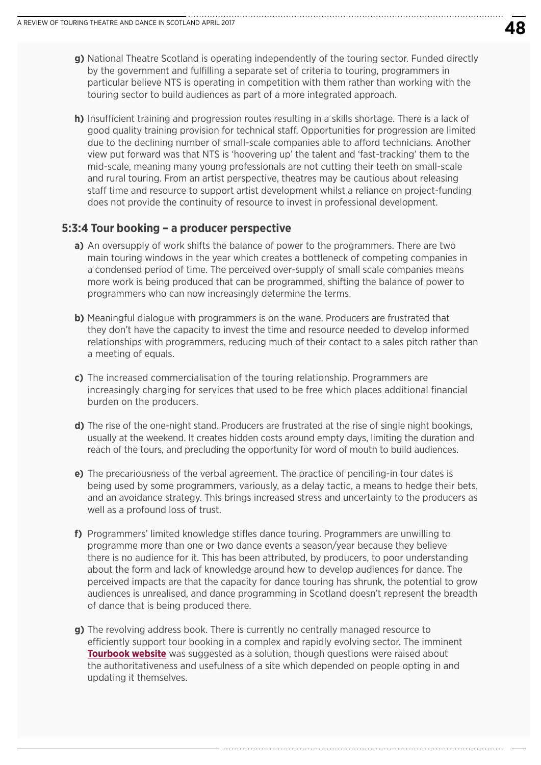**g)** National Theatre Scotland is operating independently of the touring sector. Funded directly by the government and fulfilling a separate set of criteria to touring, programmers in particular believe NTS is operating in competition with them rather than working with the touring sector to build audiences as part of a more integrated approach.

**h)** Insufficient training and progression routes resulting in a skills shortage. There is a lack of good quality training provision for technical staff. Opportunities for progression are limited due to the declining number of small-scale companies able to afford technicians. Another view put forward was that NTS is 'hoovering up' the talent and 'fast-tracking' them to the mid-scale, meaning many young professionals are not cutting their teeth on small-scale and rural touring. From an artist perspective, theatres may be cautious about releasing staff time and resource to support artist development whilst a reliance on project-funding does not provide the continuity of resource to invest in professional development.

### 5:3:4 Tour booking – a producer perspective

**a)** An oversupply of work shifts the balance of power to the programmers. There are two main touring windows in the year which creates a bottleneck of competing companies in a condensed period of time. The perceived over-supply of small scale companies means more work is being produced that can be programmed, shifting the balance of power to programmers who can now increasingly determine the terms.

**b)** Meaningful dialogue with programmers is on the wane. Producers are frustrated that they don't have the capacity to invest the time and resource needed to develop informed relationships with programmers, reducing much of their contact to a sales pitch rather than a meeting of equals.

**c)** The increased commercialisation of the touring relationship. Programmers are increasingly charging for services that used to be free which places additional financial burden on the producers.

**d)** The rise of the one-night stand. Producers are frustrated at the rise of single night bookings, usually at the weekend. It creates hidden costs around empty days, limiting the duration and reach of the tours, and precluding the opportunity for word of mouth to build audiences.

**e)** The precariousness of the verbal agreement. The practice of penciling-in tour dates is being used by some programmers, variously, as a delay tactic, a means to hedge their bets, and an avoidance strategy. This brings increased stress and uncertainty to the producers as well as a profound loss of trust.

**f)** Programmers' limited knowledge stifles dance touring. Programmers are unwilling to programme more than one or two dance events a season/year because they believe there is no audience for it. This has been attributed, by producers, to poor understanding about the form and lack of knowledge around how to develop audiences for dance. The perceived impacts are that the capacity for dance touring has shrunk, the potential to grow audiences is unrealised, and dance programming in Scotland doesn't represent the breadth of dance that is being produced there.

**g)** The revolving address book. There is currently no centrally managed resource to efficiently support tour booking in a complex and rapidly evolving sector. The imminent **Tourbook website** was suggested as a solution, though questions were raised about the authoritativeness and usefulness of a site which depended on people opting in and updating it themselves.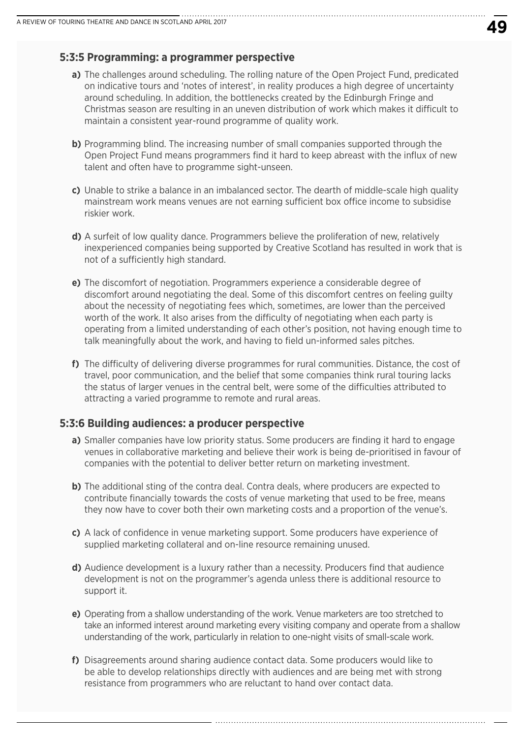### 5:3:5 Programming: a programmer perspective

**a)** The challenges around scheduling. The rolling nature of the Open Project Fund, predicated on indicative tours and 'notes of interest', in reality produces a high degree of uncertainty around scheduling. In addition, the bottlenecks created by the Edinburgh Fringe and Christmas season are resulting in an uneven distribution of work which makes it difficult to maintain a consistent year-round programme of quality work.

**b)** Programming blind. The increasing number of small companies supported through the Open Project Fund means programmers find it hard to keep abreast with the influx of new talent and often have to programme sight-unseen.

**c)** Unable to strike a balance in an imbalanced sector. The dearth of middle-scale high quality mainstream work means venues are not earning sufficient box office income to subsidise riskier work.

**d)** A surfeit of low quality dance. Programmers believe the proliferation of new, relatively inexperienced companies being supported by Creative Scotland has resulted in work that is not of a sufficiently high standard.

**e)** The discomfort of negotiation. Programmers experience a considerable degree of discomfort around negotiating the deal. Some of this discomfort centres on feeling guilty about the necessity of negotiating fees which, sometimes, are lower than the perceived worth of the work. It also arises from the difficulty of negotiating when each party is operating from a limited understanding of each other's position, not having enough time to talk meaningfully about the work, and having to field un-informed sales pitches.

**f)** The difficulty of delivering diverse programmes for rural communities. Distance, the cost of travel, poor communication, and the belief that some companies think rural touring lacks the status of larger venues in the central belt, were some of the difficulties attributed to attracting a varied programme to remote and rural areas.

### 5:3:6 Building audiences: a producer perspective

**a)** Smaller companies have low priority status. Some producers are finding it hard to engage venues in collaborative marketing and believe their work is being de-prioritised in favour of companies with the potential to deliver better return on marketing investment.

**b)** The additional sting of the contra deal. Contra deals, where producers are expected to contribute financially towards the costs of venue marketing that used to be free, means they now have to cover both their own marketing costs and a proportion of the venue's.

**c)** A lack of confidence in venue marketing support. Some producers have experience of supplied marketing collateral and on-line resource remaining unused.

**d)** Audience development is a luxury rather than a necessity. Producers find that audience development is not on the programmer's agenda unless there is additional resource to support it.

**e)** Operating from a shallow understanding of the work. Venue marketers are too stretched to take an informed interest around marketing every visiting company and operate from a shallow understanding of the work, particularly in relation to one-night visits of small-scale work.

**f)** Disagreements around sharing audience contact data. Some producers would like to be able to develop relationships directly with audiences and are being met with strong resistance from programmers who are reluctant to hand over contact data.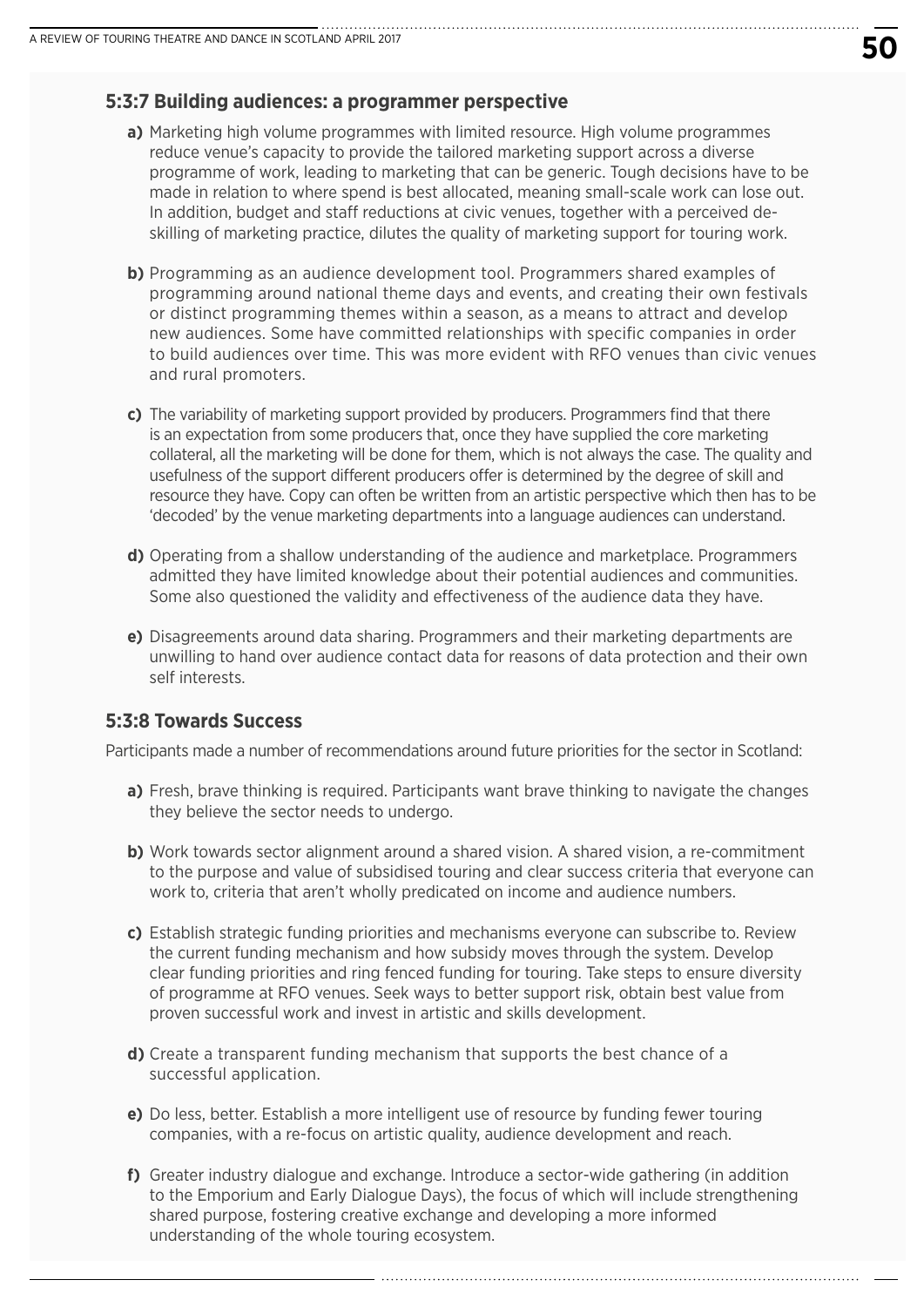### 5:3:7 Building audiences: a programmer perspective

**a)** Marketing high volume programmes with limited resource. High volume programmes reduce venue's capacity to provide the tailored marketing support across a diverse programme of work, leading to marketing that can be generic. Tough decisions have to be made in relation to where spend is best allocated, meaning small-scale work can lose out. In addition, budget and staff reductions at civic venues, together with a perceived de-skilling of marketing practice, dilutes the quality of marketing support for touring work.

**b)** Programming as an audience development tool. Programmers shared examples of programming around national theme days and events, and creating their own festivals or distinct programming themes within a season, as a means to attract and develop new audiences. Some have committed relationships with specific companies in order to build audiences over time. This was more evident with RFO venues than civic venues and rural promoters.

**c)** The variability of marketing support provided by producers. Programmers find that there is an expectation from some producers that, once they have supplied the core marketing collateral, all the marketing will be done for them, which is not always the case. The quality and usefulness of the support different producers offer is determined by the degree of skill and resource they have. Copy can often be written from an artistic perspective which then has to be 'decoded' by the venue marketing departments into a language audiences can understand.

**d)** Operating from a shallow understanding of the audience and marketplace. Programmers admitted they have limited knowledge about their potential audiences and communities. Some also questioned the validity and effectiveness of the audience data they have.

**e)** Disagreements around data sharing. Programmers and their marketing departments are unwilling to hand over audience contact data for reasons of data protection and their own self interests.

### 5:3:8 Towards Success

Participants made a number of recommendations around future priorities for the sector in Scotland:

**a)** Fresh, brave thinking is required. Participants want brave thinking to navigate the changes they believe the sector needs to undergo.

**b)** Work towards sector alignment around a shared vision. A shared vision, a re-commitment to the purpose and value of subsidised touring and clear success criteria that everyone can work to, criteria that aren't wholly predicated on income and audience numbers.

**c)** Establish strategic funding priorities and mechanisms everyone can subscribe to. Review the current funding mechanism and how subsidy moves through the system. Develop clear funding priorities and ring fenced funding for touring. Take steps to ensure diversity of programme at RFO venues. Seek ways to better support risk, obtain best value from proven successful work and invest in artistic and skills development.

**d)** Create a transparent funding mechanism that supports the best chance of a successful application.

**e)** Do less, better. Establish a more intelligent use of resource by funding fewer touring companies, with a re-focus on artistic quality, audience development and reach.

**f)** Greater industry dialogue and exchange. Introduce a sector-wide gathering (in addition to the Emporium and Early Dialogue Days), the focus of which will include strengthening shared purpose, fostering creative exchange and developing a more informed understanding of the whole touring ecosystem.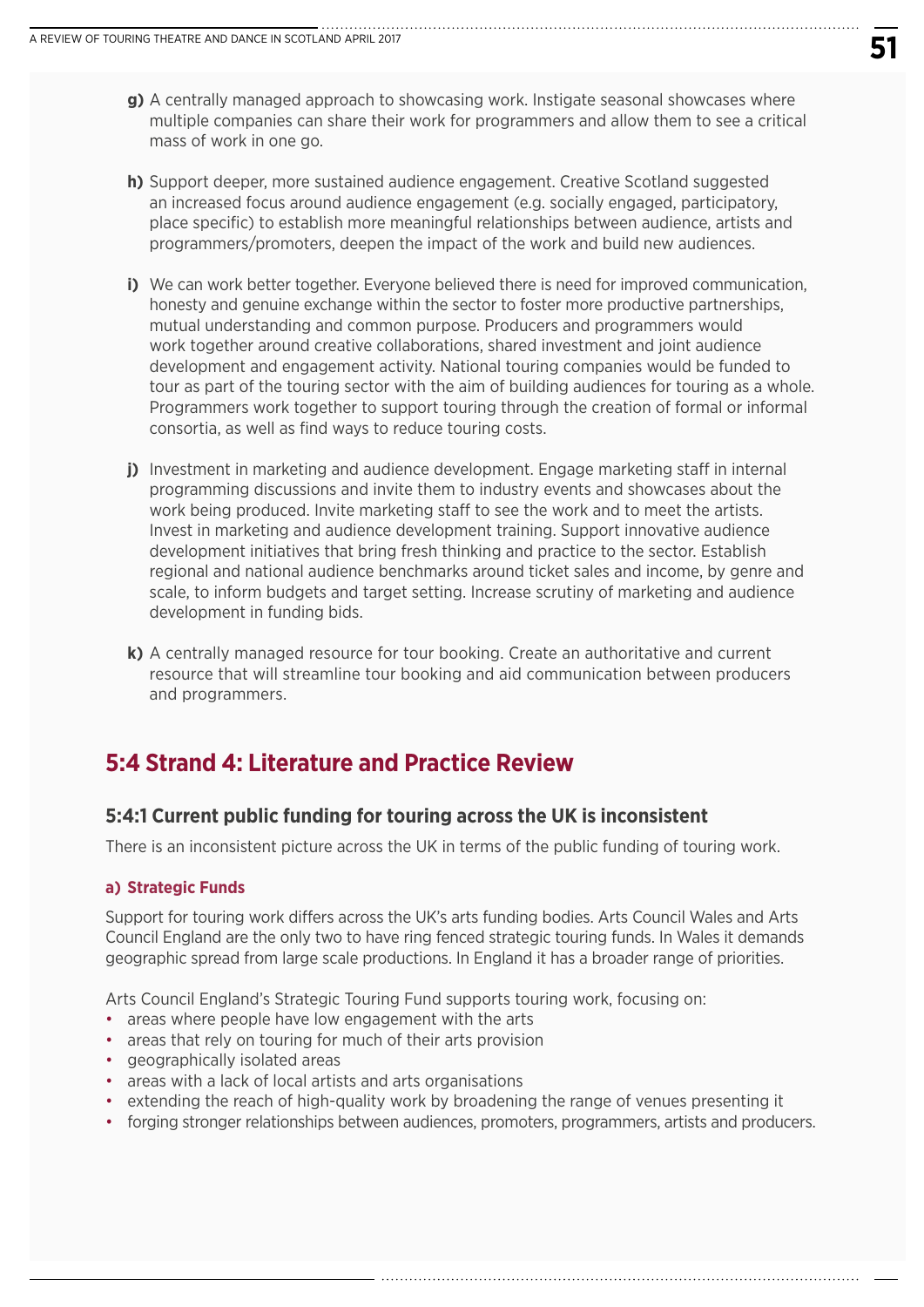**g)** A centrally managed approach to showcasing work. Instigate seasonal showcases where multiple companies can share their work for programmers and allow them to see a critical mass of work in one go.

**h)** Support deeper, more sustained audience engagement. Creative Scotland suggested an increased focus around audience engagement (e.g. socially engaged, participatory, place specific) to establish more meaningful relationships between audience, artists and programmers/promoters, deepen the impact of the work and build new audiences.

**i)** We can work better together. Everyone believed there is need for improved communication, honesty and genuine exchange within the sector to foster more productive partnerships, mutual understanding and common purpose. Producers and programmers would work together around creative collaborations, shared investment and joint audience development and engagement activity. National touring companies would be funded to tour as part of the touring sector with the aim of building audiences for touring as a whole. Programmers work together to support touring through the creation of formal or informal consortia, as well as find ways to reduce touring costs.

**j)** Investment in marketing and audience development. Engage marketing staff in internal programming discussions and invite them to industry events and showcases about the work being produced. Invite marketing staff to see the work and to meet the artists. Invest in marketing and audience development training. Support innovative audience development initiatives that bring fresh thinking and practice to the sector. Establish regional and national audience benchmarks around ticket sales and income, by genre and scale, to inform budgets and target setting. Increase scrutiny of marketing and audience development in funding bids.

**k)** A centrally managed resource for tour booking. Create an authoritative and current resource that will streamline tour booking and aid communication between producers and programmers.

## 5:4 Strand 4: Literature and Practice Review

### 5:4:1 Current public funding for touring across the UK is inconsistent

There is an inconsistent picture across the UK in terms of the public funding of touring work.

#### a) Strategic Funds

Support for touring work differs across the UK's arts funding bodies. Arts Council Wales and Arts Council England are the only two to have ring fenced strategic touring funds. In Wales it demands geographic spread from large scale productions. In England it has a broader range of priorities.

Arts Council England's Strategic Touring Fund supports touring work, focusing on:

- areas where people have low engagement with the arts
- areas that rely on touring for much of their arts provision
- geographically isolated areas
- areas with a lack of local artists and arts organisations
- extending the reach of high-quality work by broadening the range of venues presenting it
- forging stronger relationships between audiences, promoters, programmers, artists and producers.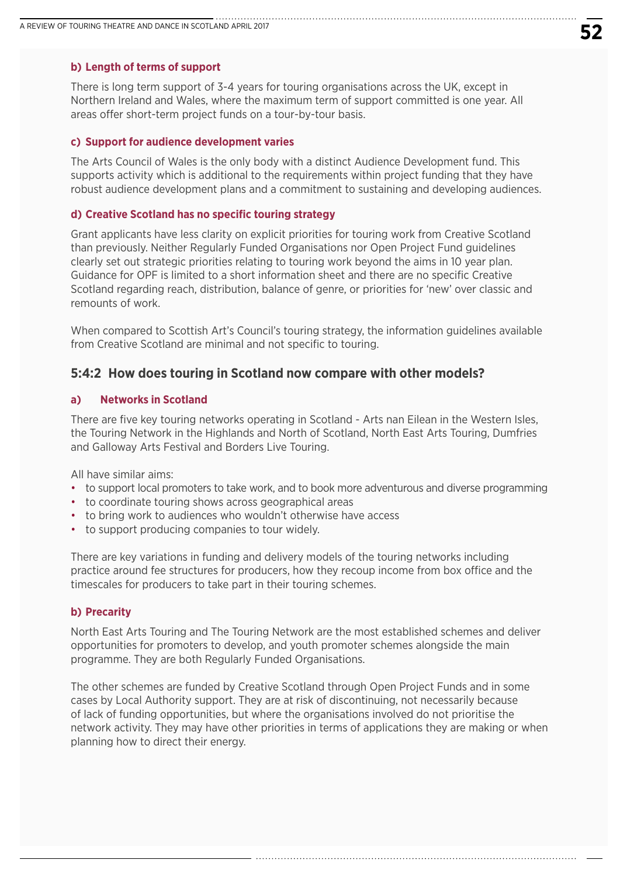#### b) Length of terms of support

There is long term support of 3-4 years for touring organisations across the UK, except in Northern Ireland and Wales, where the maximum term of support committed is one year. All areas offer short-term project funds on a tour-by-tour basis.

#### c) Support for audience development varies

The Arts Council of Wales is the only body with a distinct Audience Development fund. This supports activity which is additional to the requirements within project funding that they have robust audience development plans and a commitment to sustaining and developing audiences.

#### d) Creative Scotland has no specific touring strategy

Grant applicants have less clarity on explicit priorities for touring work from Creative Scotland than previously. Neither Regularly Funded Organisations nor Open Project Fund guidelines clearly set out strategic priorities relating to touring work beyond the aims in 10 year plan. Guidance for OPF is limited to a short information sheet and there are no specific Creative Scotland regarding reach, distribution, balance of genre, or priorities for 'new' over classic and remounts of work.

When compared to Scottish Art's Council's touring strategy, the information guidelines available from Creative Scotland are minimal and not specific to touring.

### 5:4:2 How does touring in Scotland now compare with other models?

#### a) Networks in Scotland

There are five key touring networks operating in Scotland - Arts nan Eilean in the Western Isles, the Touring Network in the Highlands and North of Scotland, North East Arts Touring, Dumfries and Galloway Arts Festival and Borders Live Touring.

All have similar aims:

- to support local promoters to take work, and to book more adventurous and diverse programming
- to coordinate touring shows across geographical areas
- to bring work to audiences who wouldn't otherwise have access
- to support producing companies to tour widely.

There are key variations in funding and delivery models of the touring networks including practice around fee structures for producers, how they recoup income from box office and the timescales for producers to take part in their touring schemes.

#### b) Precarity

North East Arts Touring and The Touring Network are the most established schemes and deliver opportunities for promoters to develop, and youth promoter schemes alongside the main programme. They are both Regularly Funded Organisations.

The other schemes are funded by Creative Scotland through Open Project Funds and in some cases by Local Authority support. They are at risk of discontinuing, not necessarily because of lack of funding opportunities, but where the organisations involved do not prioritise the network activity. They may have other priorities in terms of applications they are making or when planning how to direct their energy.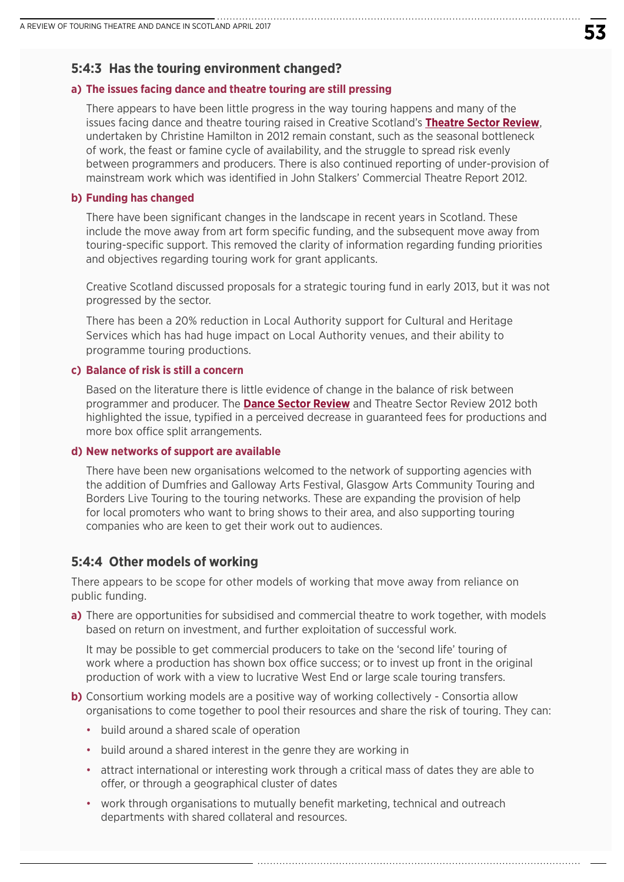### 5:4:3 Has the touring environment changed?

**a) The issues facing dance and theatre touring are still pressing**

There appears to have been little progress in the way touring happens and many of the issues facing dance and theatre touring raised in Creative Scotland's **Theatre Sector Review**, undertaken by Christine Hamilton in 2012 remain constant, such as the seasonal bottleneck of work, the feast or famine cycle of availability, and the struggle to spread risk evenly between programmers and producers. There is also continued reporting of under-provision of mainstream work which was identified in John Stalkers' Commercial Theatre Report 2012.

**b) Funding has changed**

There have been significant changes in the landscape in recent years in Scotland. These include the move away from art form specific funding, and the subsequent move away from touring-specific support. This removed the clarity of information regarding funding priorities and objectives regarding touring work for grant applicants.

Creative Scotland discussed proposals for a strategic touring fund in early 2013, but it was not progressed by the sector.

There has been a 20% reduction in Local Authority support for Cultural and Heritage Services which has had huge impact on Local Authority venues, and their ability to programme touring productions.

**c) Balance of risk is still a concern**

Based on the literature there is little evidence of change in the balance of risk between programmer and producer. The **Dance Sector Review** and Theatre Sector Review 2012 both highlighted the issue, typified in a perceived decrease in guaranteed fees for productions and more box office split arrangements.

**d) New networks of support are available**

There have been new organisations welcomed to the network of supporting agencies with the addition of Dumfries and Galloway Arts Festival, Glasgow Arts Community Touring and Borders Live Touring to the touring networks. These are expanding the provision of help for local promoters who want to bring shows to their area, and also supporting touring companies who are keen to get their work out to audiences.

### 5:4:4 Other models of working

There appears to be scope for other models of working that move away from reliance on public funding.

**a)** There are opportunities for subsidised and commercial theatre to work together, with models based on return on investment, and further exploitation of successful work.

It may be possible to get commercial producers to take on the 'second life' touring of work where a production has shown box office success; or to invest up front in the original production of work with a view to lucrative West End or large scale touring transfers.

**b)** Consortium working models are a positive way of working collectively - Consortia allow organisations to come together to pool their resources and share the risk of touring. They can:

- build around a shared scale of operation
- build around a shared interest in the genre they are working in
- attract international or interesting work through a critical mass of dates they are able to offer, or through a geographical cluster of dates
- work through organisations to mutually benefit marketing, technical and outreach departments with shared collateral and resources.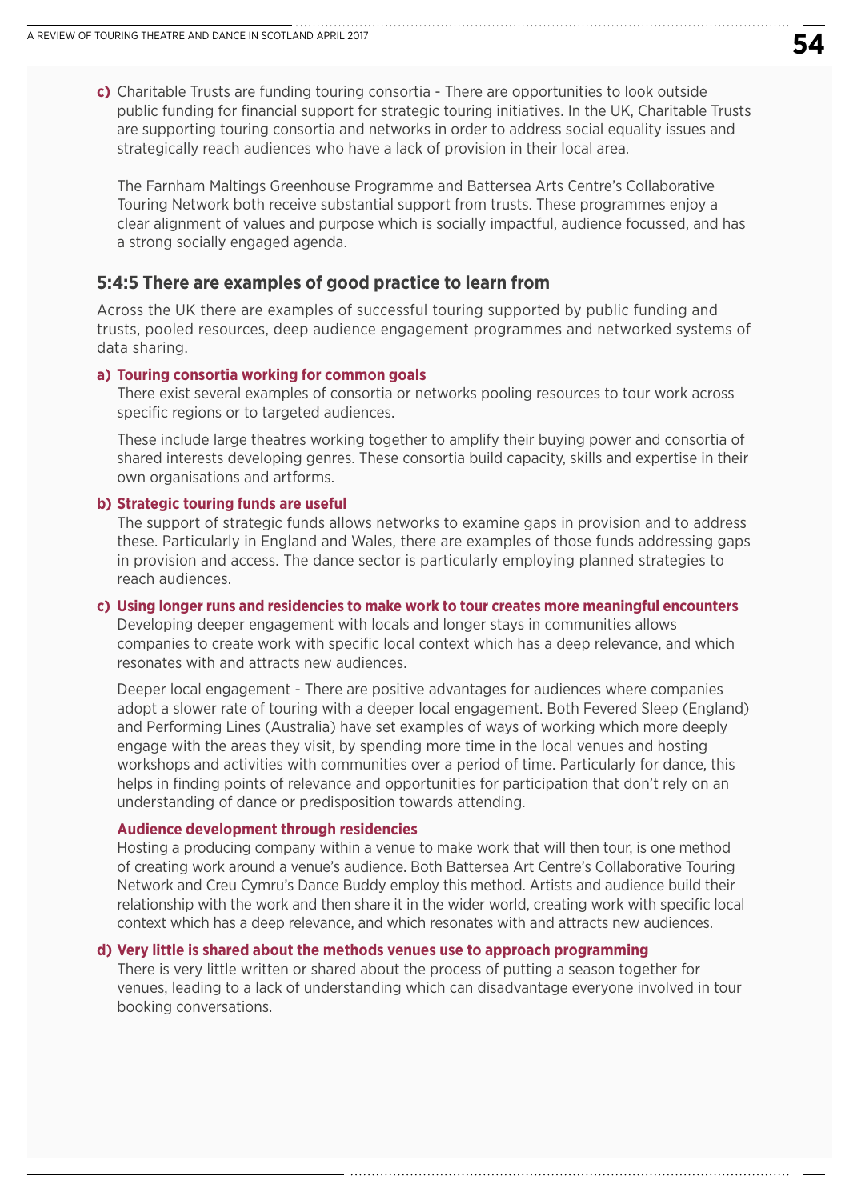**c)** Charitable Trusts are funding touring consortia - There are opportunities to look outside public funding for financial support for strategic touring initiatives. In the UK, Charitable Trusts are supporting touring consortia and networks in order to address social equality issues and strategically reach audiences who have a lack of provision in their local area.

The Farnham Maltings Greenhouse Programme and Battersea Arts Centre's Collaborative Touring Network both receive substantial support from trusts. These programmes enjoy a clear alignment of values and purpose which is socially impactful, audience focussed, and has a strong socially engaged agenda.

### 5:4:5 There are examples of good practice to learn from

Across the UK there are examples of successful touring supported by public funding and trusts, pooled resources, deep audience engagement programmes and networked systems of data sharing.

**a) Touring consortia working for common goals**

There exist several examples of consortia or networks pooling resources to tour work across specific regions or to targeted audiences.

These include large theatres working together to amplify their buying power and consortia of shared interests developing genres. These consortia build capacity, skills and expertise in their own organisations and artforms.

**b) Strategic touring funds are useful**

The support of strategic funds allows networks to examine gaps in provision and to address these. Particularly in England and Wales, there are examples of those funds addressing gaps in provision and access. The dance sector is particularly employing planned strategies to reach audiences.

**c) Using longer runs and residencies to make work to tour creates more meaningful encounters**

Developing deeper engagement with locals and longer stays in communities allows companies to create work with specific local context which has a deep relevance, and which resonates with and attracts new audiences.

Deeper local engagement - There are positive advantages for audiences where companies adopt a slower rate of touring with a deeper local engagement. Both Fevered Sleep (England) and Performing Lines (Australia) have set examples of ways of working which more deeply engage with the areas they visit, by spending more time in the local venues and hosting workshops and activities with communities over a period of time. Particularly for dance, this helps in finding points of relevance and opportunities for participation that don't rely on an understanding of dance or predisposition towards attending.

**Audience development through residencies**

Hosting a producing company within a venue to make work that will then tour, is one method of creating work around a venue's audience. Both Battersea Art Centre's Collaborative Touring Network and Creu Cymru's Dance Buddy employ this method. Artists and audience build their relationship with the work and then share it in the wider world, creating work with specific local context which has a deep relevance, and which resonates with and attracts new audiences.

**d) Very little is shared about the methods venues use to approach programming**

There is very little written or shared about the process of putting a season together for venues, leading to a lack of understanding which can disadvantage everyone involved in tour booking conversations.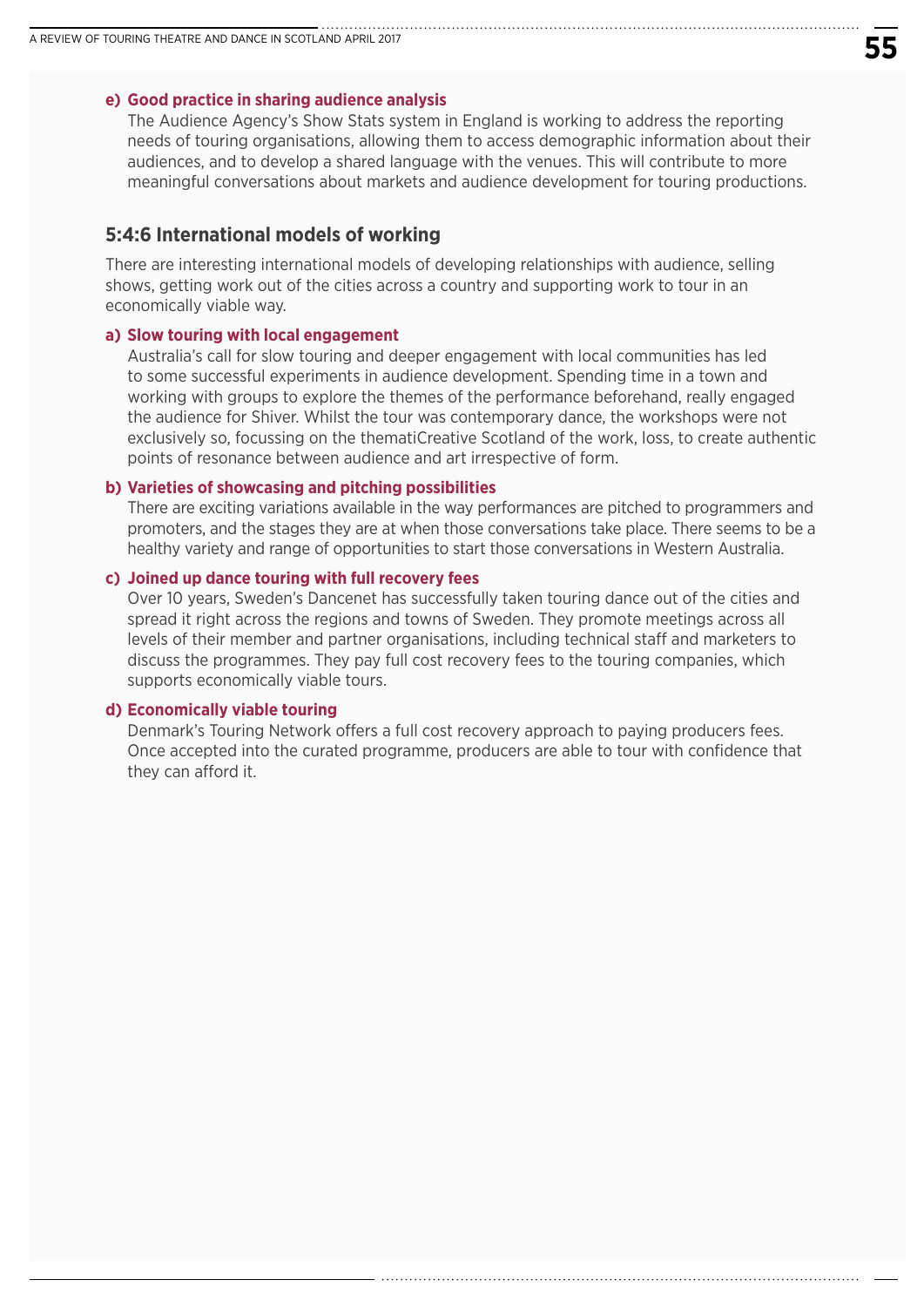**e) Good practice in sharing audience analysis**

The Audience Agency's Show Stats system in England is working to address the reporting needs of touring organisations, allowing them to access demographic information about their audiences, and to develop a shared language with the venues. This will contribute to more meaningful conversations about markets and audience development for touring productions.

## 5:4:6 International models of working

There are interesting international models of developing relationships with audience, selling shows, getting work out of the cities across a country and supporting work to tour in an economically viable way.

**a) Slow touring with local engagement**

Australia's call for slow touring and deeper engagement with local communities has led to some successful experiments in audience development. Spending time in a town and working with groups to explore the themes of the performance beforehand, really engaged the audience for Shiver. Whilst the tour was contemporary dance, the workshops were not exclusively so, focussing on the thematiCreative Scotland of the work, loss, to create authentic points of resonance between audience and art irrespective of form.

**b) Varieties of showcasing and pitching possibilities**

There are exciting variations available in the way performances are pitched to programmers and promoters, and the stages they are at when those conversations take place. There seems to be a healthy variety and range of opportunities to start those conversations in Western Australia.

**c) Joined up dance touring with full recovery fees**

Over 10 years, Sweden's Dancenet has successfully taken touring dance out of the cities and spread it right across the regions and towns of Sweden. They promote meetings across all levels of their member and partner organisations, including technical staff and marketers to discuss the programmes. They pay full cost recovery fees to the touring companies, which supports economically viable tours.

**d) Economically viable touring**

Denmark's Touring Network offers a full cost recovery approach to paying producers fees. Once accepted into the curated programme, producers are able to tour with confidence that they can afford it.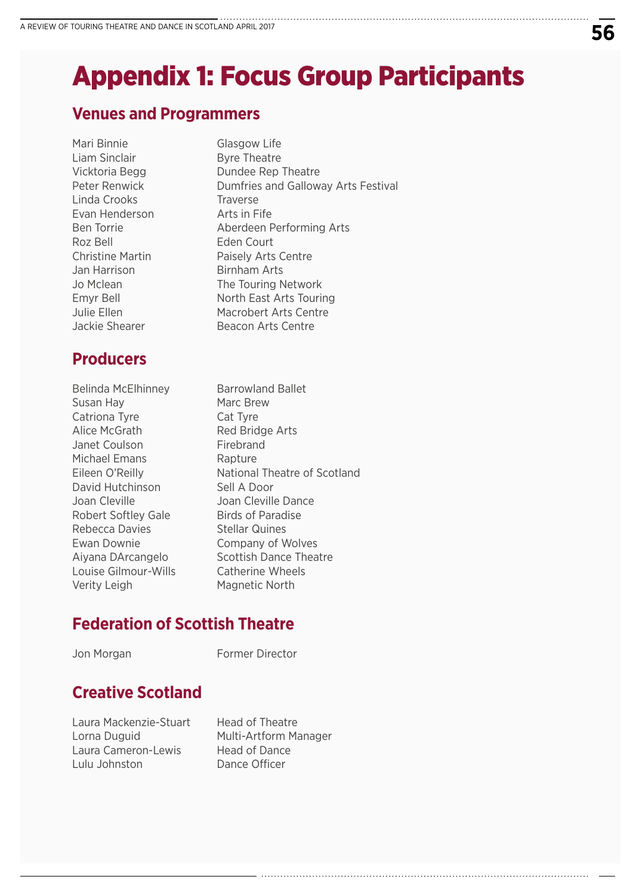# Appendix 1: Focus Group Participants

## Venues and Programmers

| | |
|---|---|
| Mari Binnie | Glasgow Life |
| Liam Sinclair | Byre Theatre |
| Vicktoria Begg | Dundee Rep Theatre |
| Peter Renwick | Dumfries and Galloway Arts Festival |
| Linda Crooks | Traverse |
| Evan Henderson | Arts in Fife |
| Ben Torrie | Aberdeen Performing Arts |
| Roz Bell | Eden Court |
| Christine Martin | Paisely Arts Centre |
| Jan Harrison | Birnham Arts |
| Jo Mclean | The Touring Network |
| Emyr Bell | North East Arts Touring |
| Julie Ellen | Macrobert Arts Centre |
| Jackie Shearer | Beacon Arts Centre |

## Producers

| | |
|---|---|
| Belinda McElhinney | Barrowland Ballet |
| Susan Hay | Marc Brew |
| Catriona Tyre | Cat Tyre |
| Alice McGrath | Red Bridge Arts |
| Janet Coulson | Firebrand |
| Michael Emans | Rapture |
| Eileen O'Reilly | National Theatre of Scotland |
| David Hutchinson | Sell A Door |
| Joan Cleville | Joan Cleville Dance |
| Robert Softley Gale | Birds of Paradise |
| Rebecca Davies | Stellar Quines |
| Ewan Downie | Company of Wolves |
| Aiyana DArcangelo | Scottish Dance Theatre |
| Louise Gilmour-Wills | Catherine Wheels |
| Verity Leigh | Magnetic North |

## Federation of Scottish Theatre

| | |
|---|---|
| Jon Morgan | Former Director |

## Creative Scotland

| | |
|---|---|
| Laura Mackenzie-Stuart | Head of Theatre |
| Lorna Duguid | Multi-Artform Manager |
| Laura Cameron-Lewis | Head of Dance |
| Lulu Johnston | Dance Officer |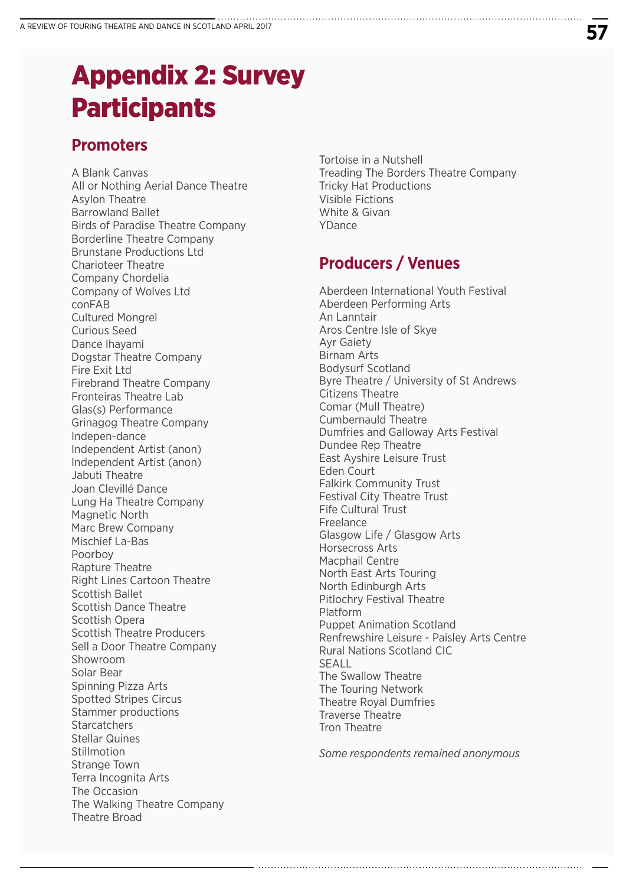# Appendix 2: Survey Participants

## Promoters

A Blank Canvas
All or Nothing Aerial Dance Theatre
Asylon Theatre
Barrowland Ballet
Birds of Paradise Theatre Company
Borderline Theatre Company
Brunstane Productions Ltd
Charioteer Theatre
Company Chordelia
Company of Wolves Ltd
conFAB
Cultured Mongrel
Curious Seed
Dance Ihayami
Dogstar Theatre Company
Fire Exit Ltd
Firebrand Theatre Company
Fronteiras Theatre Lab
Glas(s) Performance
Grinagog Theatre Company
Indepen-dance
Independent Artist (anon)
Independent Artist (anon)
Jabuti Theatre
Joan Clevillé Dance
Lung Ha Theatre Company
Magnetic North
Marc Brew Company
Mischief La-Bas
Poorboy
Rapture Theatre
Right Lines Cartoon Theatre
Scottish Ballet
Scottish Dance Theatre
Scottish Opera
Scottish Theatre Producers
Sell a Door Theatre Company
Showroom
Solar Bear
Spinning Pizza Arts
Spotted Stripes Circus
Stammer productions
Starcatchers
Stellar Quines
Stillmotion
Strange Town
Terra Incognita Arts
The Occasion
The Walking Theatre Company
Theatre Broad
Tortoise in a Nutshell
Treading The Borders Theatre Company
Tricky Hat Productions
Visible Fictions
White & Givan
YDance

## Producers / Venues

Aberdeen International Youth Festival
Aberdeen Performing Arts
An Lanntair
Aros Centre Isle of Skye
Ayr Gaiety
Birnam Arts
Bodysurf Scotland
Byre Theatre / University of St Andrews
Citizens Theatre
Comar (Mull Theatre)
Cumbernauld Theatre
Dumfries and Galloway Arts Festival
Dundee Rep Theatre
East Ayshire Leisure Trust
Eden Court
Falkirk Community Trust
Festival City Theatre Trust
Fife Cultural Trust
Freelance
Glasgow Life / Glasgow Arts
Horsecross Arts
Macphail Centre
North East Arts Touring
North Edinburgh Arts
Pitlochry Festival Theatre
Platform
Puppet Animation Scotland
Renfrewshire Leisure - Paisley Arts Centre
Rural Nations Scotland CIC
SEALL
The Swallow Theatre
The Touring Network
Theatre Royal Dumfries
Traverse Theatre
Tron Theatre

*Some respondents remained anonymous*